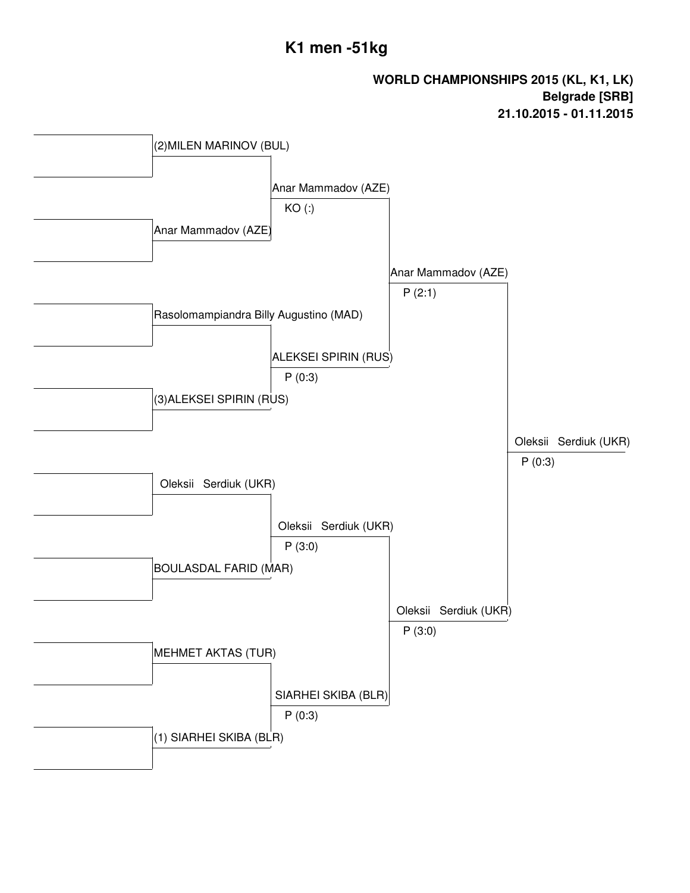# K1 men -51kg

**WORLD CHAMPIONSHIPS 2015 (KL, K1, LK)**
**Belgrade [SRB]**
**21.10.2015 - 01.11.2015**

| Round 1 | Semifinals | Final | Winner |
| --- | --- | --- | --- |
| (2)MILEN MARINOV (BUL) | | | |
| Anar Mammadov (AZE) | Anar Mammadov (AZE) KO (:) | | |
| Rasolomampiandra Billy Augustino (MAD) | | | |
| (3)ALEKSEI SPIRIN (RUS) | ALEKSEI SPIRIN (RUS) P (0:3) | Anar Mammadov (AZE) P (2:1) | |
| Oleksii Serdiuk (UKR) | | | |
| BOULASDAL FARID (MAR) | Oleksii Serdiuk (UKR) P (3:0) | | |
| MEHMET AKTAS (TUR) | | | |
| (1) SIARHEI SKIBA (BLR) | SIARHEI SKIBA (BLR) P (0:3) | Oleksii Serdiuk (UKR) P (3:0) | Oleksii Serdiuk (UKR) P (0:3) |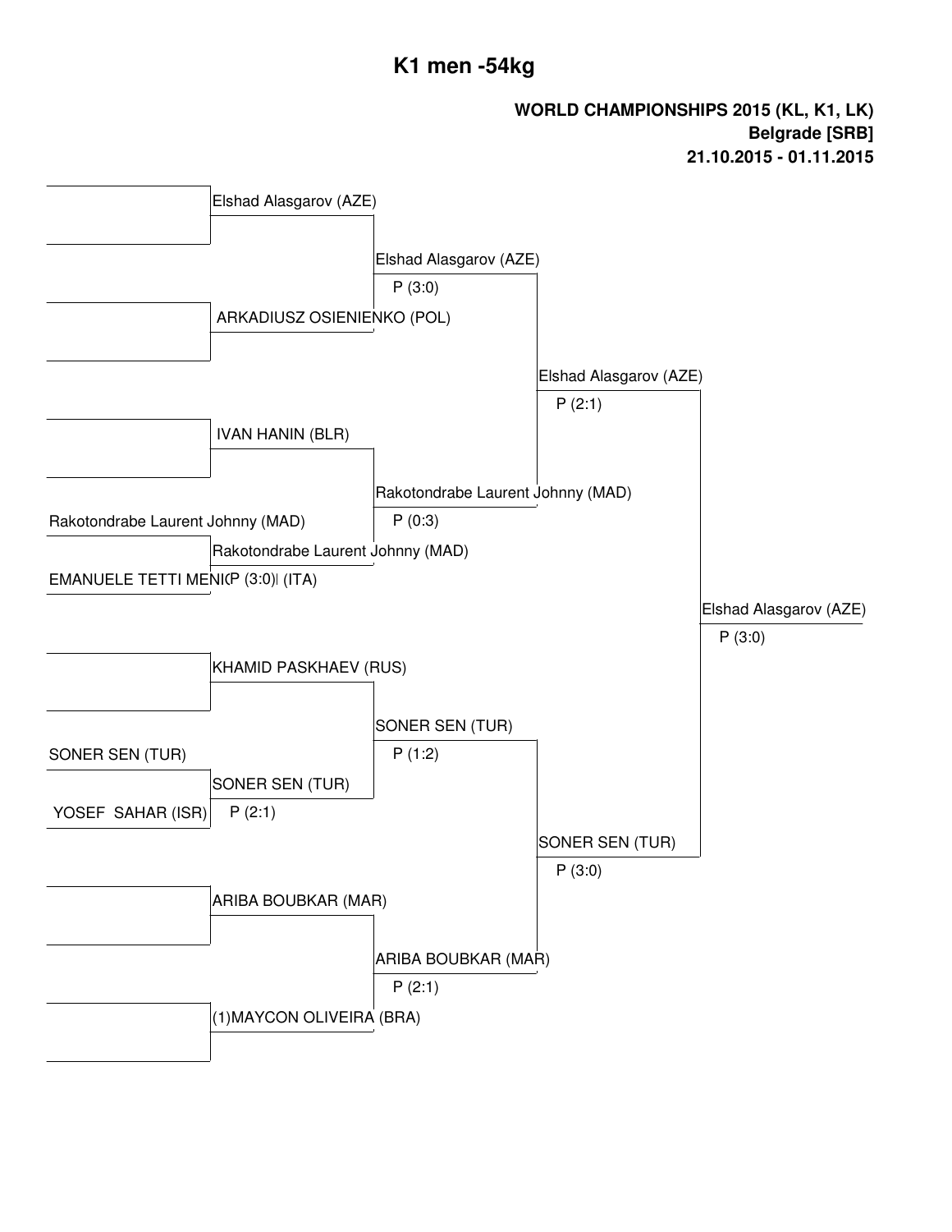# K1 men -54kg

**WORLD CHAMPIONSHIPS 2015 (KL, K1, LK)**
**Belgrade [SRB]**
**21.10.2015 - 01.11.2015**

Elshad Alasgarov (AZE)

Elshad Alasgarov (AZE)
P (3:0)

ARKADIUSZ OSIENIENKO (POL)

Elshad Alasgarov (AZE)
P (2:1)

IVAN HANIN (BLR)

Rakotondrabe Laurent Johnny (MAD)
P (0:3)

Rakotondrabe Laurent Johnny (MAD)

Rakotondrabe Laurent Johnny (MAD)
P (3:0)

EMANUELE TETTI MENI (ITA)

Elshad Alasgarov (AZE)
P (3:0)

KHAMID PASKHAEV (RUS)

SONER SEN (TUR)
P (1:2)

SONER SEN (TUR)

SONER SEN (TUR)
P (2:1)

YOSEF SAHAR (ISR)

SONER SEN (TUR)
P (3:0)

ARIBA BOUBKAR (MAR)

ARIBA BOUBKAR (MAR)
P (2:1)

(1)MAYCON OLIVEIRA (BRA)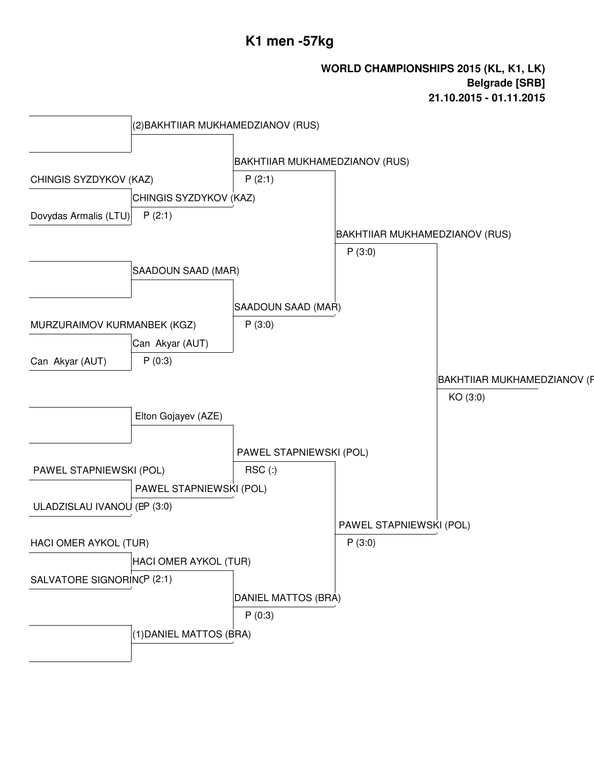# K1 men -57kg

**WORLD CHAMPIONSHIPS 2015 (KL, K1, LK)**
**Belgrade [SRB]**
**21.10.2015 - 01.11.2015**

| Round 1 | Round 2 | Quarterfinals | Semifinals | Final |
|---|---|---|---|---|
| | (2)BAKHTIIAR MUKHAMEDZIANOV (RUS) | | | |
| | | BAKHTIIAR MUKHAMEDZIANOV (RUS) P (2:1) | | |
| CHINGIS SYZDYKOV (KAZ) | CHINGIS SYZDYKOV (KAZ) P (2:1) | | | |
| Dovydas Armalis (LTU) | | | | |
| | | | BAKHTIIAR MUKHAMEDZIANOV (RUS) P (3:0) | |
| | SAADOUN SAAD (MAR) | | | |
| | | SAADOUN SAAD (MAR) P (3:0) | | |
| MURZURAIMOV KURMANBEK (KGZ) | Can Akyar (AUT) P (0:3) | | | |
| Can Akyar (AUT) | | | | |
| | | | | BAKHTIIAR MUKHAMEDZIANOV (F KO (3:0) |
| | Elton Gojayev (AZE) | | | |
| | | PAWEL STAPNIEWSKI (POL) RSC (:) | | |
| PAWEL STAPNIEWSKI (POL) | PAWEL STAPNIEWSKI (POL) P (3:0) | | | |
| ULADZISLAU IVANOU (B | | | | |
| | | | PAWEL STAPNIEWSKI (POL) P (3:0) | |
| HACI OMER AYKOL (TUR) | HACI OMER AYKOL (TUR) P (2:1) | | | |
| SALVATORE SIGNORINO | | | | |
| | | DANIEL MATTOS (BRA) P (0:3) | | |
| | (1)DANIEL MATTOS (BRA) | | | |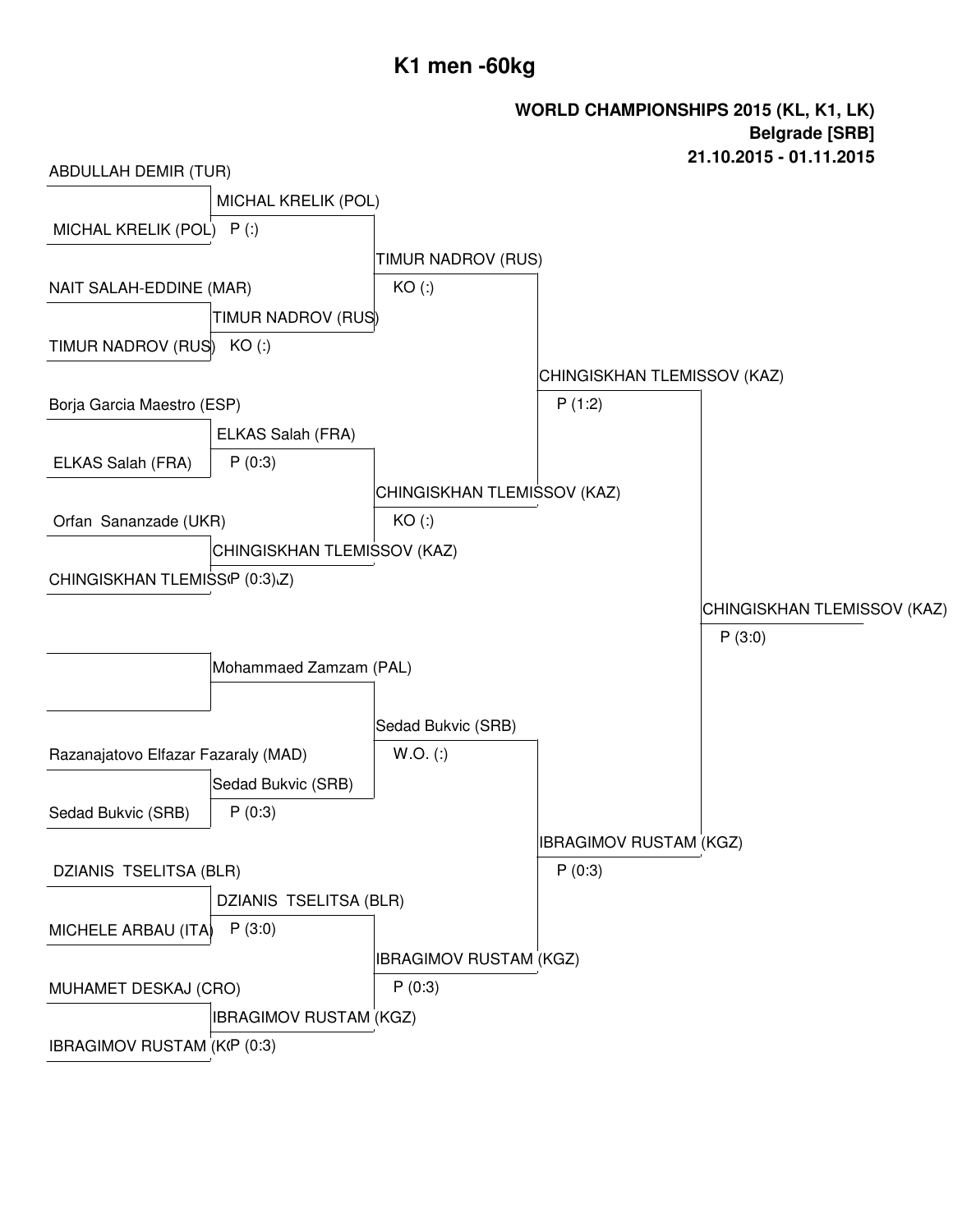# K1 men -60kg

**WORLD CHAMPIONSHIPS 2015 (KL, K1, LK)**
**Belgrade [SRB]**
**21.10.2015 - 01.11.2015**

| Round 1 | Quarterfinal | Semifinal | Final | Winner |
| --- | --- | --- | --- | --- |
| ABDULLAH DEMIR (TUR) | | | | |
| MICHAL KRELIK (POL) | MICHAL KRELIK (POL) P (:) | | | |
| NAIT SALAH-EDDINE (MAR) | | | | |
| TIMUR NADROV (RUS) | TIMUR NADROV (RUS) KO (:) | TIMUR NADROV (RUS) KO (:) | | |
| Borja Garcia Maestro (ESP) | | | | |
| ELKAS Salah (FRA) | ELKAS Salah (FRA) P (0:3) | | | |
| Orfan Sananzade (UKR) | | | | |
| CHINGISKHAN TLEMISSOV (KAZ) | CHINGISKHAN TLEMISSOV (KAZ) P (0:3) | CHINGISKHAN TLEMISSOV (KAZ) KO (:) | CHINGISKHAN TLEMISSOV (KAZ) P (1:2) | |
| | | | | CHINGISKHAN TLEMISSOV (KAZ) P (3:0) |
| | | | | |
| | Mohammaed Zamzam (PAL) | | | |
| Razanajatovo Elfazar Fazaraly (MAD) | | | | |
| Sedad Bukvic (SRB) | Sedad Bukvic (SRB) P (0:3) | Sedad Bukvic (SRB) W.O. (:) | | |
| DZIANIS TSELITSA (BLR) | | | | |
| MICHELE ARBAU (ITA) | DZIANIS TSELITSA (BLR) P (3:0) | | | |
| MUHAMET DESKAJ (CRO) | | | | |
| IBRAGIMOV RUSTAM (KGZ) | IBRAGIMOV RUSTAM (KGZ) P (0:3) | IBRAGIMOV RUSTAM (KGZ) P (0:3) | IBRAGIMOV RUSTAM (KGZ) P (0:3) | |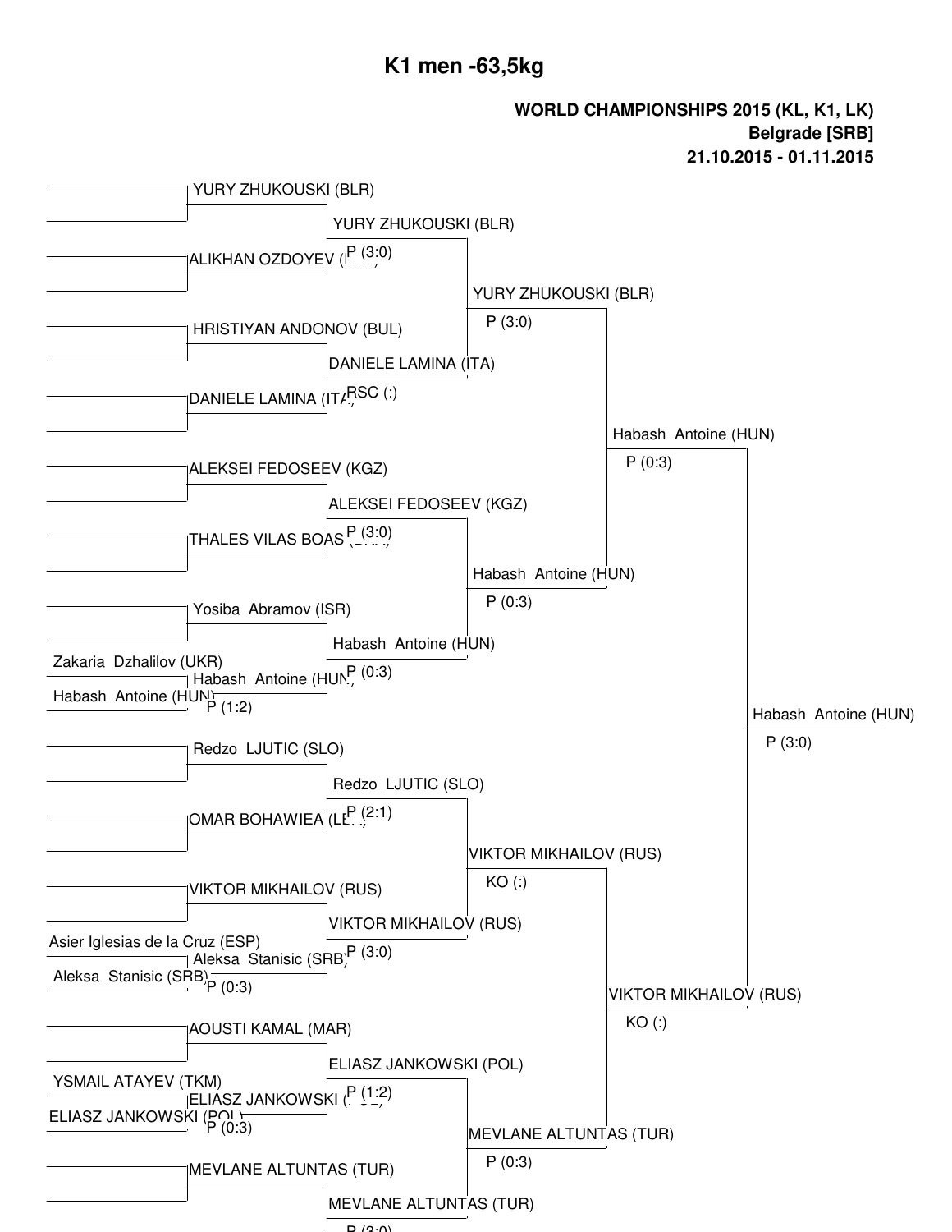# K1 men -63,5kg

**WORLD CHAMPIONSHIPS 2015 (KL, K1, LK)**
**Belgrade [SRB]**
**21.10.2015 - 01.11.2015**

### Round 1

| Fighter 1 | Fighter 2 | Winner | Result |
| --- | --- | --- | --- |
| Zakaria Dzhalilov (UKR) | Habash Antoine (HUN) | Habash Antoine (HUN) | P (1:2) |
| Asier Iglesias de la Cruz (ESP) | Aleksa Stanisic (SRB) | Aleksa Stanisic (SRB) | P (0:3) |
| YSMAIL ATAYEV (TKM) | ELIASZ JANKOWSKI (POL) | ELIASZ JANKOWSKI (POL) | P (0:3) |

### Round 2

| Fighter 1 | Fighter 2 | Winner | Result |
| --- | --- | --- | --- |
| YURY ZHUKOUSKI (BLR) | ALIKHAN OZDOYEV | YURY ZHUKOUSKI (BLR) | P (3:0) |
| HRISTIYAN ANDONOV (BUL) | DANIELE LAMINA (ITA) | DANIELE LAMINA (ITA) | RSC (:) |
| ALEKSEI FEDOSEEV (KGZ) | THALES VILAS BOAS | ALEKSEI FEDOSEEV (KGZ) | P (3:0) |
| Yosiba Abramov (ISR) | Habash Antoine (HUN) | Habash Antoine (HUN) | P (0:3) |
| Redzo LJUTIC (SLO) | OMAR BOHAWIEA | Redzo LJUTIC (SLO) | P (2:1) |
| VIKTOR MIKHAILOV (RUS) | Aleksa Stanisic (SRB) | VIKTOR MIKHAILOV (RUS) | P (3:0) |
| AOUSTI KAMAL (MAR) | ELIASZ JANKOWSKI (POL) | ELIASZ JANKOWSKI (POL) | P (1:2) |
| MEVLANE ALTUNTAS (TUR) | | MEVLANE ALTUNTAS (TUR) | P (3:0) |

### Round 3

| Fighter 1 | Fighter 2 | Winner | Result |
| --- | --- | --- | --- |
| YURY ZHUKOUSKI (BLR) | DANIELE LAMINA (ITA) | YURY ZHUKOUSKI (BLR) | P (3:0) |
| ALEKSEI FEDOSEEV (KGZ) | Habash Antoine (HUN) | Habash Antoine (HUN) | P (0:3) |
| Redzo LJUTIC (SLO) | VIKTOR MIKHAILOV (RUS) | VIKTOR MIKHAILOV (RUS) | KO (:) |
| ELIASZ JANKOWSKI (POL) | MEVLANE ALTUNTAS (TUR) | MEVLANE ALTUNTAS (TUR) | P (0:3) |

### Round 4

| Fighter 1 | Fighter 2 | Winner | Result |
| --- | --- | --- | --- |
| YURY ZHUKOUSKI (BLR) | Habash Antoine (HUN) | Habash Antoine (HUN) | P (0:3) |
| VIKTOR MIKHAILOV (RUS) | MEVLANE ALTUNTAS (TUR) | VIKTOR MIKHAILOV (RUS) | KO (:) |

### Round 5

| Fighter 1 | Fighter 2 | Winner | Result |
| --- | --- | --- | --- |
| Habash Antoine (HUN) | VIKTOR MIKHAILOV (RUS) | Habash Antoine (HUN) | P (3:0) |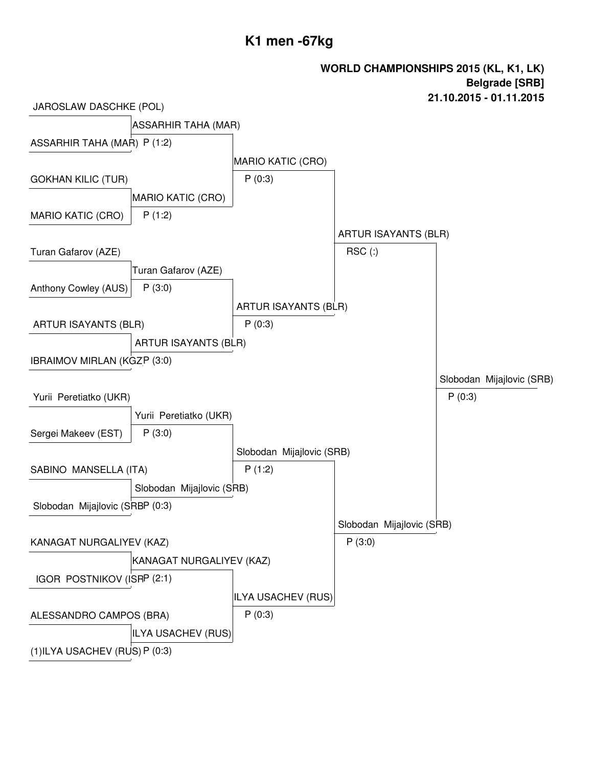# K1 men -67kg

**WORLD CHAMPIONSHIPS 2015 (KL, K1, LK)**
**Belgrade [SRB]**
**21.10.2015 - 01.11.2015**

| Round 1 | Round 2 | Quarterfinal | Semifinal | Final |
|---|---|---|---|---|
| JAROSLAW DASCHKE (POL) | ASSARHIR TAHA (MAR) P (1:2) | MARIO KATIC (CRO) P (0:3) | ARTUR ISAYANTS (BLR) RSC (:) | Slobodan Mijajlovic (SRB) P (0:3) |
| ASSARHIR TAHA (MAR) | | | | |
| GOKHAN KILIC (TUR) | MARIO KATIC (CRO) P (1:2) | | | |
| MARIO KATIC (CRO) | | | | |
| Turan Gafarov (AZE) | Turan Gafarov (AZE) P (3:0) | ARTUR ISAYANTS (BLR) P (0:3) | | |
| Anthony Cowley (AUS) | | | | |
| ARTUR ISAYANTS (BLR) | ARTUR ISAYANTS (BLR) P (3:0) | | | |
| IBRAIMOV MIRLAN (KGZ) | | | | |
| Yurii Peretiatko (UKR) | Yurii Peretiatko (UKR) P (3:0) | Slobodan Mijajlovic (SRB) P (1:2) | Slobodan Mijajlovic (SRB) P (3:0) | |
| Sergei Makeev (EST) | | | | |
| SABINO MANSELLA (ITA) | Slobodan Mijajlovic (SRB) P (0:3) | | | |
| Slobodan Mijajlovic (SRB) | | | | |
| KANAGAT NURGALIYEV (KAZ) | KANAGAT NURGALIYEV (KAZ) P (2:1) | ILYA USACHEV (RUS) P (0:3) | | |
| IGOR POSTNIKOV (ISR) | | | | |
| ALESSANDRO CAMPOS (BRA) | ILYA USACHEV (RUS) P (0:3) | | | |
| (1)ILYA USACHEV (RUS) | | | | |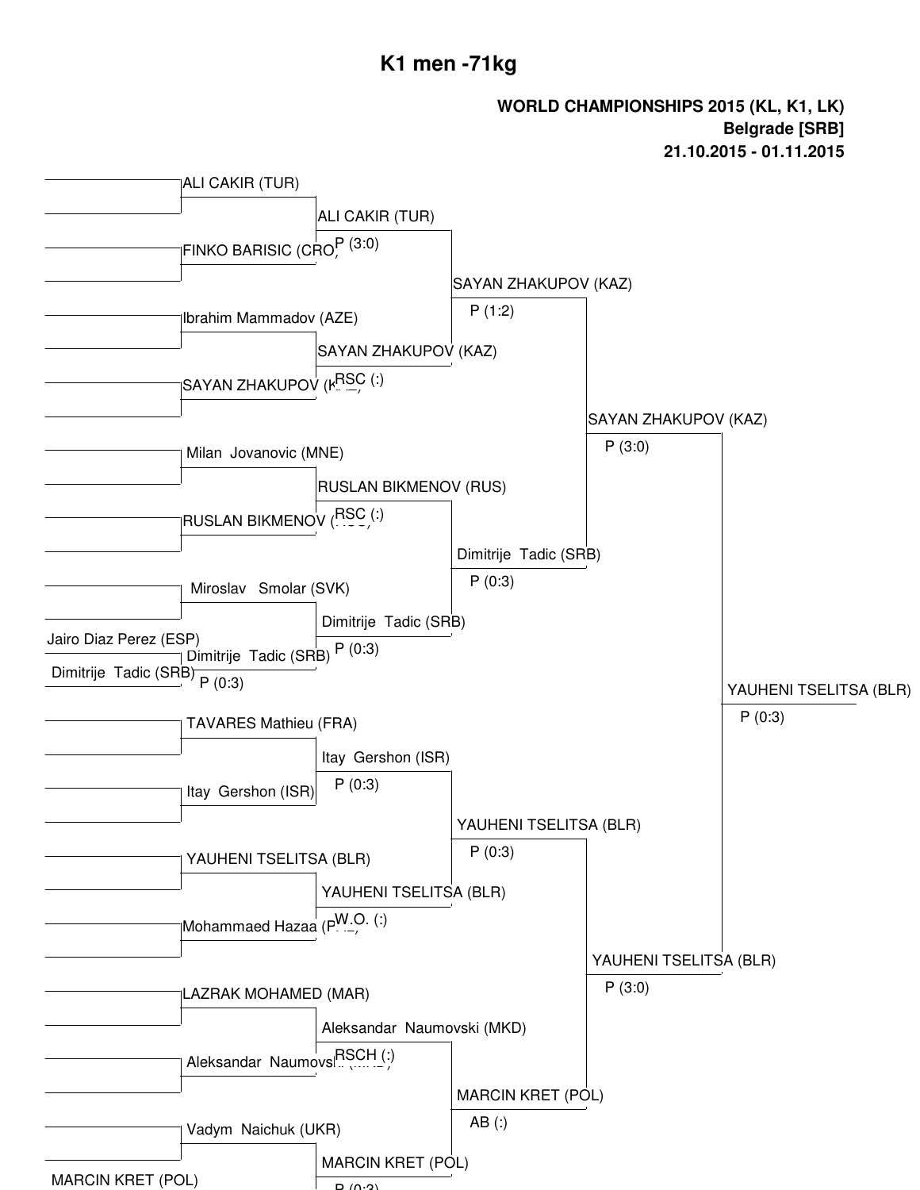# K1 men -71kg

**WORLD CHAMPIONSHIPS 2015 (KL, K1, LK)**
**Belgrade [SRB]**
**21.10.2015 - 01.11.2015**

### Round 1

- Jairo Diaz Perez (ESP) vs Dimitrije Tadic (SRB) → Dimitrije Tadic (SRB), P (0:3)
- MARCIN KRET (POL)

### Round of 16

- ALI CAKIR (TUR)
- FINKO BARISIC (CRO)
- Ibrahim Mammadov (AZE)
- SAYAN ZHAKUPOV (KAZ)
- Milan Jovanovic (MNE)
- RUSLAN BIKMENOV (RUS)
- Miroslav Smolar (SVK)
- Dimitrije Tadic (SRB)
- TAVARES Mathieu (FRA)
- Itay Gershon (ISR)
- YAUHENI TSELITSA (BLR)
- Mohammaed Hazaa
- LAZRAK MOHAMED (MAR)
- Aleksandar Naumovski
- Vadym Naichuk (UKR)
- MARCIN KRET (POL)

### Quarterfinals

- ALI CAKIR (TUR), P (3:0)
- SAYAN ZHAKUPOV (KAZ), RSC (:)
- RUSLAN BIKMENOV (RUS), RSC (:)
- Dimitrije Tadic (SRB), P (0:3)
- Itay Gershon (ISR), P (0:3)
- YAUHENI TSELITSA (BLR), W.O. (:)
- Aleksandar Naumovski (MKD), RSCH (:)
- MARCIN KRET (POL), P (0:3)

### Semifinal qualifiers

- SAYAN ZHAKUPOV (KAZ), P (1:2)
- Dimitrije Tadic (SRB), P (0:3)
- YAUHENI TSELITSA (BLR), P (0:3)
- MARCIN KRET (POL), AB (:)

### Semifinals

- SAYAN ZHAKUPOV (KAZ), P (3:0)
- YAUHENI TSELITSA (BLR), P (3:0)

### Final

- YAUHENI TSELITSA (BLR), P (0:3)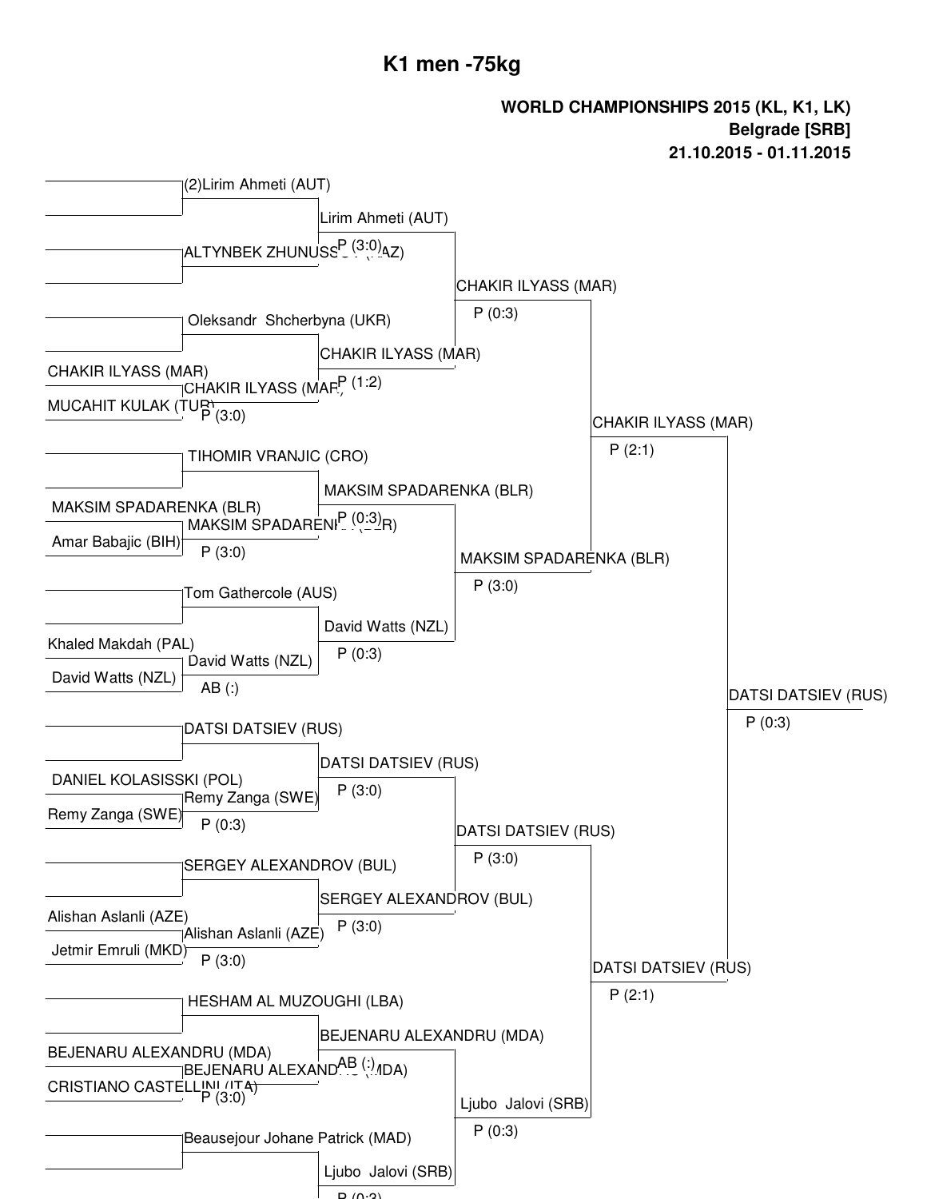# K1 men -75kg

**WORLD CHAMPIONSHIPS 2015 (KL, K1, LK)**
**Belgrade [SRB]**
**21.10.2015 - 01.11.2015**

**Round 1**

- CHAKIR ILYASS (MAR) vs MUCAHIT KULAK (TUR) — CHAKIR ILYASS (MAR), P (3:0)
- MAKSIM SPADARENKA (BLR) vs Amar Babajic (BIH) — MAKSIM SPADARENKA (BLR), P (3:0)
- Khaled Makdah (PAL) vs David Watts (NZL) — David Watts (NZL), AB (:)
- DANIEL KOLASISSKI (POL) vs Remy Zanga (SWE) — Remy Zanga (SWE), P (0:3)
- Alishan Aslanli (AZE) vs Jetmir Emruli (MKD) — Alishan Aslanli (AZE), P (3:0)
- BEJENARU ALEXANDRU (MDA) vs CRISTIANO CASTELLINI (ITA) — BEJENARU ALEXANDRU (MDA), P (3:0)

**Round 2**

- (2)Lirim Ahmeti (AUT) vs ALTYNBEK ZHUNUSS... (KAZ) — Lirim Ahmeti (AUT), P (3:0)
- Oleksandr Shcherbyna (UKR) vs CHAKIR ILYASS (MAR) — CHAKIR ILYASS (MAR), P (1:2)
- TIHOMIR VRANJIC (CRO) vs MAKSIM SPADARENKA (BLR) — MAKSIM SPADARENKA (BLR), P (0:3)
- Tom Gathercole (AUS) vs David Watts (NZL) — David Watts (NZL), P (0:3)
- DATSI DATSIEV (RUS) vs Remy Zanga (SWE) — DATSI DATSIEV (RUS), P (3:0)
- SERGEY ALEXANDROV (BUL) vs Alishan Aslanli (AZE) — SERGEY ALEXANDROV (BUL), P (3:0)
- HESHAM AL MUZOUGHI (LBA) vs BEJENARU ALEXANDRU (MDA) — BEJENARU ALEXANDRU (MDA), AB (:)
- Beausejour Johane Patrick (MAD) vs ... — Ljubo Jalovi (SRB), P (0:3)

**Round 3**

- Lirim Ahmeti (AUT) vs CHAKIR ILYASS (MAR) — CHAKIR ILYASS (MAR), P (0:3)
- MAKSIM SPADARENKA (BLR) vs David Watts (NZL) — MAKSIM SPADARENKA (BLR), P (3:0)
- DATSI DATSIEV (RUS) vs SERGEY ALEXANDROV (BUL) — DATSI DATSIEV (RUS), P (3:0)
- BEJENARU ALEXANDRU (MDA) vs Ljubo Jalovi (SRB) — Ljubo Jalovi (SRB), P (0:3)

**Quarterfinals**

- CHAKIR ILYASS (MAR) vs MAKSIM SPADARENKA (BLR) — CHAKIR ILYASS (MAR), P (2:1)
- DATSI DATSIEV (RUS) vs Ljubo Jalovi (SRB) — DATSI DATSIEV (RUS), P (2:1)

**Semifinal**

- CHAKIR ILYASS (MAR) vs DATSI DATSIEV (RUS) — DATSI DATSIEV (RUS), P (0:3)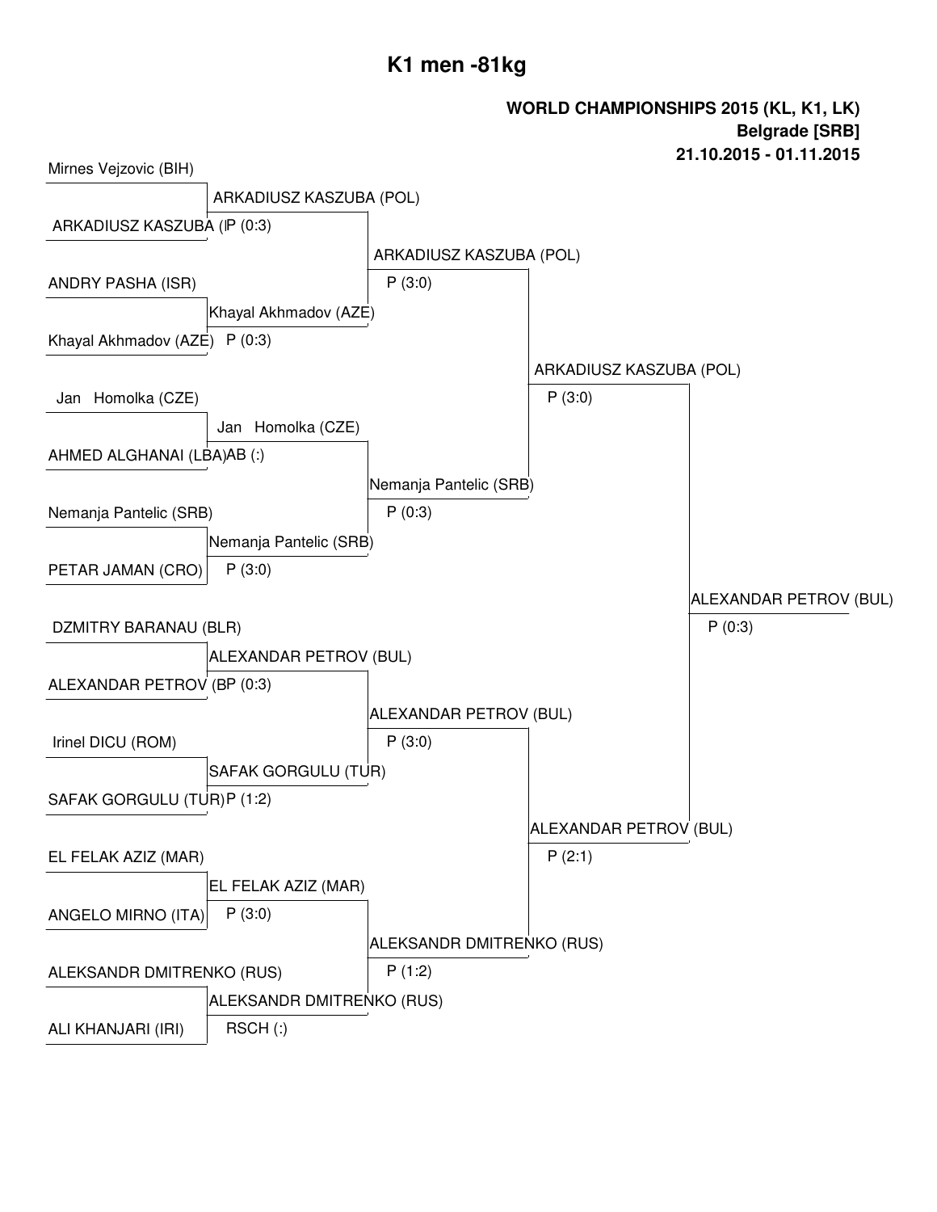# K1 men -81kg

**WORLD CHAMPIONSHIPS 2015 (KL, K1, LK)**
**Belgrade [SRB]**
**21.10.2015 - 01.11.2015**

| Round 1 | Round 2 | Quarterfinal | Semifinal | Final |
|---|---|---|---|---|
| Mirnes Vejzovic (BIH) | | | | |
| ARKADIUSZ KASZUBA (POL) | ARKADIUSZ KASZUBA (POL) P (0:3) | | | |
| ANDRY PASHA (ISR) | | ARKADIUSZ KASZUBA (POL) P (3:0) | | |
| Khayal Akhmadov (AZE) | Khayal Akhmadov (AZE) P (0:3) | | | |
| Jan Homolka (CZE) | | | ARKADIUSZ KASZUBA (POL) P (3:0) | |
| AHMED ALGHANAI (LBA) | Jan Homolka (CZE) AB (:) | | | |
| Nemanja Pantelic (SRB) | | Nemanja Pantelic (SRB) P (0:3) | | |
| PETAR JAMAN (CRO) | Nemanja Pantelic (SRB) P (3:0) | | | |
| DZMITRY BARANAU (BLR) | | | | ALEXANDAR PETROV (BUL) P (0:3) |
| ALEXANDAR PETROV (BUL) | ALEXANDAR PETROV (BUL) P (0:3) | | | |
| Irinel DICU (ROM) | | ALEXANDAR PETROV (BUL) P (3:0) | | |
| SAFAK GORGULU (TUR) | SAFAK GORGULU (TUR) P (1:2) | | | |
| EL FELAK AZIZ (MAR) | | | ALEXANDAR PETROV (BUL) P (2:1) | |
| ANGELO MIRNO (ITA) | EL FELAK AZIZ (MAR) P (3:0) | | | |
| ALEKSANDR DMITRENKO (RUS) | | ALEKSANDR DMITRENKO (RUS) P (1:2) | | |
| ALI KHANJARI (IRI) | ALEKSANDR DMITRENKO (RUS) RSCH (:) | | | |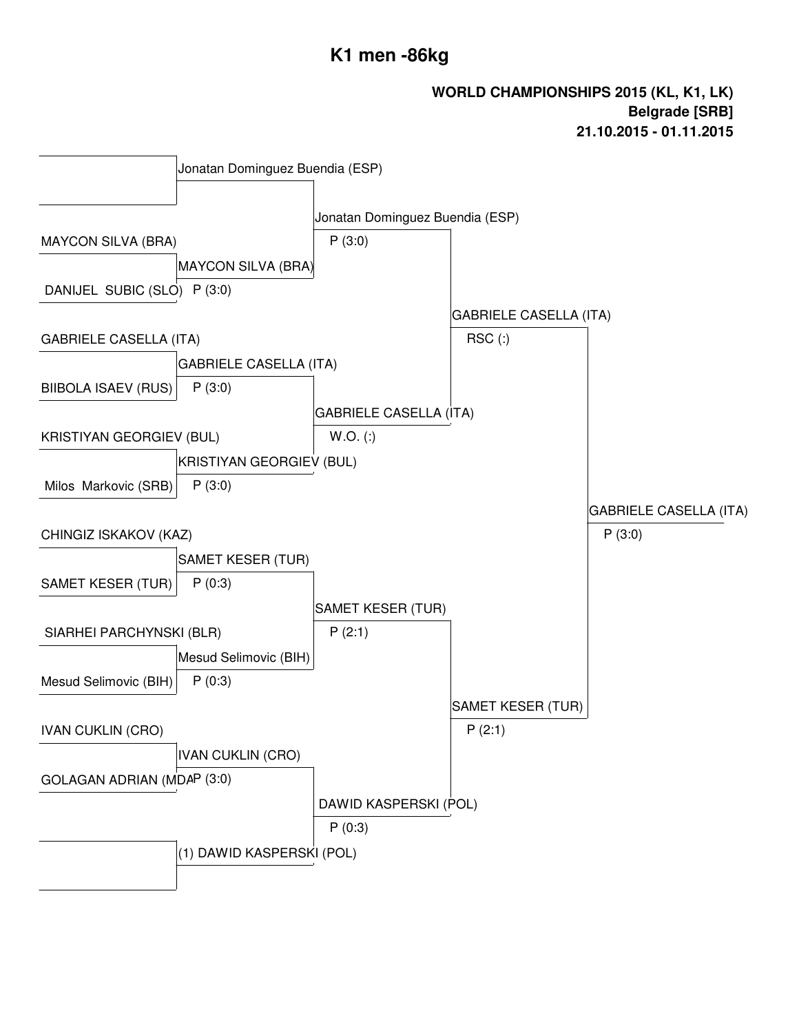# K1 men -86kg

**WORLD CHAMPIONSHIPS 2015 (KL, K1, LK)**
**Belgrade [SRB]**
**21.10.2015 - 01.11.2015**

| Round 1 | Round 2 | Quarterfinals | Semifinals | Final |
|---|---|---|---|---|
| (bye) | Jonatan Dominguez Buendia (ESP) | Jonatan Dominguez Buendia (ESP) P (3:0) | GABRIELE CASELLA (ITA) RSC (:) | GABRIELE CASELLA (ITA) P (3:0) |
| MAYCON SILVA (BRA) | | | | |
| DANIJEL SUBIC (SLO) | MAYCON SILVA (BRA) P (3:0) | | | |
| GABRIELE CASELLA (ITA) | | | | |
| BIIBOLA ISAEV (RUS) | GABRIELE CASELLA (ITA) P (3:0) | GABRIELE CASELLA (ITA) W.O. (:) | | |
| KRISTIYAN GEORGIEV (BUL) | | | | |
| Milos Markovic (SRB) | KRISTIYAN GEORGIEV (BUL) P (3:0) | | | |
| CHINGIZ ISKAKOV (KAZ) | | | | |
| SAMET KESER (TUR) | SAMET KESER (TUR) P (0:3) | SAMET KESER (TUR) P (2:1) | SAMET KESER (TUR) P (2:1) | |
| SIARHEI PARCHYNSKI (BLR) | | | | |
| Mesud Selimovic (BIH) | Mesud Selimovic (BIH) P (0:3) | | | |
| IVAN CUKLIN (CRO) | | | | |
| GOLAGAN ADRIAN (MDA) | IVAN CUKLIN (CRO) P (3:0) | DAWID KASPERSKI (POL) P (0:3) | | |
| (bye) | (1) DAWID KASPERSKI (POL) | | | |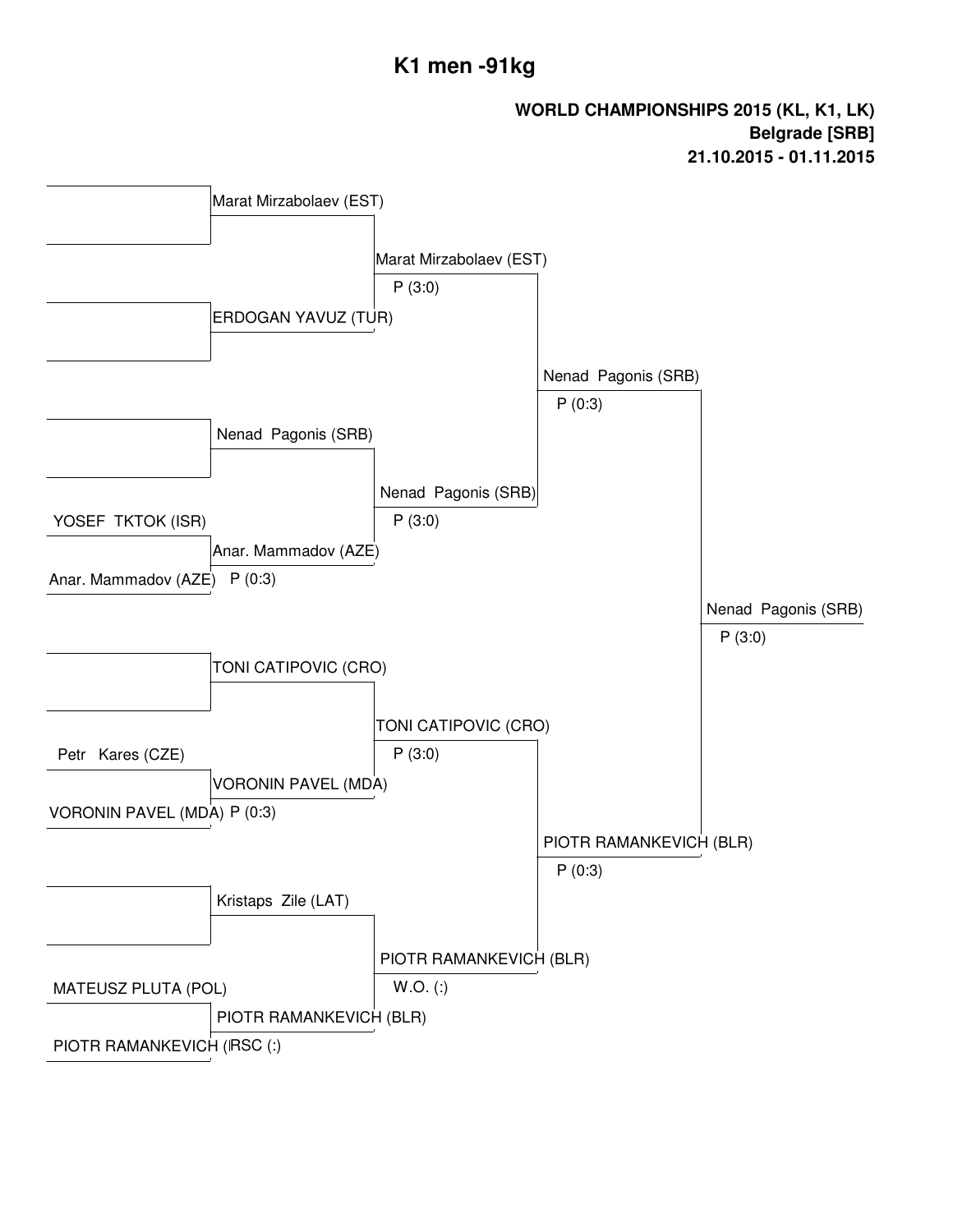# K1 men -91kg

**WORLD CHAMPIONSHIPS 2015 (KL, K1, LK)**
**Belgrade [SRB]**
**21.10.2015 - 01.11.2015**

| Round 1 | Round 2 | Quarterfinal | Semifinal | Final |
|---|---|---|---|---|
| | Marat Mirzabolaev (EST) | Marat Mirzabolaev (EST) P (3:0) | Nenad Pagonis (SRB) P (0:3) | Nenad Pagonis (SRB) P (3:0) |
| | ERDOGAN YAVUZ (TUR) | | | |
| | Nenad Pagonis (SRB) | Nenad Pagonis (SRB) P (3:0) | | |
| YOSEF TKTOK (ISR) | Anar. Mammadov (AZE) P (0:3) | | | |
| Anar. Mammadov (AZE) | | | | |
| | TONI CATIPOVIC (CRO) | TONI CATIPOVIC (CRO) P (3:0) | PIOTR RAMANKEVICH (BLR) P (0:3) | |
| Petr Kares (CZE) | VORONIN PAVEL (MDA) P (0:3) | | | |
| VORONIN PAVEL (MDA) | | | | |
| | Kristaps Zile (LAT) | PIOTR RAMANKEVICH (BLR) W.O. (:) | | |
| MATEUSZ PLUTA (POL) | PIOTR RAMANKEVICH (BLR) RSC (:) | | | |
| PIOTR RAMANKEVICH (BLR) | | | | |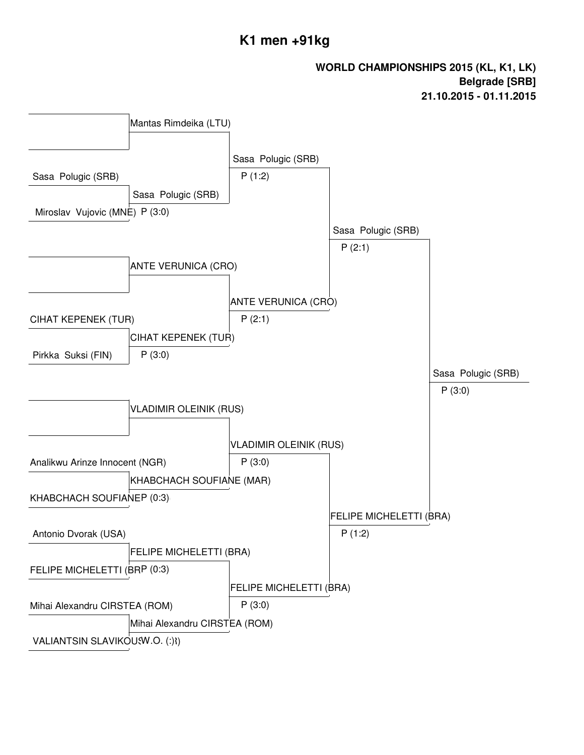# K1 men +91kg

**WORLD CHAMPIONSHIPS 2015 (KL, K1, LK)**
**Belgrade [SRB]**
**21.10.2015 - 01.11.2015**

| Round 1 | Round 2 | Quarterfinal | Semifinal | Final |
|---|---|---|---|---|
| (bye) | Mantas Rimdeika (LTU) | Sasa Polugic (SRB) P (1:2) | Sasa Polugic (SRB) P (2:1) | Sasa Polugic (SRB) P (3:0) |
| Sasa Polugic (SRB) / Miroslav Vujovic (MNE) | Sasa Polugic (SRB) P (3:0) | | | |
| (bye) | ANTE VERUNICA (CRO) | ANTE VERUNICA (CRO) P (2:1) | | |
| CIHAT KEPENEK (TUR) / Pirkka Suksi (FIN) | CIHAT KEPENEK (TUR) P (3:0) | | | |
| (bye) | VLADIMIR OLEINIK (RUS) | VLADIMIR OLEINIK (RUS) P (3:0) | FELIPE MICHELETTI (BRA) P (1:2) | |
| Analikwu Arinze Innocent (NGR) / KHABCHACH SOUFIANE | KHABCHACH SOUFIANE (MAR) P (0:3) | | | |
| Antonio Dvorak (USA) / FELIPE MICHELETTI (BR | FELIPE MICHELETTI (BRA) P (0:3) | FELIPE MICHELETTI (BRA) P (3:0) | | |
| Mihai Alexandru CIRSTEA (ROM) / VALIANTSIN SLAVIKOU | Mihai Alexandru CIRSTEA (ROM) W.O. (:) | | | |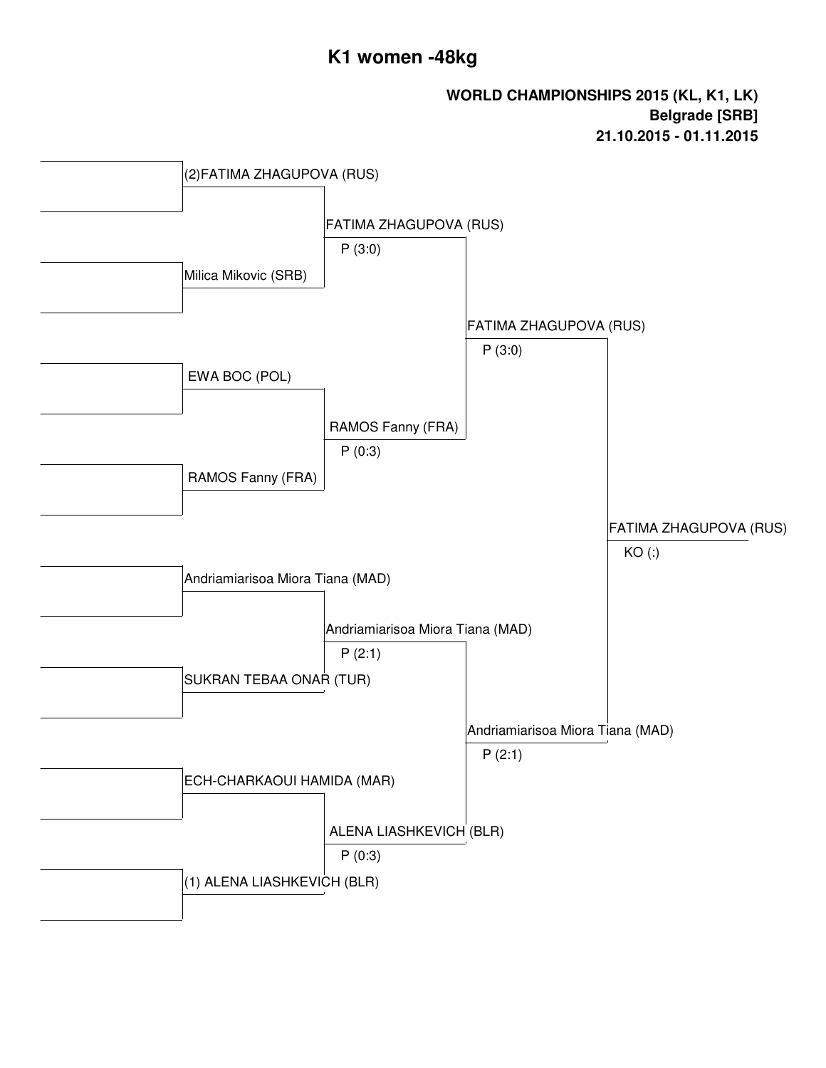# K1 women -48kg

**WORLD CHAMPIONSHIPS 2015 (KL, K1, LK)**
**Belgrade [SRB]**
**21.10.2015 - 01.11.2015**

| Round 1 | Semi-finals | Final | Winner |
|---|---|---|---|
| (2)FATIMA ZHAGUPOVA (RUS) | FATIMA ZHAGUPOVA (RUS) P (3:0) | FATIMA ZHAGUPOVA (RUS) P (3:0) | FATIMA ZHAGUPOVA (RUS) KO (:) |
| Milica Mikovic (SRB) | | | |
| EWA BOC (POL) | RAMOS Fanny (FRA) P (0:3) | | |
| RAMOS Fanny (FRA) | | | |
| Andriamiarisoa Miora Tiana (MAD) | Andriamiarisoa Miora Tiana (MAD) P (2:1) | Andriamiarisoa Miora Tiana (MAD) P (2:1) | |
| SUKRAN TEBAA ONAR (TUR) | | | |
| ECH-CHARKAOUI HAMIDA (MAR) | ALENA LIASHKEVICH (BLR) P (0:3) | | |
| (1) ALENA LIASHKEVICH (BLR) | | | |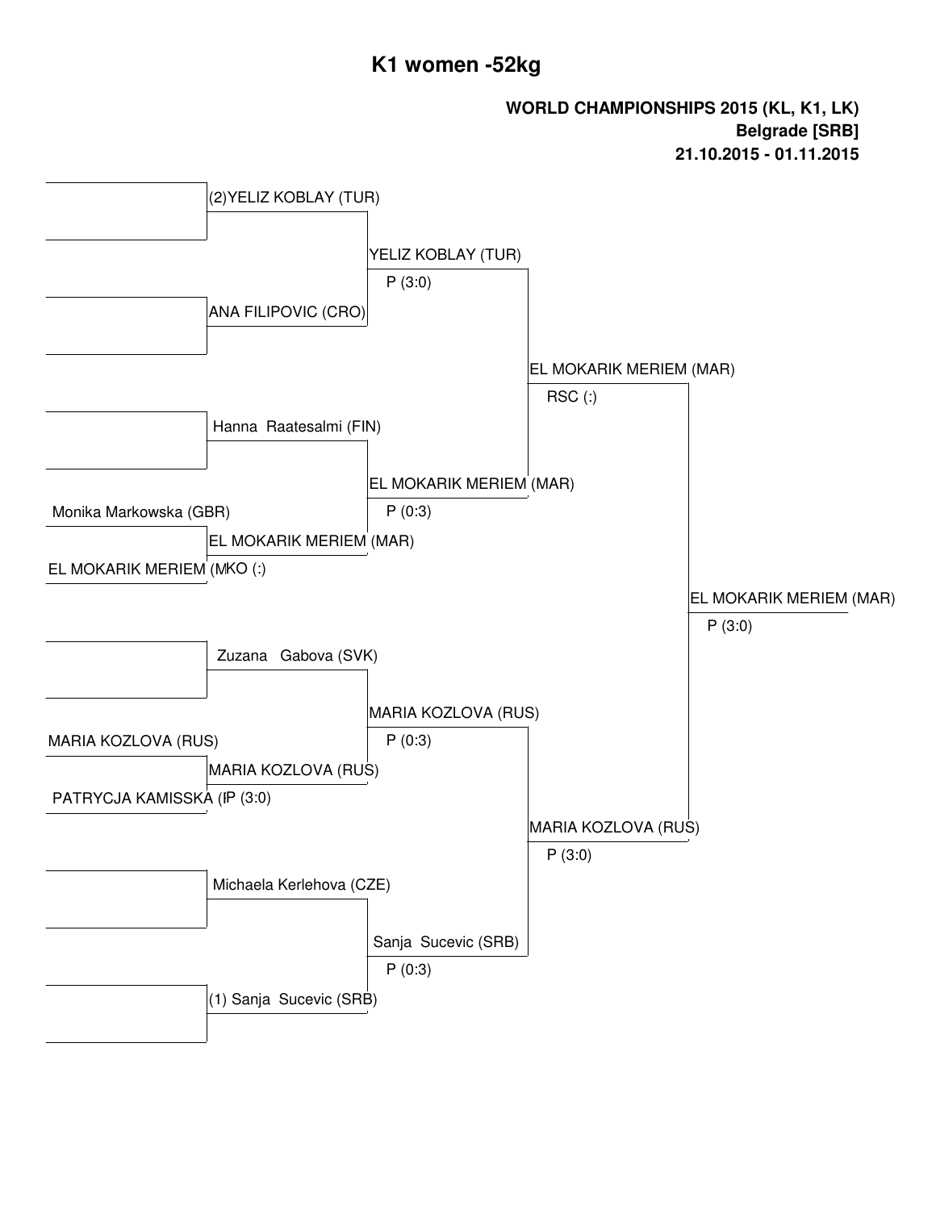# K1 women -52kg

**WORLD CHAMPIONSHIPS 2015 (KL, K1, LK)**
**Belgrade [SRB]**
**21.10.2015 - 01.11.2015**

| Round 1 | Quarterfinals | Semifinals | Final | Winner |
|---|---|---|---|---|
| | (2)YELIZ KOBLAY (TUR) | YELIZ KOBLAY (TUR) P (3:0) | EL MOKARIK MERIEM (MAR) RSC (:) | EL MOKARIK MERIEM (MAR) P (3:0) |
| | ANA FILIPOVIC (CRO) | | | |
| | Hanna Raatesalmi (FIN) | EL MOKARIK MERIEM (MAR) P (0:3) | | |
| Monika Markowska (GBR) / EL MOKARIK MERIEM (MKO (:) | EL MOKARIK MERIEM (MAR) | | | |
| | Zuzana Gabova (SVK) | MARIA KOZLOVA (RUS) P (0:3) | MARIA KOZLOVA (RUS) P (3:0) | |
| MARIA KOZLOVA (RUS) / PATRYCJA KAMISSKA (IP (3:0) | MARIA KOZLOVA (RUS) | | | |
| | Michaela Kerlehova (CZE) | Sanja Sucevic (SRB) P (0:3) | | |
| | (1) Sanja Sucevic (SRB) | | | |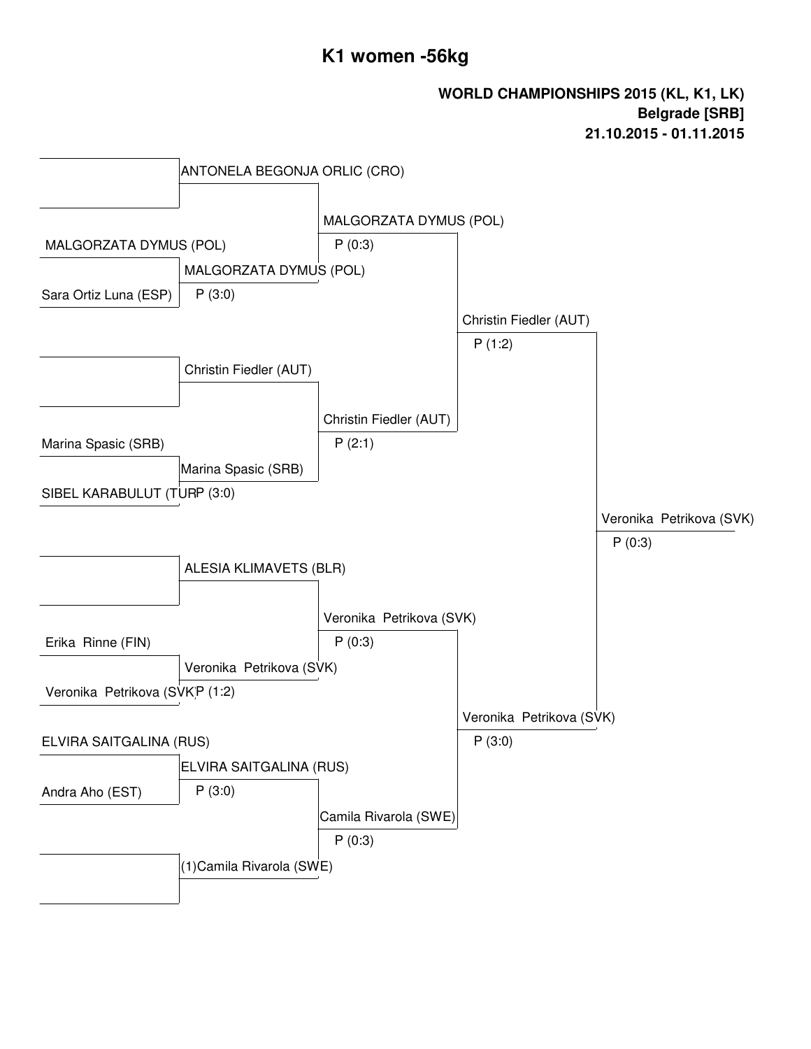# K1 women -56kg

**WORLD CHAMPIONSHIPS 2015 (KL, K1, LK)**
**Belgrade [SRB]**
**21.10.2015 - 01.11.2015**

| Round 1 | Round 2 | Quarterfinals | Semifinals | Final |
|---|---|---|---|---|
| — | ANTONELA BEGONJA ORLIC (CRO) | | | |
| — | | MALGORZATA DYMUS (POL) P (0:3) | | |
| MALGORZATA DYMUS (POL) | MALGORZATA DYMUS (POL) P (3:0) | | | |
| Sara Ortiz Luna (ESP) | | | Christin Fiedler (AUT) P (1:2) | |
| — | Christin Fiedler (AUT) | | | |
| — | | Christin Fiedler (AUT) P (2:1) | | |
| Marina Spasic (SRB) | Marina Spasic (SRB) P (3:0) | | | |
| SIBEL KARABULUT (TUR) | | | | Veronika Petrikova (SVK) P (0:3) |
| — | ALESIA KLIMAVETS (BLR) | | | |
| — | | Veronika Petrikova (SVK) P (0:3) | | |
| Erika Rinne (FIN) | Veronika Petrikova (SVK) P (1:2) | | | |
| Veronika Petrikova (SVK) | | | Veronika Petrikova (SVK) P (3:0) | |
| ELVIRA SAITGALINA (RUS) | ELVIRA SAITGALINA (RUS) P (3:0) | | | |
| Andra Aho (EST) | | Camila Rivarola (SWE) P (0:3) | | |
| — | (1)Camila Rivarola (SWE) | | | |
| — | | | | |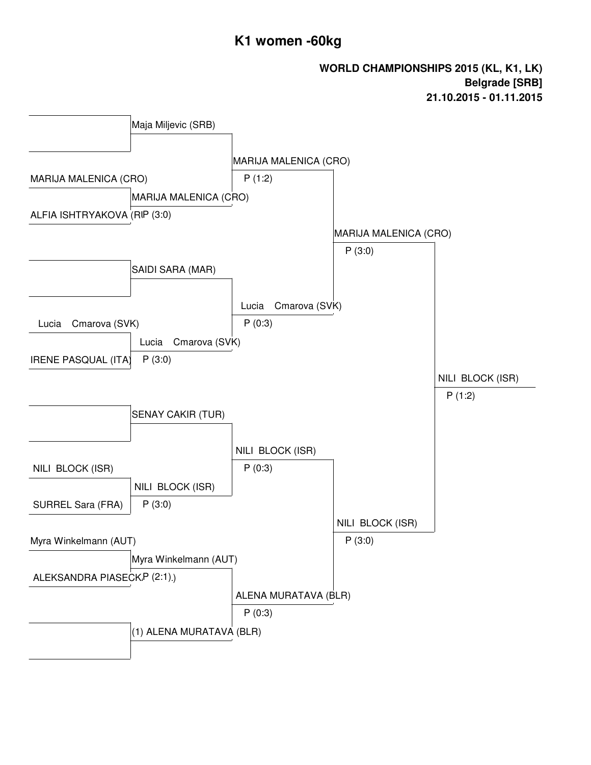# K1 women -60kg

**WORLD CHAMPIONSHIPS 2015 (KL, K1, LK)**
**Belgrade [SRB]**
**21.10.2015 - 01.11.2015**

| Round 1 | Round 2 | Quarterfinals | Semifinals | Final |
|---|---|---|---|---|
| | Maja Miljevic (SRB) | MARIJA MALENICA (CRO) P (1:2) | MARIJA MALENICA (CRO) P (3:0) | NILI BLOCK (ISR) P (1:2) |
| MARIJA MALENICA (CRO) / ALFIA ISHTRYAKOVA (RU) | MARIJA MALENICA (CRO) P (3:0) | | | |
| | SAIDI SARA (MAR) | Lucia Cmarova (SVK) P (0:3) | | |
| Lucia Cmarova (SVK) / IRENE PASQUAL (ITA) | Lucia Cmarova (SVK) P (3:0) | | | |
| | SENAY CAKIR (TUR) | NILI BLOCK (ISR) P (0:3) | NILI BLOCK (ISR) P (3:0) | |
| NILI BLOCK (ISR) / SURREL Sara (FRA) | NILI BLOCK (ISR) P (3:0) | | | |
| Myra Winkelmann (AUT) / ALEKSANDRA PIASECKA (POL) | Myra Winkelmann (AUT) P (2:1) | ALENA MURATAVA (BLR) P (0:3) | | |
| | (1) ALENA MURATAVA (BLR) | | | |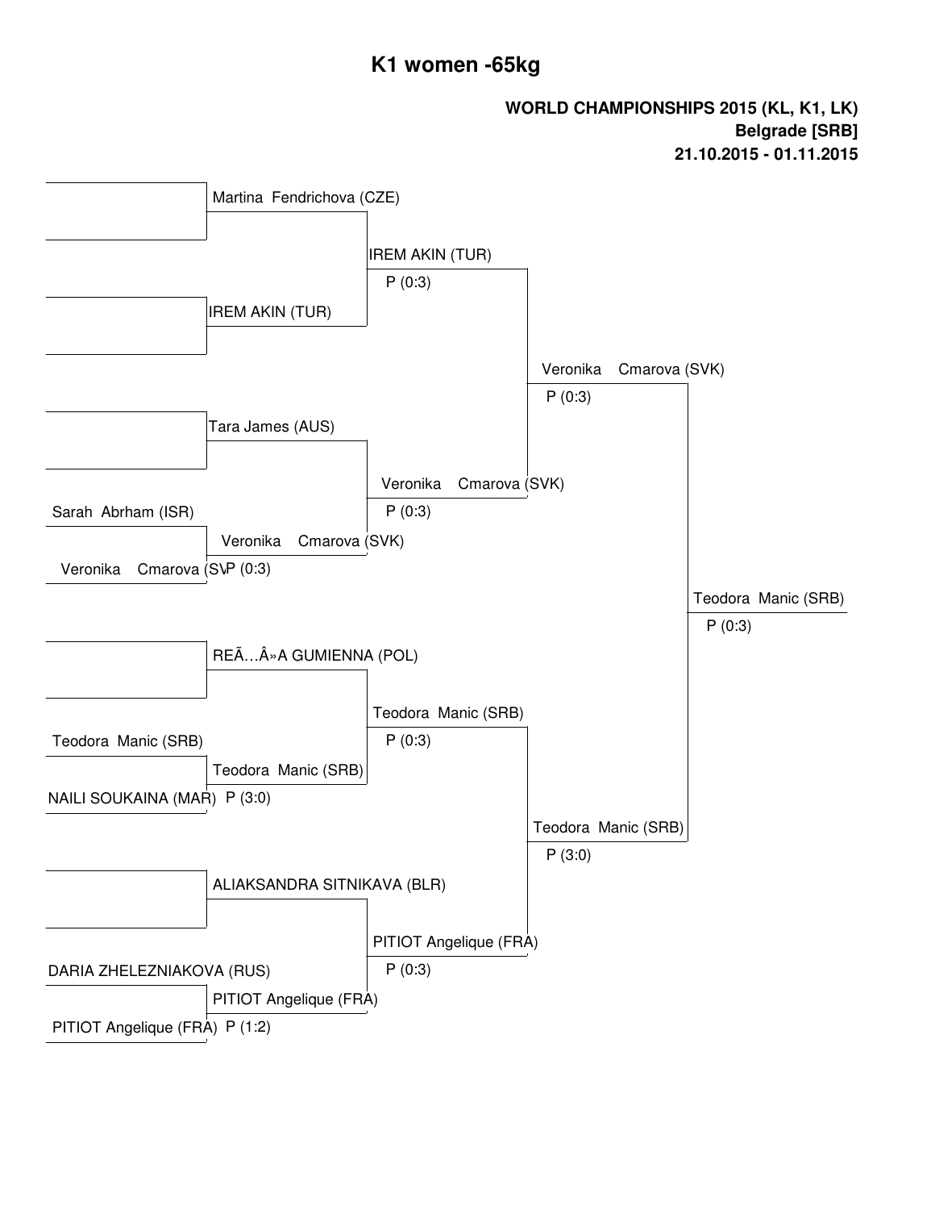# K1 women -65kg

**WORLD CHAMPIONSHIPS 2015 (KL, K1, LK)**
**Belgrade [SRB]**
**21.10.2015 - 01.11.2015**

| Round 1 | Round 2 | Quarterfinal | Semifinal | Final |
|---|---|---|---|---|
| | Martina Fendrichova (CZE) | | | |
| | | IREM AKIN (TUR) P (0:3) | | |
| | IREM AKIN (TUR) | | | |
| | | | Veronika Cmarova (SVK) P (0:3) | |
| | Tara James (AUS) | | | |
| | | Veronika Cmarova (SVK) P (0:3) | | |
| Sarah Abrham (ISR) | | | | |
| | Veronika Cmarova (SVK) P (0:3) | | | |
| Veronika Cmarova (SVK) | | | | |
| | | | | Teodora Manic (SRB) P (0:3) |
| | REÃ…Â»A GUMIENNA (POL) | | | |
| | | Teodora Manic (SRB) P (0:3) | | |
| Teodora Manic (SRB) | | | | |
| | Teodora Manic (SRB) P (3:0) | | | |
| NAILI SOUKAINA (MAR) | | | | |
| | | | Teodora Manic (SRB) P (3:0) | |
| | ALIAKSANDRA SITNIKAVA (BLR) | | | |
| | | PITIOT Angelique (FRA) P (0:3) | | |
| DARIA ZHELEZNIAKOVA (RUS) | | | | |
| | PITIOT Angelique (FRA) P (1:2) | | | |
| PITIOT Angelique (FRA) | | | | |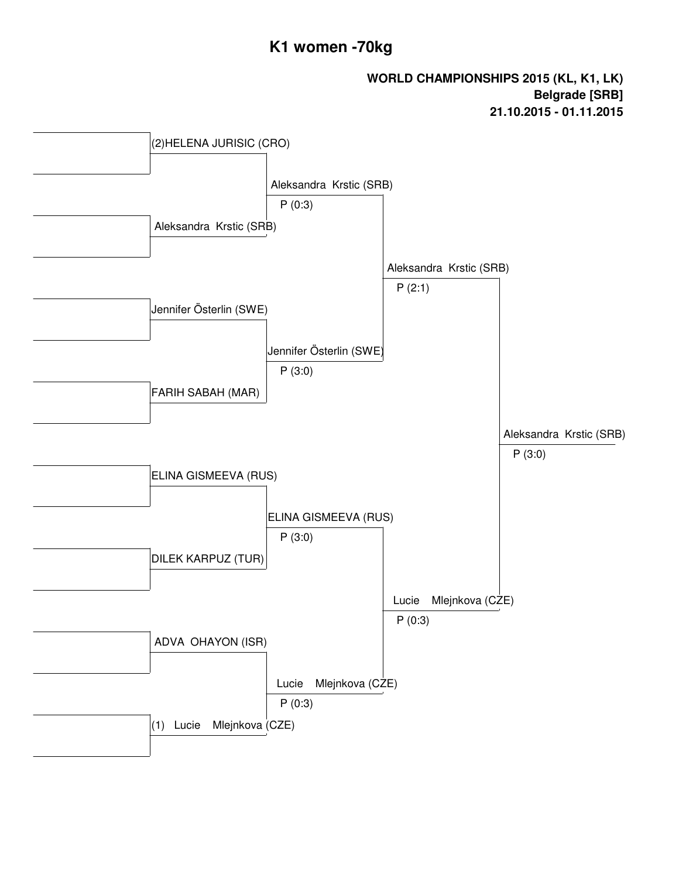# K1 women -70kg

**WORLD CHAMPIONSHIPS 2015 (KL, K1, LK)**
**Belgrade [SRB]**
**21.10.2015 - 01.11.2015**

| Round 1 | Quarterfinals | Semifinals | Final | Winner |
| --- | --- | --- | --- | --- |
| | (2)HELENA JURISIC (CRO) | Aleksandra Krstic (SRB) P (0:3) | Aleksandra Krstic (SRB) P (2:1) | Aleksandra Krstic (SRB) P (3:0) |
| | Aleksandra Krstic (SRB) | | | |
| | Jennifer Österlin (SWE) | Jennifer Österlin (SWE) P (3:0) | | |
| | FARIH SABAH (MAR) | | | |
| | ELINA GISMEEVA (RUS) | ELINA GISMEEVA (RUS) P (3:0) | Lucie Mlejnkova (CZE) P (0:3) | |
| | DILEK KARPUZ (TUR) | | | |
| | ADVA OHAYON (ISR) | Lucie Mlejnkova (CZE) P (0:3) | | |
| | (1) Lucie Mlejnkova (CZE) | | | |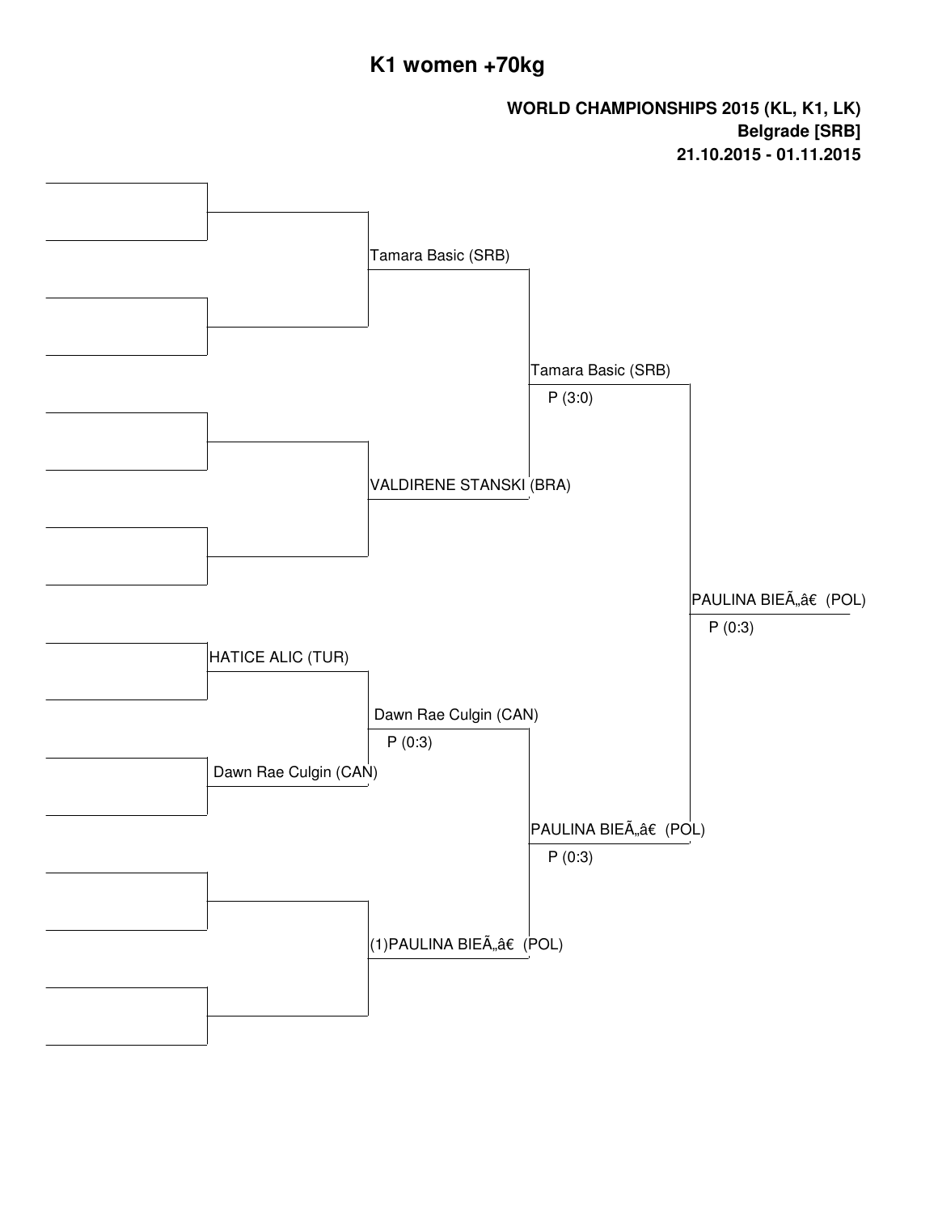# K1 women +70kg

**WORLD CHAMPIONSHIPS 2015 (KL, K1, LK)**
**Belgrade [SRB]**
**21.10.2015 - 01.11.2015**

| Round 1 | Quarterfinal | Semifinal | Final | Winner |
|---|---|---|---|---|
| | Tamara Basic (SRB) | Tamara Basic (SRB) P (3:0) | | |
| | VALDIRENE STANSKI (BRA) | | | |
| HATICE ALIC (TUR) | Dawn Rae Culgin (CAN) P (0:3) | | | PAULINA BIEÃ„â€ (POL) P (0:3) |
| Dawn Rae Culgin (CAN) | | PAULINA BIEÃ„â€ (POL) P (0:3) | | |
| | (1)PAULINA BIEÃ„â€ (POL) | | | |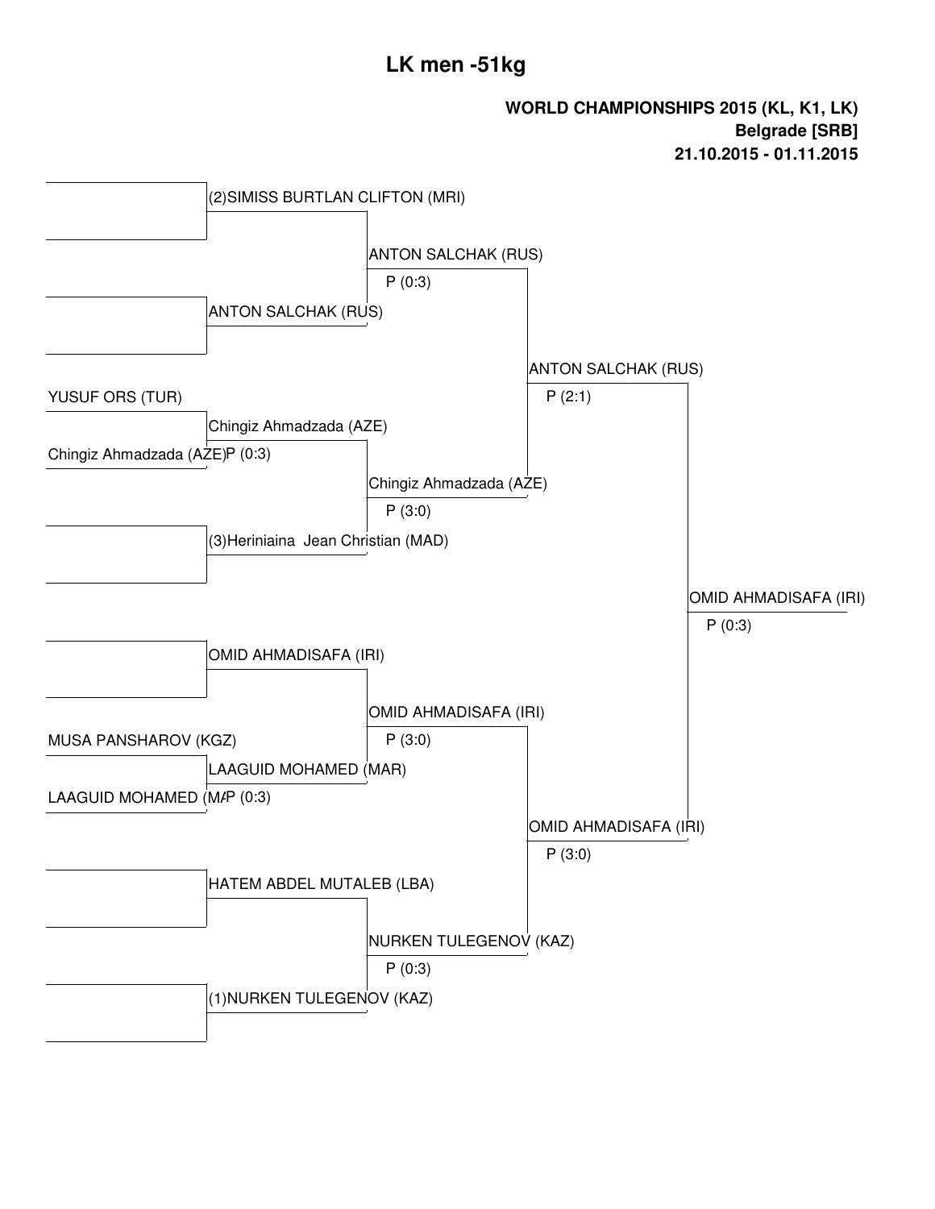# LK men -51kg

**WORLD CHAMPIONSHIPS 2015 (KL, K1, LK)**
**Belgrade [SRB]**
**21.10.2015 - 01.11.2015**

**First round**

- YUSUF ORS (TUR) vs Chingiz Ahmadzada (AZE) → Chingiz Ahmadzada (AZE), P (0:3)
- MUSA PANSHAROV (KGZ) vs LAAGUID MOHAMED (MAR) → LAAGUID MOHAMED (MAR), P (0:3)

**Second round**

- (2)SIMISS BURTLAN CLIFTON (MRI) vs ANTON SALCHAK (RUS) → ANTON SALCHAK (RUS), P (0:3)
- Chingiz Ahmadzada (AZE) vs (3)Heriniaina Jean Christian (MAD) → Chingiz Ahmadzada (AZE), P (3:0)
- OMID AHMADISAFA (IRI) vs LAAGUID MOHAMED (MAR) → OMID AHMADISAFA (IRI), P (3:0)
- HATEM ABDEL MUTALEB (LBA) vs (1)NURKEN TULEGENOV (KAZ) → NURKEN TULEGENOV (KAZ), P (0:3)

**Semifinals**

- ANTON SALCHAK (RUS) vs Chingiz Ahmadzada (AZE) → ANTON SALCHAK (RUS), P (2:1)
- OMID AHMADISAFA (IRI) vs NURKEN TULEGENOV (KAZ) → OMID AHMADISAFA (IRI), P (3:0)

**Final**

- ANTON SALCHAK (RUS) vs OMID AHMADISAFA (IRI) → OMID AHMADISAFA (IRI), P (0:3)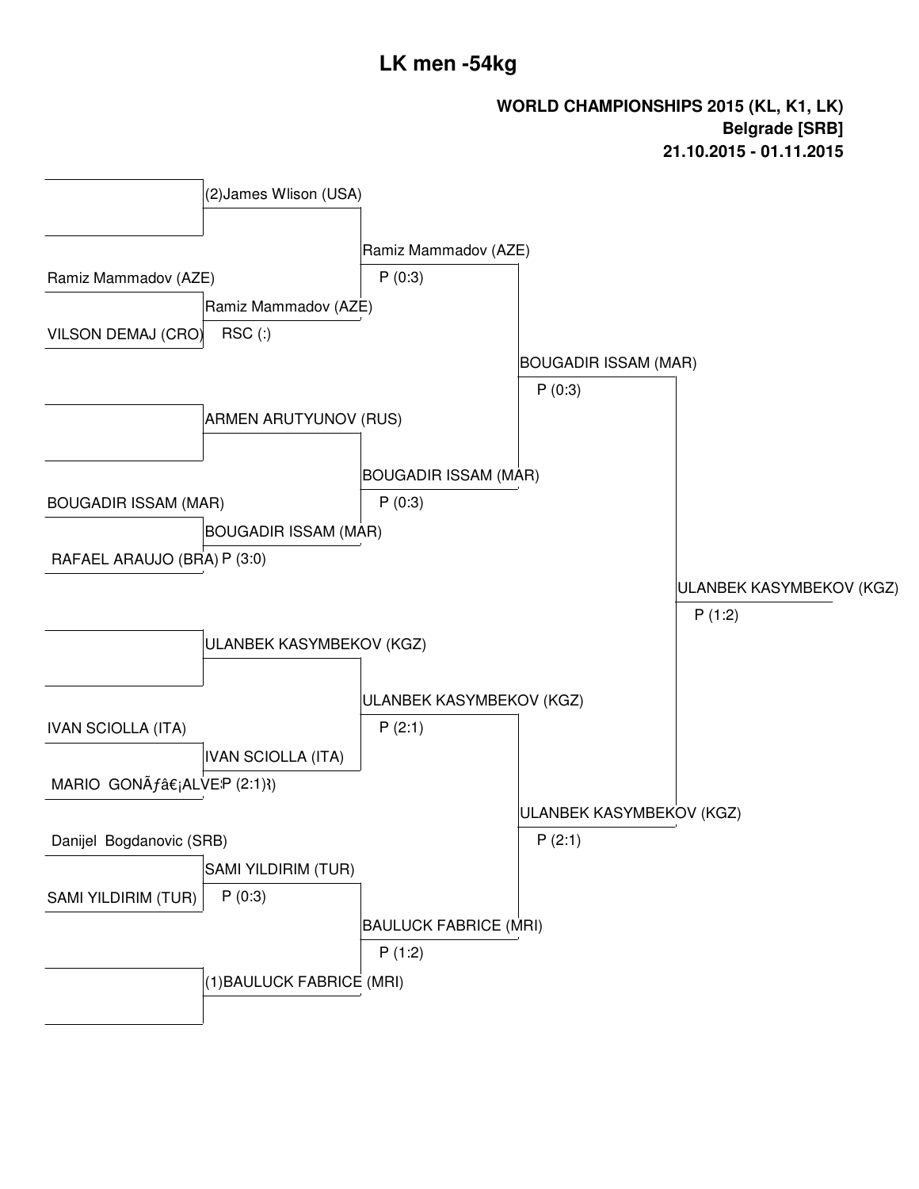# LK men -54kg

**WORLD CHAMPIONSHIPS 2015 (KL, K1, LK)**
**Belgrade [SRB]**
**21.10.2015 - 01.11.2015**

| Round 1 | Round 2 | Quarterfinal | Semifinal | Final |
|---|---|---|---|---|
| (bye) | (2)James Wlison (USA) | Ramiz Mammadov (AZE) P (0:3) | BOUGADIR ISSAM (MAR) P (0:3) | ULANBEK KASYMBEKOV (KGZ) P (1:2) |
| Ramiz Mammadov (AZE) / VILSON DEMAJ (CRO) | Ramiz Mammadov (AZE) RSC (:) | | | |
| (bye) | ARMEN ARUTYUNOV (RUS) | BOUGADIR ISSAM (MAR) P (0:3) | | |
| BOUGADIR ISSAM (MAR) / RAFAEL ARAUJO (BRA) | BOUGADIR ISSAM (MAR) P (3:0) | | | |
| (bye) | ULANBEK KASYMBEKOV (KGZ) | ULANBEK KASYMBEKOV (KGZ) P (2:1) | ULANBEK KASYMBEKOV (KGZ) P (2:1) | |
| IVAN SCIOLLA (ITA) / MARIO GONÃƒâ€¡ALVES | IVAN SCIOLLA (ITA) P (2:1) | | | |
| Danijel Bogdanovic (SRB) / SAMI YILDIRIM (TUR) | SAMI YILDIRIM (TUR) P (0:3) | BAULUCK FABRICE (MRI) P (1:2) | | |
| (bye) | (1)BAULUCK FABRICE (MRI) | | | |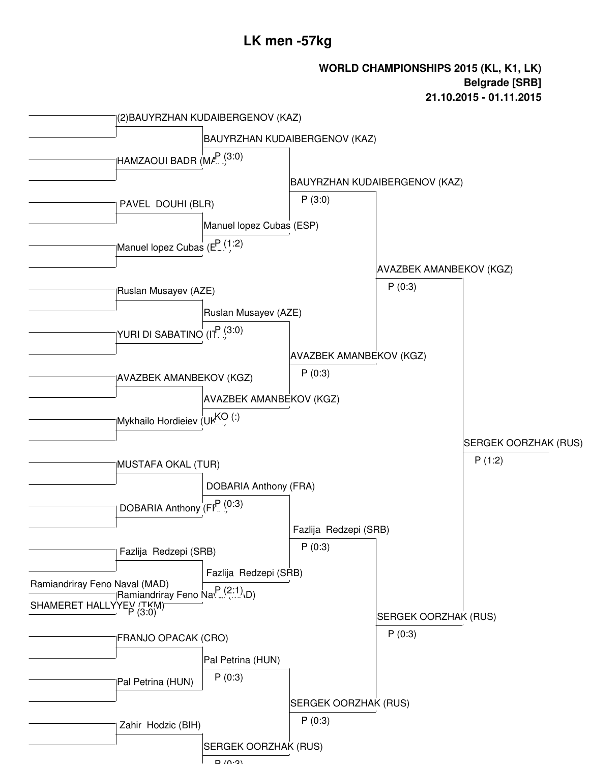# LK men -57kg

**WORLD CHAMPIONSHIPS 2015 (KL, K1, LK)**
**Belgrade [SRB]**
**21.10.2015 - 01.11.2015**

(2)BAUYRZHAN KUDAIBERGENOV (KAZ)

BAUYRZHAN KUDAIBERGENOV (KAZ)
P (3:0)

HAMZAOUI BADR (MAR)

BAUYRZHAN KUDAIBERGENOV (KAZ)
P (3:0)

PAVEL DOUHI (BLR)

Manuel lopez Cubas (ESP)
P (1:2)

Manuel lopez Cubas (ESP)

AVAZBEK AMANBEKOV (KGZ)
P (0:3)

Ruslan Musayev (AZE)

Ruslan Musayev (AZE)
P (3:0)

YURI DI SABATINO (ITA)

AVAZBEK AMANBEKOV (KGZ)
P (0:3)

AVAZBEK AMANBEKOV (KGZ)

AVAZBEK AMANBEKOV (KGZ)
KO (:)

Mykhailo Hordieiev (UKR)

SERGEK OORZHAK (RUS)
P (1:2)

MUSTAFA OKAL (TUR)

DOBARIA Anthony (FRA)
P (0:3)

DOBARIA Anthony (FRA)

Fazlija Redzepi (SRB)
P (0:3)

Fazlija Redzepi (SRB)

Fazlija Redzepi (SRB)
P (2:1)

Ramiandriray Feno Naval (MAD)

Ramiandriray Feno Naval (MAD)
P (3:0)

SHAMERET HALLYYEV (TKM)

SERGEK OORZHAK (RUS)
P (0:3)

FRANJO OPACAK (CRO)

Pal Petrina (HUN)
P (0:3)

Pal Petrina (HUN)

SERGEK OORZHAK (RUS)
P (0:3)

Zahir Hodzic (BIH)

SERGEK OORZHAK (RUS)
P (0:3)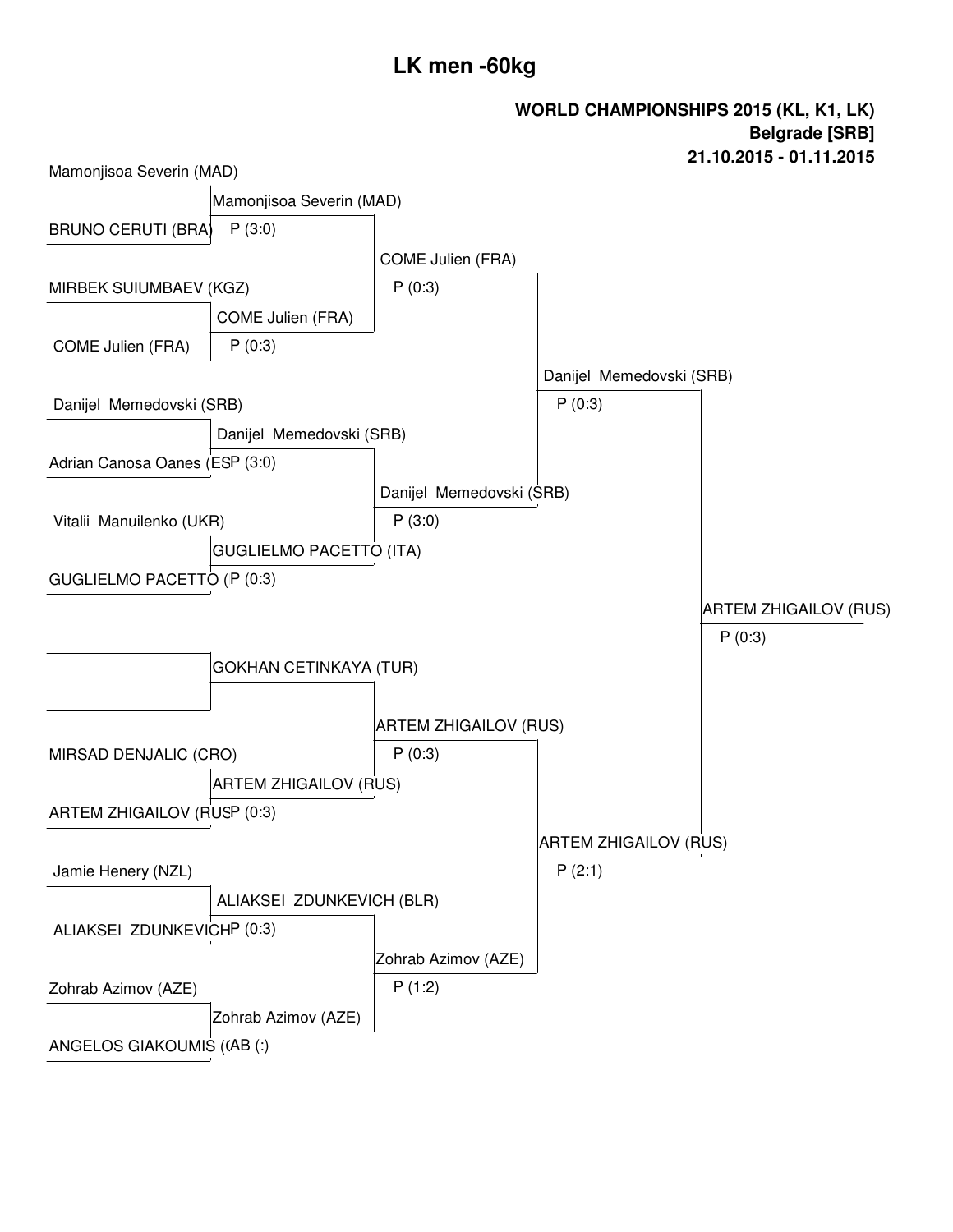# LK men -60kg

**WORLD CHAMPIONSHIPS 2015 (KL, K1, LK)**
**Belgrade [SRB]**
**21.10.2015 - 01.11.2015**

| Round 1 | Round 2 | Quarterfinal | Semifinal | Final |
|---|---|---|---|---|
| Mamonjisoa Severin (MAD) vs BRUNO CERUTI (BRA) | Mamonjisoa Severin (MAD) P (3:0) | COME Julien (FRA) P (0:3) | Danijel Memedovski (SRB) P (0:3) | ARTEM ZHIGAILOV (RUS) P (0:3) |
| MIRBEK SUIUMBAEV (KGZ) vs COME Julien (FRA) | COME Julien (FRA) P (0:3) | | | |
| Danijel Memedovski (SRB) vs Adrian Canosa Oanes (ESP) | Danijel Memedovski (SRB) P (3:0) | Danijel Memedovski (SRB) P (3:0) | | |
| Vitalii Manuilenko (UKR) vs GUGLIELMO PACETTO (ITA) | GUGLIELMO PACETTO (ITA) P (0:3) | | | |
| — vs — | GOKHAN CETINKAYA (TUR) | ARTEM ZHIGAILOV (RUS) P (0:3) | ARTEM ZHIGAILOV (RUS) P (2:1) | |
| MIRSAD DENJALIC (CRO) vs ARTEM ZHIGAILOV (RUS) | ARTEM ZHIGAILOV (RUS) P (0:3) | | | |
| Jamie Henery (NZL) vs ALIAKSEI ZDUNKEVICH (BLR) | ALIAKSEI ZDUNKEVICH (BLR) P (0:3) | Zohrab Azimov (AZE) P (1:2) | | |
| Zohrab Azimov (AZE) vs ANGELOS GIAKOUMIS ( | Zohrab Azimov (AZE) AB (:) | | | |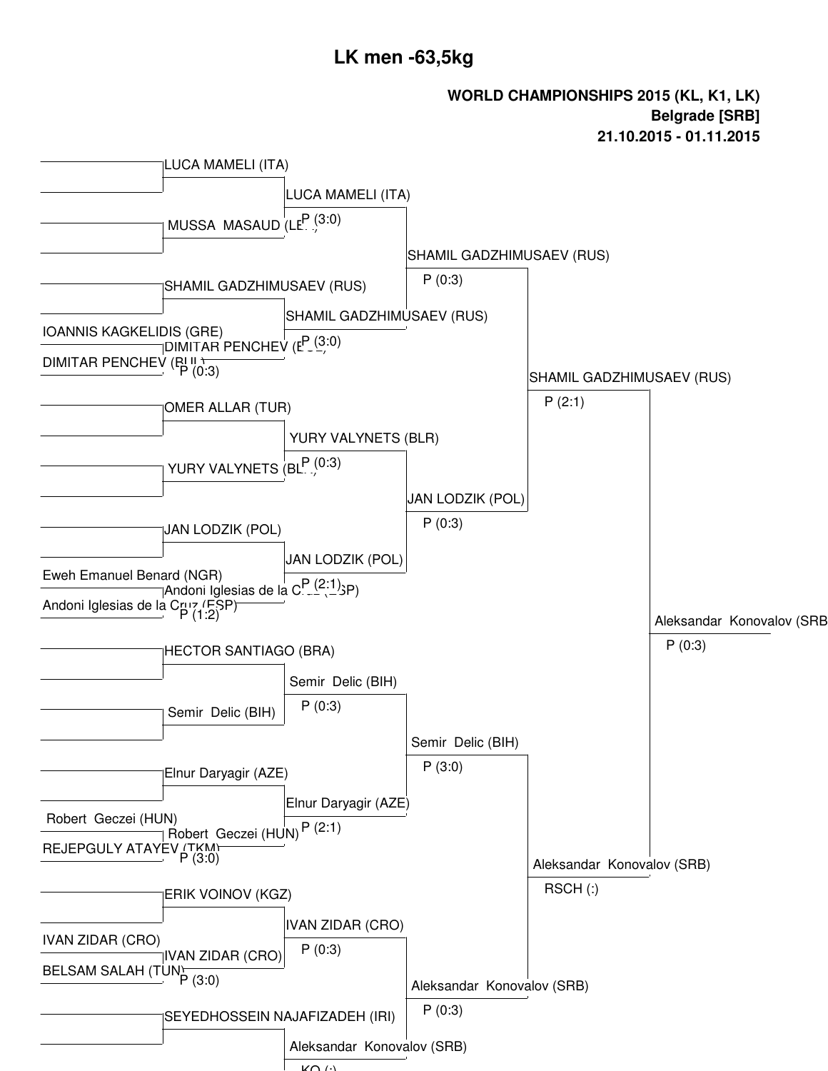# LK men -63,5kg

**WORLD CHAMPIONSHIPS 2015 (KL, K1, LK)**
**Belgrade [SRB]**
**21.10.2015 - 01.11.2015**

LUCA MAMELI (ITA)

MUSSA MASAUD (LBA)

LUCA MAMELI (ITA)
P (3:0)

SHAMIL GADZHIMUSAEV (RUS)

IOANNIS KAGKELIDIS (GRE)

DIMITAR PENCHEV (BUL)

DIMITAR PENCHEV (BUL)
P (0:3)

SHAMIL GADZHIMUSAEV (RUS)
P (3:0)

SHAMIL GADZHIMUSAEV (RUS)
P (0:3)

OMER ALLAR (TUR)

YURY VALYNETS (BLR)

YURY VALYNETS (BLR)
P (0:3)

JAN LODZIK (POL)

Eweh Emanuel Benard (NGR)

Andoni Iglesias de la Cruz (ESP)

Andoni Iglesias de la Cruz (ESP)
P (1:2)

JAN LODZIK (POL)
P (2:1)

JAN LODZIK (POL)
P (0:3)

SHAMIL GADZHIMUSAEV (RUS)
P (2:1)

HECTOR SANTIAGO (BRA)

Semir Delic (BIH)

Semir Delic (BIH)
P (0:3)

Elnur Daryagir (AZE)

Robert Geczei (HUN)

REJEPGULY ATAYEV (TKM)

Robert Geczei (HUN)
P (3:0)

Elnur Daryagir (AZE)
P (2:1)

Semir Delic (BIH)
P (3:0)

ERIK VOINOV (KGZ)

IVAN ZIDAR (CRO)

BELSAM SALAH (TUN)

IVAN ZIDAR (CRO)
P (3:0)

IVAN ZIDAR (CRO)
P (0:3)

SEYEDHOSSEIN NAJAFIZADEH (IRI)

Aleksandar Konovalov (SRB)
KO (:)

Aleksandar Konovalov (SRB)
P (0:3)

Aleksandar Konovalov (SRB)
RSCH (:)

Aleksandar Konovalov (SRB)
P (0:3)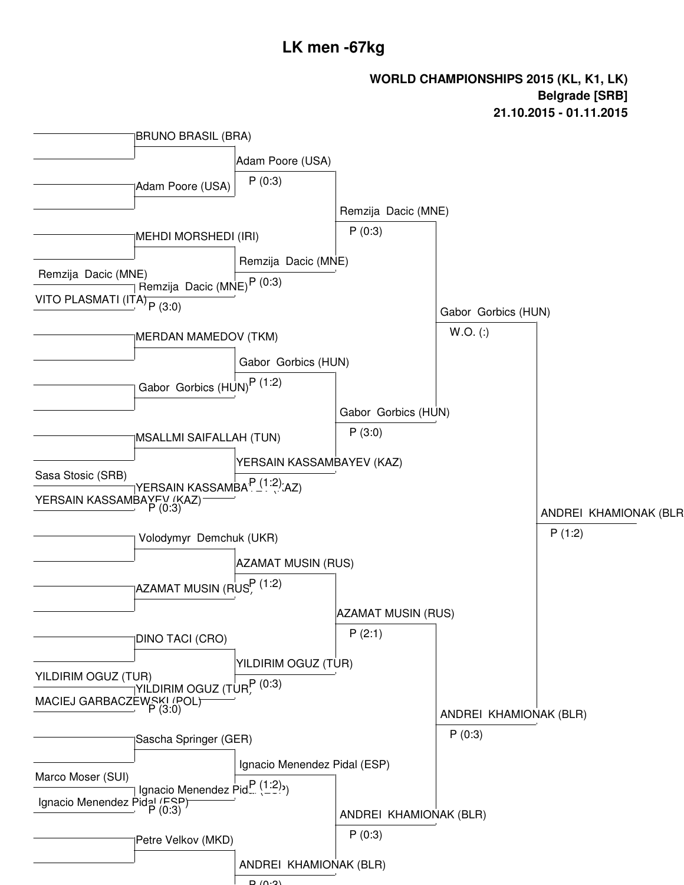# LK men -67kg

**WORLD CHAMPIONSHIPS 2015 (KL, K1, LK)**
**Belgrade [SRB]**
**21.10.2015 - 01.11.2015**

### Preliminary round

| Fighter 1 | Fighter 2 | Winner | Result |
|---|---|---|---|
| Remzija Dacic (MNE) | VITO PLASMATI (ITA) | Remzija Dacic (MNE) | P (3:0) |
| Sasa Stosic (SRB) | YERSAIN KASSAMBAYEV (KAZ) | YERSAIN KASSAMBAYEV (KAZ) | P (0:3) |
| YILDIRIM OGUZ (TUR) | MACIEJ GARBACZEWSKI (POL) | YILDIRIM OGUZ (TUR) | P (3:0) |
| Marco Moser (SUI) | Ignacio Menendez Pidal (ESP) | Ignacio Menendez Pidal (ESP) | P (0:3) |

### Round 2

| Fighter 1 | Fighter 2 | Winner | Result |
|---|---|---|---|
| BRUNO BRASIL (BRA) | Adam Poore (USA) | Adam Poore (USA) | P (0:3) |
| MEHDI MORSHEDI (IRI) | Remzija Dacic (MNE) | Remzija Dacic (MNE) | P (0:3) |
| MERDAN MAMEDOV (TKM) | Gabor Gorbics (HUN) | Gabor Gorbics (HUN) | P (1:2) |
| MSALLMI SAIFALLAH (TUN) | YERSAIN KASSAMBAYEV (KAZ) | YERSAIN KASSAMBAYEV (KAZ) | P (1:2) |
| Volodymyr Demchuk (UKR) | AZAMAT MUSIN (RUS) | AZAMAT MUSIN (RUS) | P (1:2) |
| DINO TACI (CRO) | YILDIRIM OGUZ (TUR) | YILDIRIM OGUZ (TUR) | P (0:3) |
| Sascha Springer (GER) | Ignacio Menendez Pidal (ESP) | Ignacio Menendez Pidal (ESP) | P (1:2) |
| Petre Velkov (MKD) | ANDREI KHAMIONAK (BLR) | ANDREI KHAMIONAK (BLR) | P (0:3) |

### Round 3

| Fighter 1 | Fighter 2 | Winner | Result |
|---|---|---|---|
| Adam Poore (USA) | Remzija Dacic (MNE) | Remzija Dacic (MNE) | P (0:3) |
| Gabor Gorbics (HUN) | YERSAIN KASSAMBAYEV (KAZ) | Gabor Gorbics (HUN) | P (3:0) |
| AZAMAT MUSIN (RUS) | YILDIRIM OGUZ (TUR) | AZAMAT MUSIN (RUS) | P (2:1) |
| Ignacio Menendez Pidal (ESP) | ANDREI KHAMIONAK (BLR) | ANDREI KHAMIONAK (BLR) | P (0:3) |

### Round 4

| Fighter 1 | Fighter 2 | Winner | Result |
|---|---|---|---|
| Remzija Dacic (MNE) | Gabor Gorbics (HUN) | Gabor Gorbics (HUN) | W.O. (:) |
| AZAMAT MUSIN (RUS) | ANDREI KHAMIONAK (BLR) | ANDREI KHAMIONAK (BLR) | P (0:3) |

### Round 5

| Fighter 1 | Fighter 2 | Winner | Result |
|---|---|---|---|
| Gabor Gorbics (HUN) | ANDREI KHAMIONAK (BLR) | ANDREI KHAMIONAK (BLR | P (1:2) |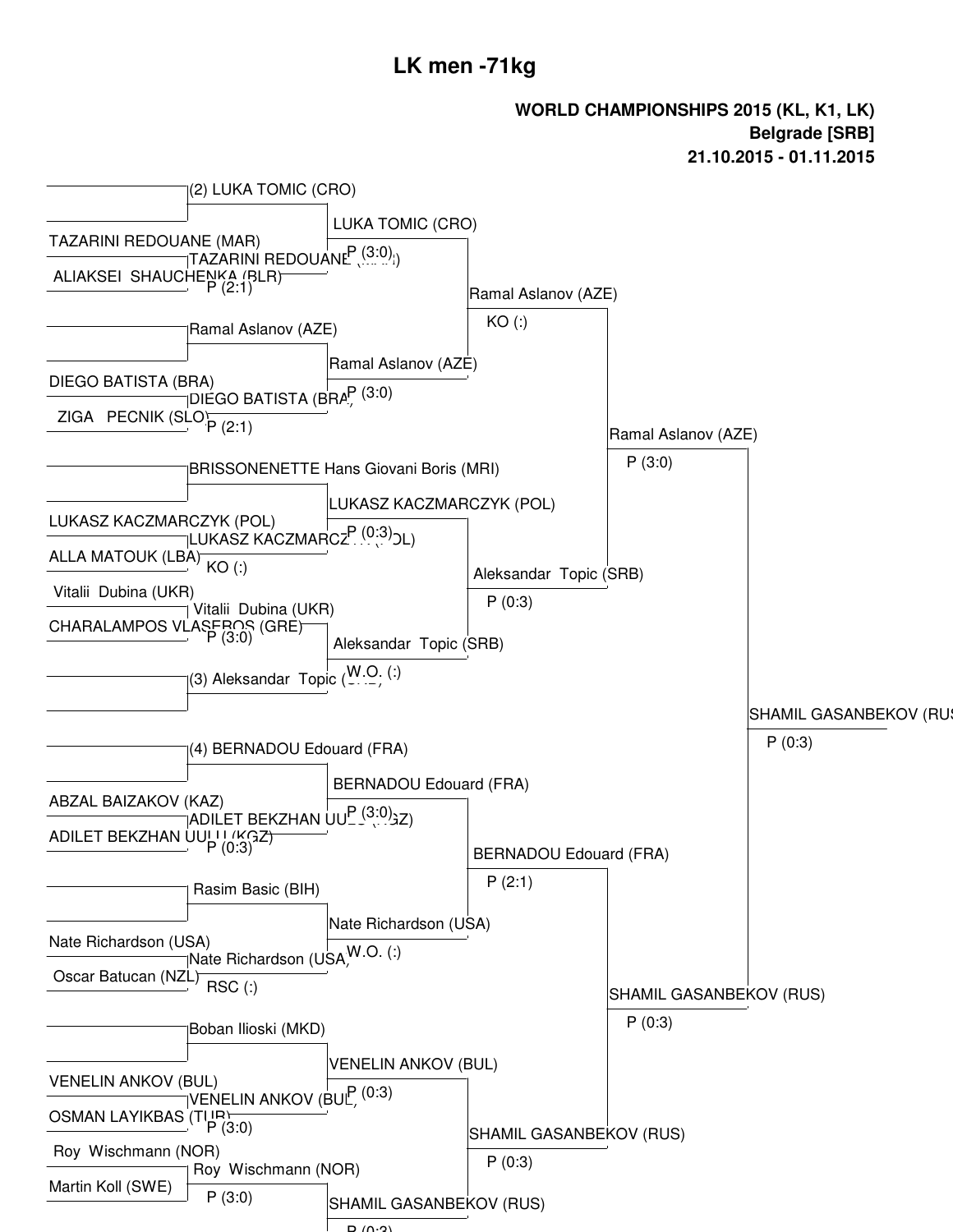# LK men -71kg

**WORLD CHAMPIONSHIPS 2015 (KL, K1, LK)**
**Belgrade [SRB]**
**21.10.2015 - 01.11.2015**

## Round 1

| Fighter 1 | Fighter 2 | Winner | Result |
|---|---|---|---|
| (2) LUKA TOMIC (CRO) | — | (2) LUKA TOMIC (CRO) | |
| TAZARINI REDOUANE (MAR) | ALIAKSEI SHAUCHENKA (BLR) | TAZARINI REDOUANE (MAR) | P (2:1) |
| Ramal Aslanov (AZE) | — | Ramal Aslanov (AZE) | |
| DIEGO BATISTA (BRA) | ZIGA PECNIK (SLO) | DIEGO BATISTA (BRA) | P (2:1) |
| BRISSONENETTE Hans Giovani Boris (MRI) | — | BRISSONENETTE Hans Giovani Boris (MRI) | |
| LUKASZ KACZMARCZYK (POL) | ALLA MATOUK (LBA) | LUKASZ KACZMARCZYK (POL) | KO (:) |
| Vitalii Dubina (UKR) | CHARALAMPOS VLASEROS (GRE) | Vitalii Dubina (UKR) | P (3:0) |
| (3) Aleksandar Topic (SRB) | — | (3) Aleksandar Topic (SRB) | |
| (4) BERNADOU Edouard (FRA) | — | (4) BERNADOU Edouard (FRA) | |
| ABZAL BAIZAKOV (KAZ) | ADILET BEKZHAN UULU (KGZ) | ADILET BEKZHAN UULU (KGZ) | P (0:3) |
| Rasim Basic (BIH) | — | Rasim Basic (BIH) | |
| Nate Richardson (USA) | Oscar Batucan (NZL) | Nate Richardson (USA) | RSC (:) |
| Boban Ilioski (MKD) | — | Boban Ilioski (MKD) | |
| VENELIN ANKOV (BUL) | OSMAN LAYIKBAS (TUR) | VENELIN ANKOV (BUL) | P (3:0) |
| Roy Wischmann (NOR) | Martin Koll (SWE) | Roy Wischmann (NOR) | P (3:0) |

## Round 2

| Winner | Result |
|---|---|
| LUKA TOMIC (CRO) | P (3:0) |
| Ramal Aslanov (AZE) | P (3:0) |
| LUKASZ KACZMARCZYK (POL) | P (0:3) |
| Aleksandar Topic (SRB) | W.O. (:) |
| BERNADOU Edouard (FRA) | P (3:0) |
| Nate Richardson (USA) | W.O. (:) |
| VENELIN ANKOV (BUL) | P (0:3) |
| SHAMIL GASANBEKOV (RUS) | P (0:3) |

## Quarterfinals

| Winner | Result |
|---|---|
| Ramal Aslanov (AZE) | KO (:) |
| Aleksandar Topic (SRB) | P (0:3) |
| BERNADOU Edouard (FRA) | P (2:1) |
| SHAMIL GASANBEKOV (RUS) | P (0:3) |

## Semifinals

| Winner | Result |
|---|---|
| Ramal Aslanov (AZE) | P (3:0) |
| SHAMIL GASANBEKOV (RUS) | P (0:3) |

## Final

| Winner | Result |
|---|---|
| SHAMIL GASANBEKOV (RUS) | P (0:3) |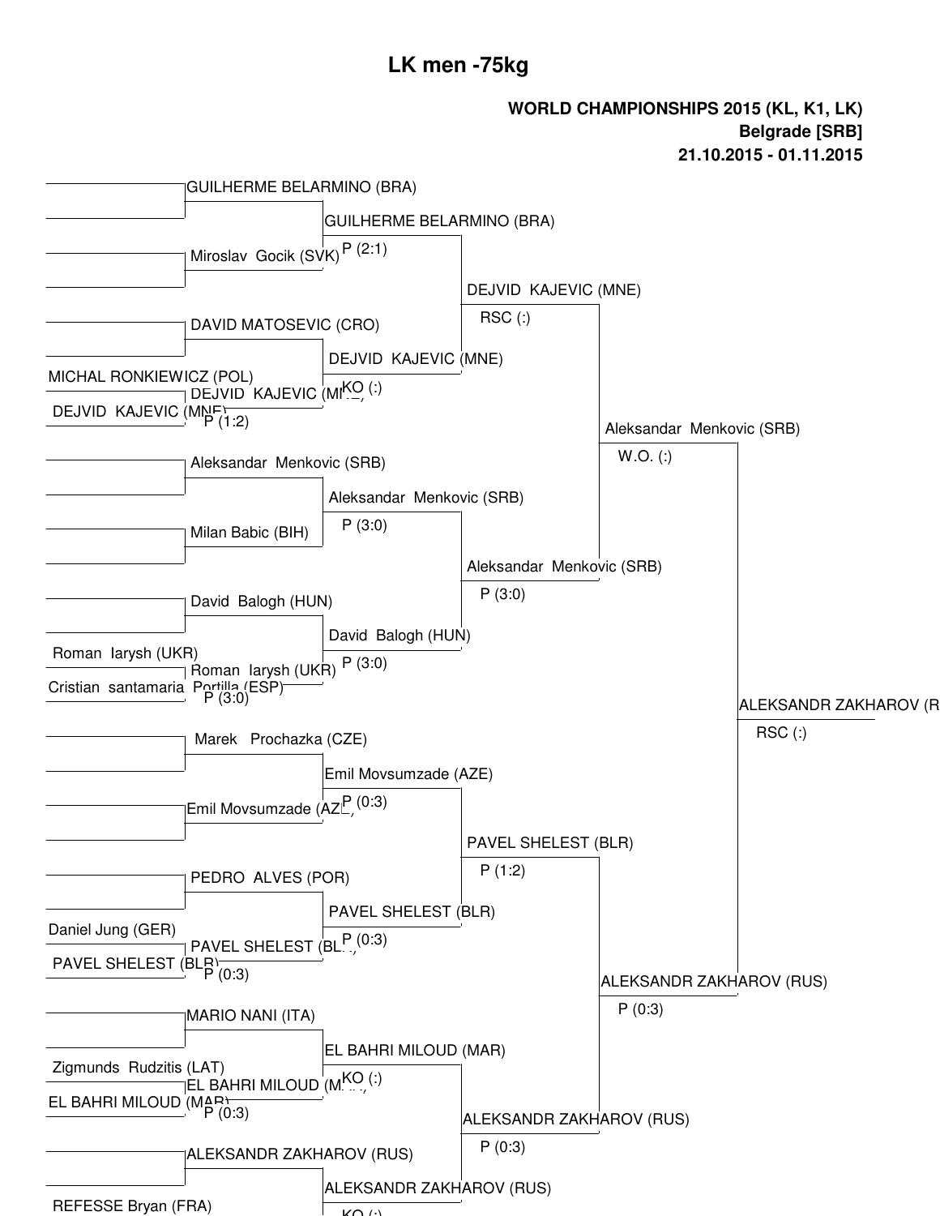# LK men -75kg

**WORLD CHAMPIONSHIPS 2015 (KL, K1, LK)**
**Belgrade [SRB]**
**21.10.2015 - 01.11.2015**

| Preliminary | Round 1 | Round 2 | Quarterfinal | Semifinal | Final |
| --- | --- | --- | --- | --- | --- |
| | GUILHERME BELARMINO (BRA) | | | | |
| | Miroslav Gocik (SVK) | GUILHERME BELARMINO (BRA) P (2:1) | | | |
| | DAVID MATOSEVIC (CRO) | | DEJVID KAJEVIC (MNE) RSC (:) | | |
| MICHAL RONKIEWICZ (POL) / DEJVID KAJEVIC (MNE) | DEJVID KAJEVIC (MNE) P (1:2) | DEJVID KAJEVIC (MNE) KO (:) | | | |
| | Aleksandar Menkovic (SRB) | | | Aleksandar Menkovic (SRB) W.O. (:) | |
| | Milan Babic (BIH) | Aleksandar Menkovic (SRB) P (3:0) | | | |
| | David Balogh (HUN) | | Aleksandar Menkovic (SRB) P (3:0) | | |
| Roman Iarysh (UKR) / Cristian santamaria Portilla (ESP) | Roman Iarysh (UKR) P (3:0) | David Balogh (HUN) P (3:0) | | | |
| | Marek Prochazka (CZE) | | | | ALEKSANDR ZAKHAROV (R RSC (:) |
| | Emil Movsumzade (AZE) | Emil Movsumzade (AZE) P (0:3) | | | |
| | PEDRO ALVES (POR) | | PAVEL SHELEST (BLR) P (1:2) | | |
| Daniel Jung (GER) / PAVEL SHELEST (BLR) | PAVEL SHELEST (BLR) P (0:3) | PAVEL SHELEST (BLR) P (0:3) | | | |
| | MARIO NANI (ITA) | | | ALEKSANDR ZAKHAROV (RUS) P (0:3) | |
| Zigmunds Rudzitis (LAT) / EL BAHRI MILOUD (MAR) | EL BAHRI MILOUD (MAR) P (0:3) | EL BAHRI MILOUD (MAR) KO (:) | | | |
| | ALEKSANDR ZAKHAROV (RUS) | | ALEKSANDR ZAKHAROV (RUS) P (0:3) | | |
| REFESSE Bryan (FRA) | | ALEKSANDR ZAKHAROV (RUS) KO (:) | | | |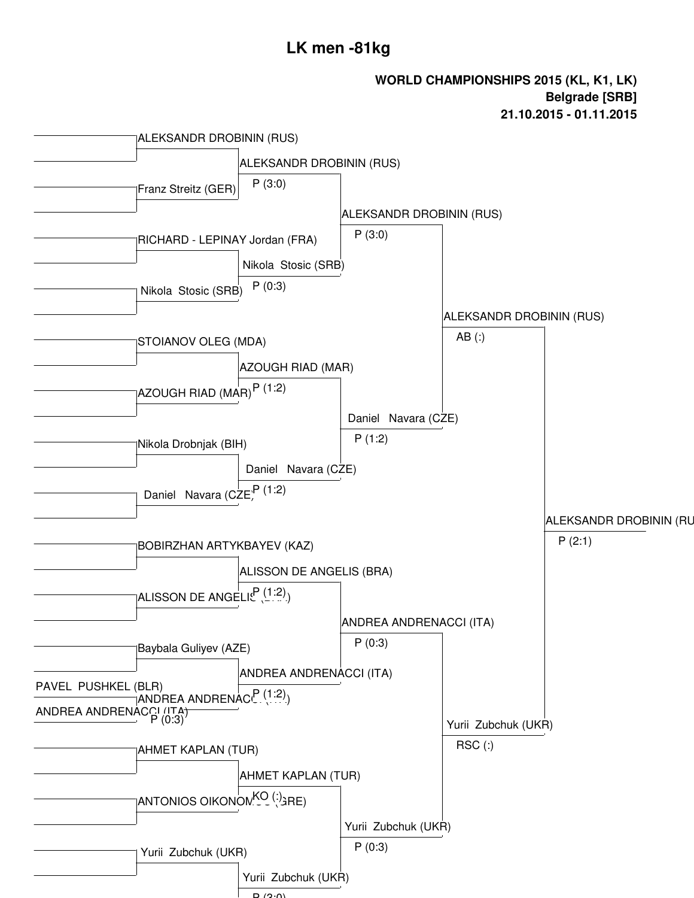# LK men -81kg

**WORLD CHAMPIONSHIPS 2015 (KL, K1, LK)**
**Belgrade [SRB]**
**21.10.2015 - 01.11.2015**

| Round 1 | Round 2 | Quarterfinal | Semifinal | Final |
|---|---|---|---|---|
| ALEKSANDR DROBININ (RUS) | ALEKSANDR DROBININ (RUS) P (3:0) | ALEKSANDR DROBININ (RUS) P (3:0) | ALEKSANDR DROBININ (RUS) AB (:) | ALEKSANDR DROBININ (RU P (2:1) |
| Franz Streitz (GER) | | | | |
| RICHARD - LEPINAY Jordan (FRA) | Nikola Stosic (SRB) P (0:3) | | | |
| Nikola Stosic (SRB) | | | | |
| STOIANOV OLEG (MDA) | AZOUGH RIAD (MAR) P (1:2) | Daniel Navara (CZE) P (1:2) | | |
| AZOUGH RIAD (MAR) | | | | |
| Nikola Drobnjak (BIH) | Daniel Navara (CZE) P (1:2) | | | |
| Daniel Navara (CZE) | | | | |
| BOBIRZHAN ARTYKBAYEV (KAZ) | ALISSON DE ANGELIS (BRA) P (1:2) | ANDREA ANDRENACCI (ITA) P (0:3) | Yurii Zubchuk (UKR) RSC (:) | |
| ALISSON DE ANGELIS (BRA) | | | | |
| Baybala Guliyev (AZE) | ANDREA ANDRENACCI (ITA) P (1:2) | | | |
| ANDREA ANDRENACCI (ITA) [PAVEL PUSHKEL (BLR) vs ANDREA ANDRENACCI (ITA) P (0:3)] | | | | |
| AHMET KAPLAN (TUR) | AHMET KAPLAN (TUR) KO (:) | Yurii Zubchuk (UKR) P (0:3) | | |
| ANTONIOS OIKONOMOU (GRE) | | | | |
| Yurii Zubchuk (UKR) | Yurii Zubchuk (UKR) P (3:0) | | | |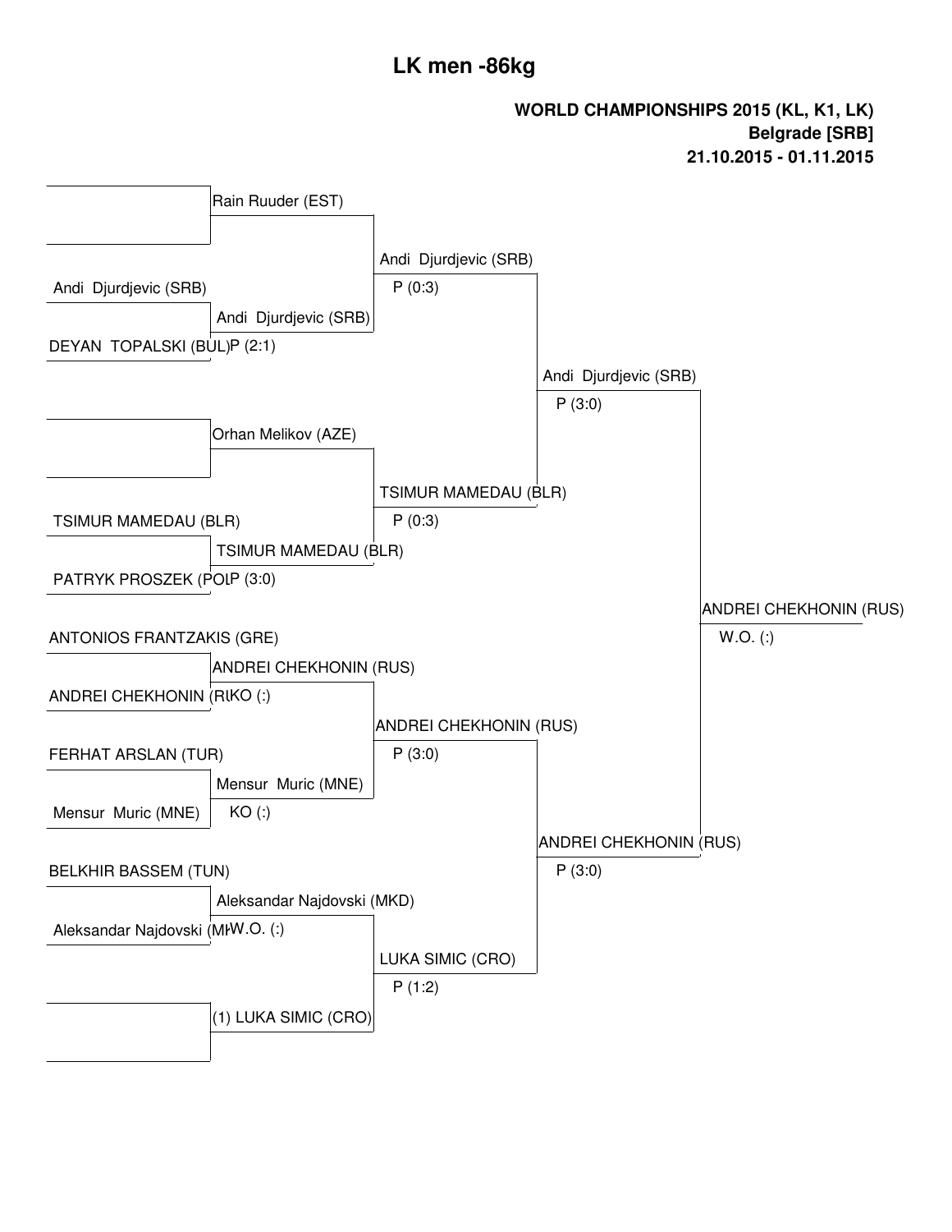# LK men -86kg

**WORLD CHAMPIONSHIPS 2015 (KL, K1, LK)**
**Belgrade [SRB]**
**21.10.2015 - 01.11.2015**

| Round 1 | Round 2 | Quarterfinal | Semifinal | Final |
|---|---|---|---|---|
| | Rain Ruuder (EST) | Andi Djurdjevic (SRB) P (0:3) | Andi Djurdjevic (SRB) P (3:0) | ANDREI CHEKHONIN (RUS) W.O. (:) |
| Andi Djurdjevic (SRB) | Andi Djurdjevic (SRB) P (2:1) | | | |
| DEYAN TOPALSKI (BUL) | | | | |
| | Orhan Melikov (AZE) | TSIMUR MAMEDAU (BLR) P (0:3) | | |
| TSIMUR MAMEDAU (BLR) | TSIMUR MAMEDAU (BLR) P (3:0) | | | |
| PATRYK PROSZEK (POL) | | | | |
| ANTONIOS FRANTZAKIS (GRE) | ANDREI CHEKHONIN (RUS) KO (:) | ANDREI CHEKHONIN (RUS) P (3:0) | ANDREI CHEKHONIN (RUS) P (3:0) | |
| ANDREI CHEKHONIN (RUS) | | | | |
| FERHAT ARSLAN (TUR) | Mensur Muric (MNE) KO (:) | | | |
| Mensur Muric (MNE) | | | | |
| BELKHIR BASSEM (TUN) | Aleksandar Najdovski (MKD) W.O. (:) | LUKA SIMIC (CRO) P (1:2) | | |
| Aleksandar Najdovski (MKD) | | | | |
| | (1) LUKA SIMIC (CRO) | | | |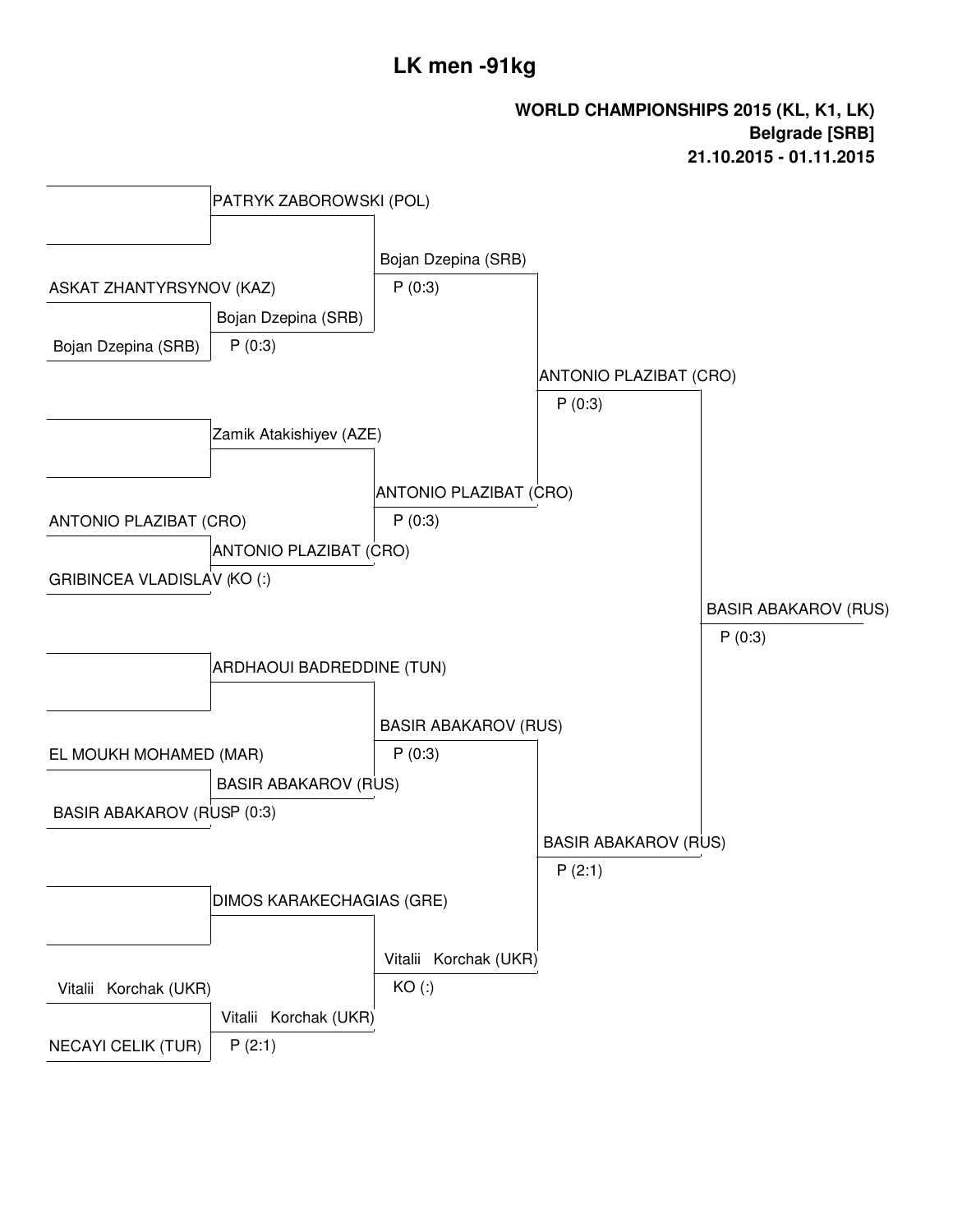# LK men -91kg

**WORLD CHAMPIONSHIPS 2015 (KL, K1, LK)**
**Belgrade [SRB]**
**21.10.2015 - 01.11.2015**

| Round 1 | Round 2 | Quarterfinals | Semifinals | Final |
|---|---|---|---|---|
| — / — | PATRYK ZABOROWSKI (POL) | Bojan Dzepina (SRB) P (0:3) | ANTONIO PLAZIBAT (CRO) P (0:3) | BASIR ABAKAROV (RUS) P (0:3) |
| ASKAT ZHANTYRSYNOV (KAZ) / Bojan Dzepina (SRB) | Bojan Dzepina (SRB) P (0:3) | | | |
| — / — | Zamik Atakishiyev (AZE) | ANTONIO PLAZIBAT (CRO) P (0:3) | | |
| ANTONIO PLAZIBAT (CRO) / GRIBINCEA VLADISLAV | ANTONIO PLAZIBAT (CRO) KO (:) | | | |
| — / — | ARDHAOUI BADREDDINE (TUN) | BASIR ABAKAROV (RUS) P (0:3) | BASIR ABAKAROV (RUS) P (2:1) | |
| EL MOUKH MOHAMED (MAR) / BASIR ABAKAROV (RUS) | BASIR ABAKAROV (RUS) P (0:3) | | | |
| — / — | DIMOS KARAKECHAGIAS (GRE) | Vitalii Korchak (UKR) KO (:) | | |
| Vitalii Korchak (UKR) / NECAYI CELIK (TUR) | Vitalii Korchak (UKR) P (2:1) | | | |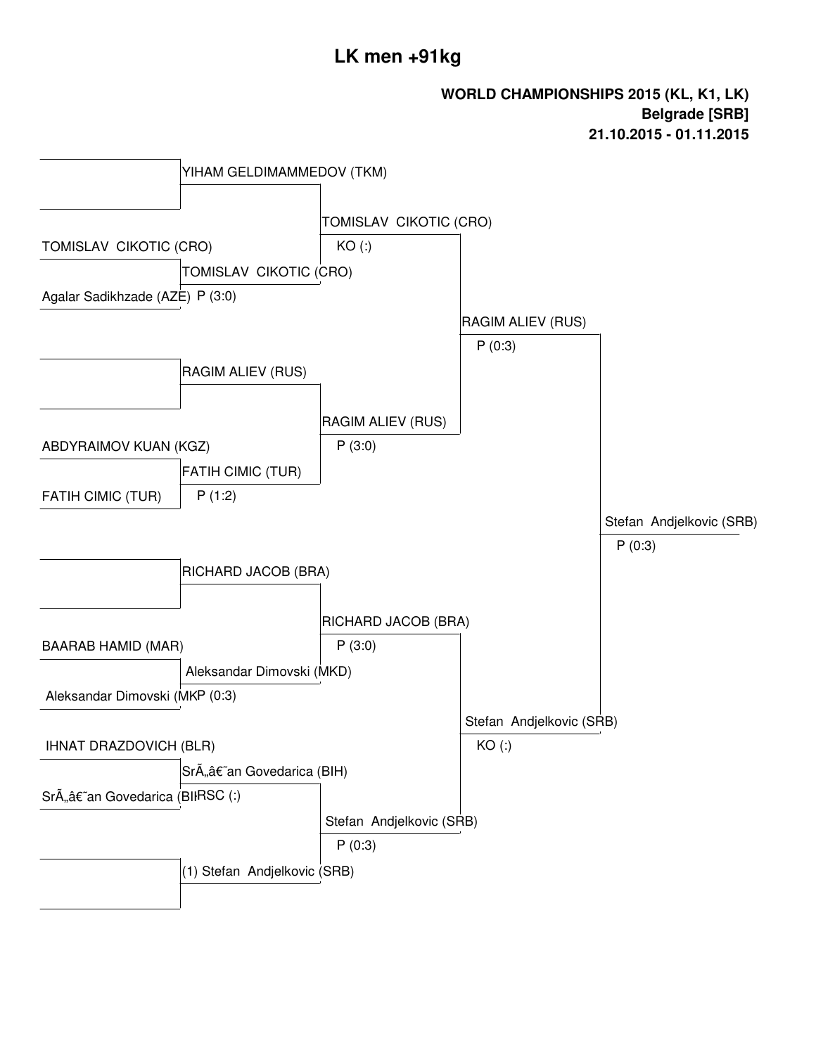# LK men +91kg

**WORLD CHAMPIONSHIPS 2015 (KL, K1, LK)**
**Belgrade [SRB]**
**21.10.2015 - 01.11.2015**

| Round 1 | Round 2 | Quarterfinal | Semifinal | Final | Winner |
|---|---|---|---|---|---|
| | YIHAM GELDIMAMMEDOV (TKM) | TOMISLAV CIKOTIC (CRO) KO (:) | RAGIM ALIEV (RUS) P (0:3) | | |
| | | | | | |
| TOMISLAV CIKOTIC (CRO) | TOMISLAV CIKOTIC (CRO) P (3:0) | | | | |
| Agalar Sadikhzade (AZE) | | | | | |
| | RAGIM ALIEV (RUS) | RAGIM ALIEV (RUS) P (3:0) | | | |
| | | | | | |
| ABDYRAIMOV KUAN (KGZ) | FATIH CIMIC (TUR) P (1:2) | | | | |
| FATIH CIMIC (TUR) | | | | Stefan Andjelkovic (SRB) P (0:3) | |
| | RICHARD JACOB (BRA) | RICHARD JACOB (BRA) P (3:0) | Stefan Andjelkovic (SRB) KO (:) | | |
| | | | | | |
| BAARAB HAMID (MAR) | Aleksandar Dimovski (MKD) P (0:3) | | | | |
| Aleksandar Dimovski (MKD) | | | | | |
| IHNAT DRAZDOVICH (BLR) | SrÃ„â€˜an Govedarica (BIH) RSC (:) | Stefan Andjelkovic (SRB) P (0:3) | | | |
| SrÃ„â€˜an Govedarica (BIH) | | | | | |
| | (1) Stefan Andjelkovic (SRB) | | | | |
| | | | | | |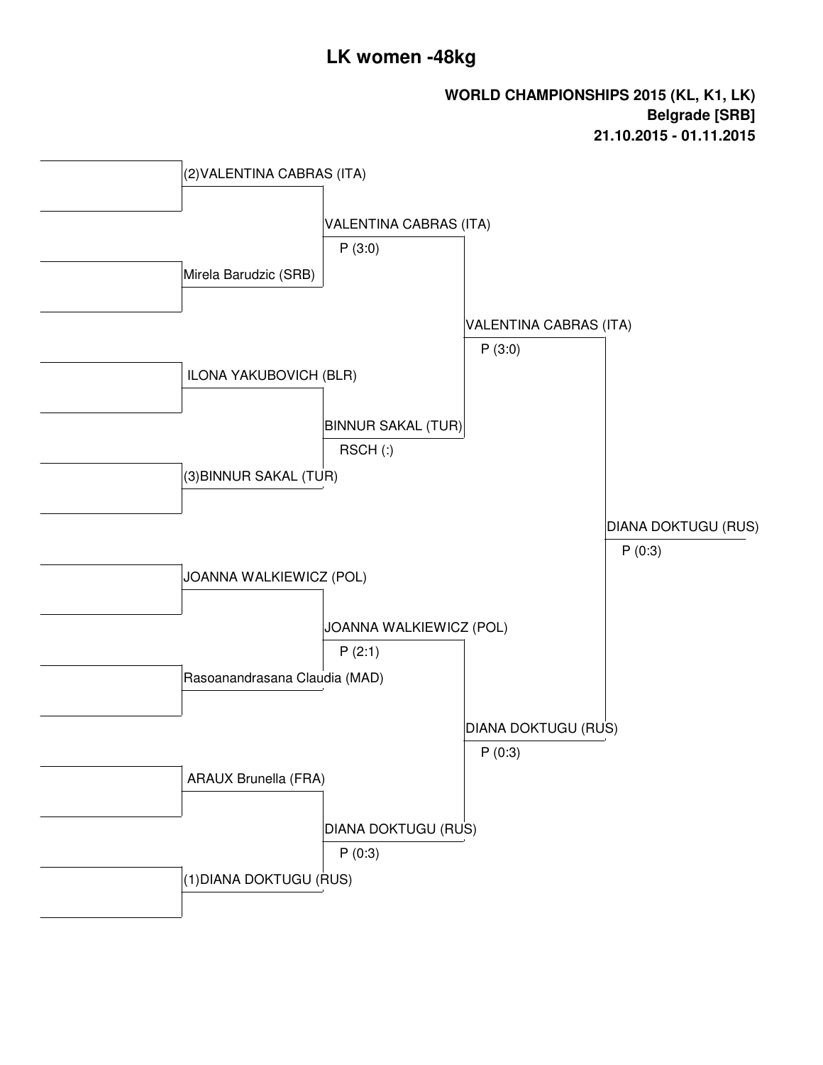# LK women -48kg

**WORLD CHAMPIONSHIPS 2015 (KL, K1, LK)**
**Belgrade [SRB]**
**21.10.2015 - 01.11.2015**

| Round 1 | Semifinals | Final | Winner |
| --- | --- | --- | --- |
| (2)VALENTINA CABRAS (ITA) | | | |
| | VALENTINA CABRAS (ITA) P (3:0) | | |
| Mirela Barudzic (SRB) | | | |
| | | VALENTINA CABRAS (ITA) P (3:0) | |
| ILONA YAKUBOVICH (BLR) | | | |
| | BINNUR SAKAL (TUR) RSCH (:) | | |
| (3)BINNUR SAKAL (TUR) | | | |
| | | | DIANA DOKTUGU (RUS) P (0:3) |
| JOANNA WALKIEWICZ (POL) | | | |
| | JOANNA WALKIEWICZ (POL) P (2:1) | | |
| Rasoanandrasana Claudia (MAD) | | | |
| | | DIANA DOKTUGU (RUS) P (0:3) | |
| ARAUX Brunella (FRA) | | | |
| | DIANA DOKTUGU (RUS) P (0:3) | | |
| (1)DIANA DOKTUGU (RUS) | | | |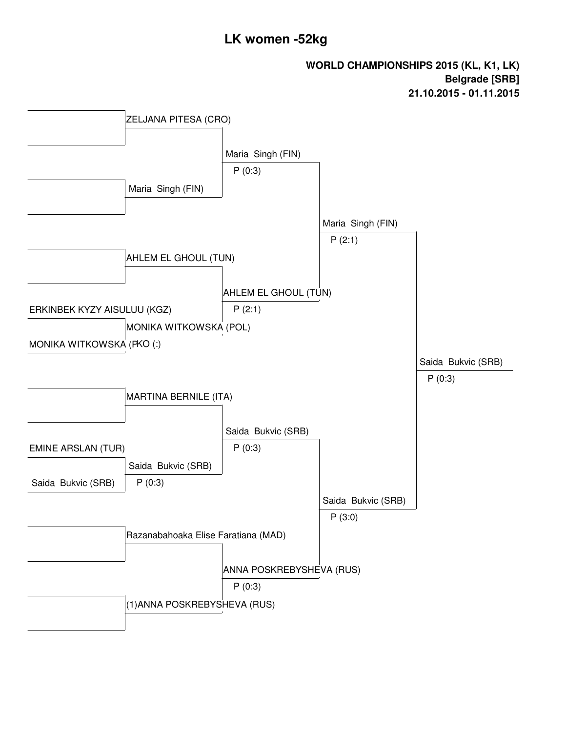# LK women -52kg

**WORLD CHAMPIONSHIPS 2015 (KL, K1, LK)**
**Belgrade [SRB]**
**21.10.2015 - 01.11.2015**

| Round 1 | Round 2 | Quarterfinal | Semifinal | Final |
|---|---|---|---|---|
| | ZELJANA PITESA (CRO) | Maria Singh (FIN) P (0:3) | Maria Singh (FIN) P (2:1) | Saida Bukvic (SRB) P (0:3) |
| | Maria Singh (FIN) | | | |
| | AHLEM EL GHOUL (TUN) | AHLEM EL GHOUL (TUN) P (2:1) | | |
| ERKINBEK KYZY AISULUU (KGZ) | MONIKA WITKOWSKA (POL) | | | |
| MONIKA WITKOWSKA (P | KO (:) | | | |
| | MARTINA BERNILE (ITA) | Saida Bukvic (SRB) P (0:3) | Saida Bukvic (SRB) P (3:0) | |
| EMINE ARSLAN (TUR) | Saida Bukvic (SRB) P (0:3) | | | |
| Saida Bukvic (SRB) | | | | |
| | Razanabahoaka Elise Faratiana (MAD) | ANNA POSKREBYSHEVA (RUS) P (0:3) | | |
| | (1)ANNA POSKREBYSHEVA (RUS) | | | |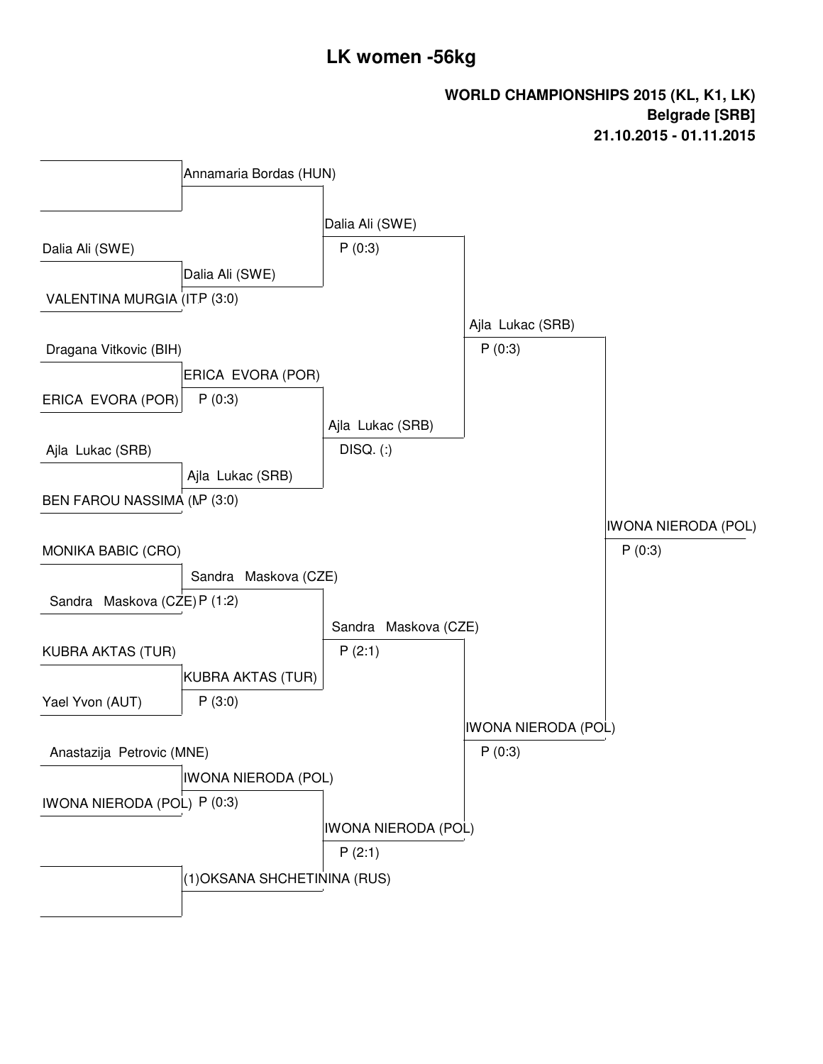# LK women -56kg

**WORLD CHAMPIONSHIPS 2015 (KL, K1, LK)**
**Belgrade [SRB]**
**21.10.2015 - 01.11.2015**

| Round 1 | Round 2 | Quarterfinal | Semifinal | Final |
|---|---|---|---|---|
| (bye) | Annamaria Bordas (HUN) | Dalia Ali (SWE) P (0:3) | Ajla Lukac (SRB) P (0:3) | IWONA NIERODA (POL) P (0:3) |
| Dalia Ali (SWE) | Dalia Ali (SWE) P (3:0) | | | |
| VALENTINA MURGIA (IT | | | | |
| Dragana Vitkovic (BIH) | ERICA EVORA (POR) P (0:3) | Ajla Lukac (SRB) DISQ. (:) | | |
| ERICA EVORA (POR) | | | | |
| Ajla Lukac (SRB) | Ajla Lukac (SRB) P (3:0) | | | |
| BEN FAROU NASSIMA (M | | | | |
| MONIKA BABIC (CRO) | Sandra Maskova (CZE) P (1:2) | Sandra Maskova (CZE) P (2:1) | IWONA NIERODA (POL) P (0:3) | |
| Sandra Maskova (CZE) | | | | |
| KUBRA AKTAS (TUR) | KUBRA AKTAS (TUR) P (3:0) | | | |
| Yael Yvon (AUT) | | | | |
| Anastazija Petrovic (MNE) | IWONA NIERODA (POL) P (0:3) | IWONA NIERODA (POL) P (2:1) | | |
| IWONA NIERODA (POL) | | | | |
| (bye) | (1)OKSANA SHCHETININA (RUS) | | | |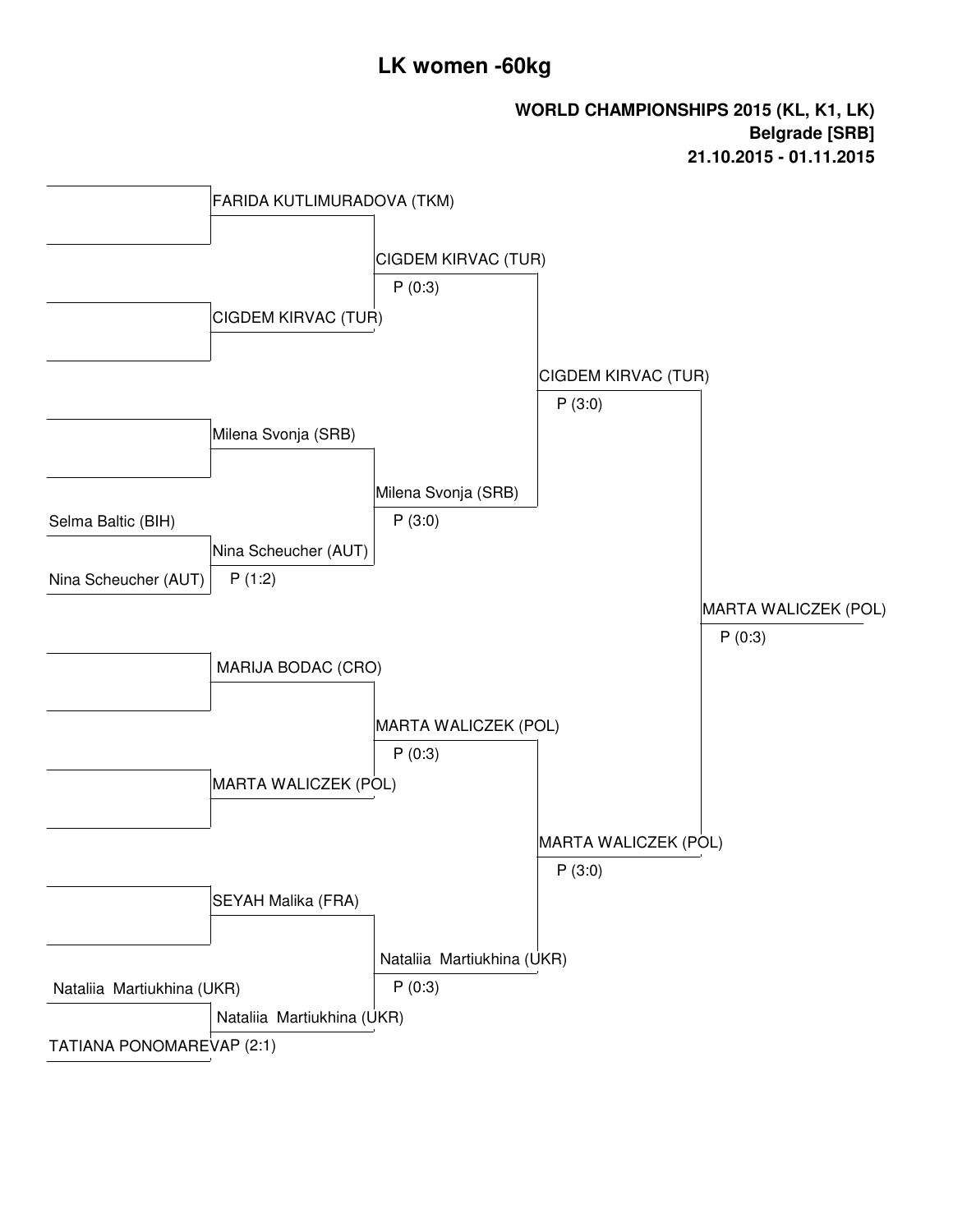# LK women -60kg

**WORLD CHAMPIONSHIPS 2015 (KL, K1, LK)**
**Belgrade [SRB]**
**21.10.2015 - 01.11.2015**

| Round 1 | Round 2 | Quarterfinal | Semifinal | Final |
|---|---|---|---|---|
| | FARIDA KUTLIMURADOVA (TKM) | CIGDEM KIRVAC (TUR) P (0:3) | CIGDEM KIRVAC (TUR) P (3:0) | MARTA WALICZEK (POL) P (0:3) |
| | CIGDEM KIRVAC (TUR) | | | |
| | Milena Svonja (SRB) | Milena Svonja (SRB) P (3:0) | | |
| Selma Baltic (BIH) / Nina Scheucher (AUT) | Nina Scheucher (AUT) P (1:2) | | | |
| | MARIJA BODAC (CRO) | MARTA WALICZEK (POL) P (0:3) | MARTA WALICZEK (POL) P (3:0) | |
| | MARTA WALICZEK (POL) | | | |
| | SEYAH Malika (FRA) | Nataliia Martiukhina (UKR) P (0:3) | | |
| Nataliia Martiukhina (UKR) / TATIANA PONOMAREVA | Nataliia Martiukhina (UKR) P (2:1) | | | |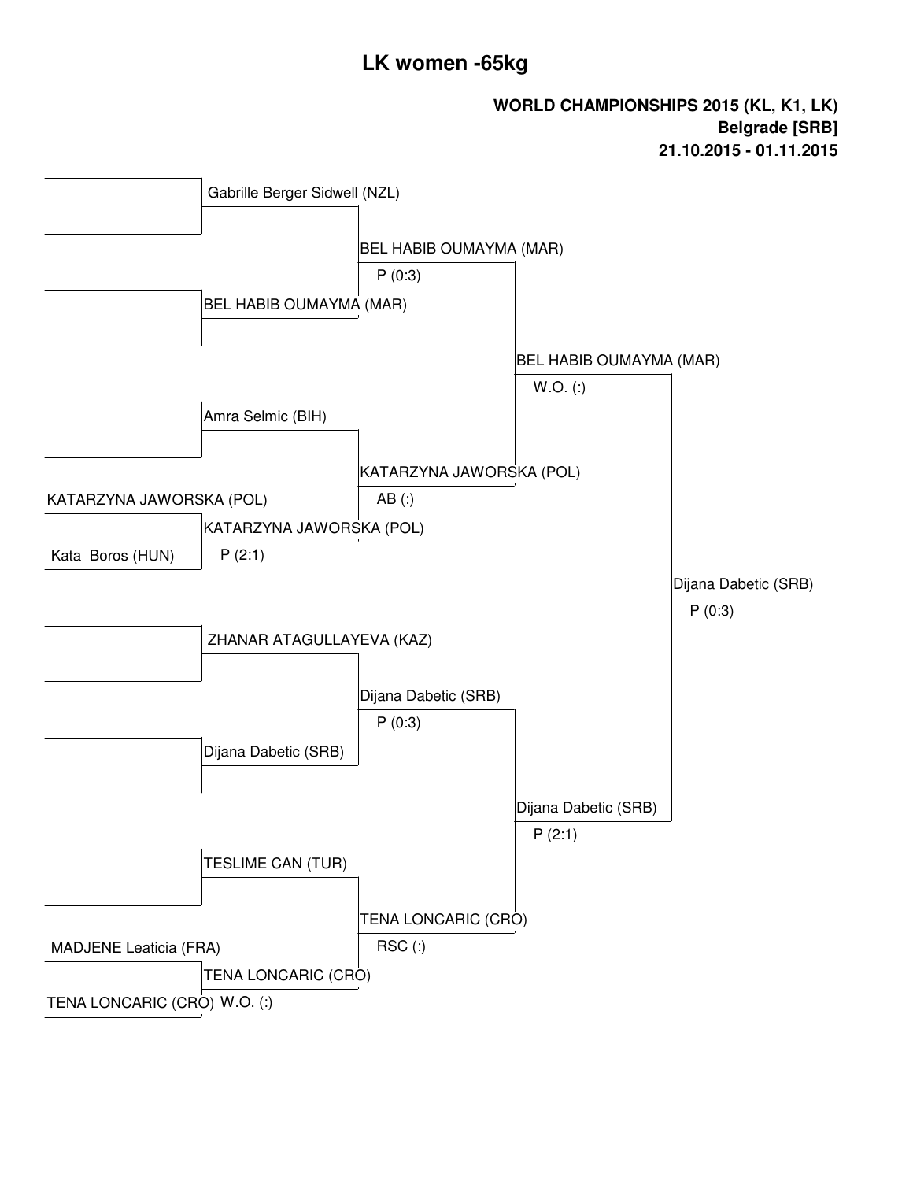# LK women -65kg

**WORLD CHAMPIONSHIPS 2015 (KL, K1, LK)**
**Belgrade [SRB]**
**21.10.2015 - 01.11.2015**

| Round 1 | Round 2 | Quarterfinal | Semifinal | Final |
|---|---|---|---|---|
| | Gabrille Berger Sidwell (NZL) | | | |
| | | BEL HABIB OUMAYMA (MAR) P (0:3) | | |
| | BEL HABIB OUMAYMA (MAR) | | | |
| | | | BEL HABIB OUMAYMA (MAR) W.O. (:) | |
| | Amra Selmic (BIH) | | | |
| | | KATARZYNA JAWORSKA (POL) AB (:) | | |
| KATARZYNA JAWORSKA (POL) | | | | |
| | KATARZYNA JAWORSKA (POL) P (2:1) | | | |
| Kata Boros (HUN) | | | | |
| | | | | Dijana Dabetic (SRB) P (0:3) |
| | ZHANAR ATAGULLAYEVA (KAZ) | | | |
| | | Dijana Dabetic (SRB) P (0:3) | | |
| | Dijana Dabetic (SRB) | | | |
| | | | Dijana Dabetic (SRB) P (2:1) | |
| | TESLIME CAN (TUR) | | | |
| | | TENA LONCARIC (CRO) RSC (:) | | |
| MADJENE Leaticia (FRA) | | | | |
| | TENA LONCARIC (CRO) W.O. (:) | | | |
| TENA LONCARIC (CRO) | | | | |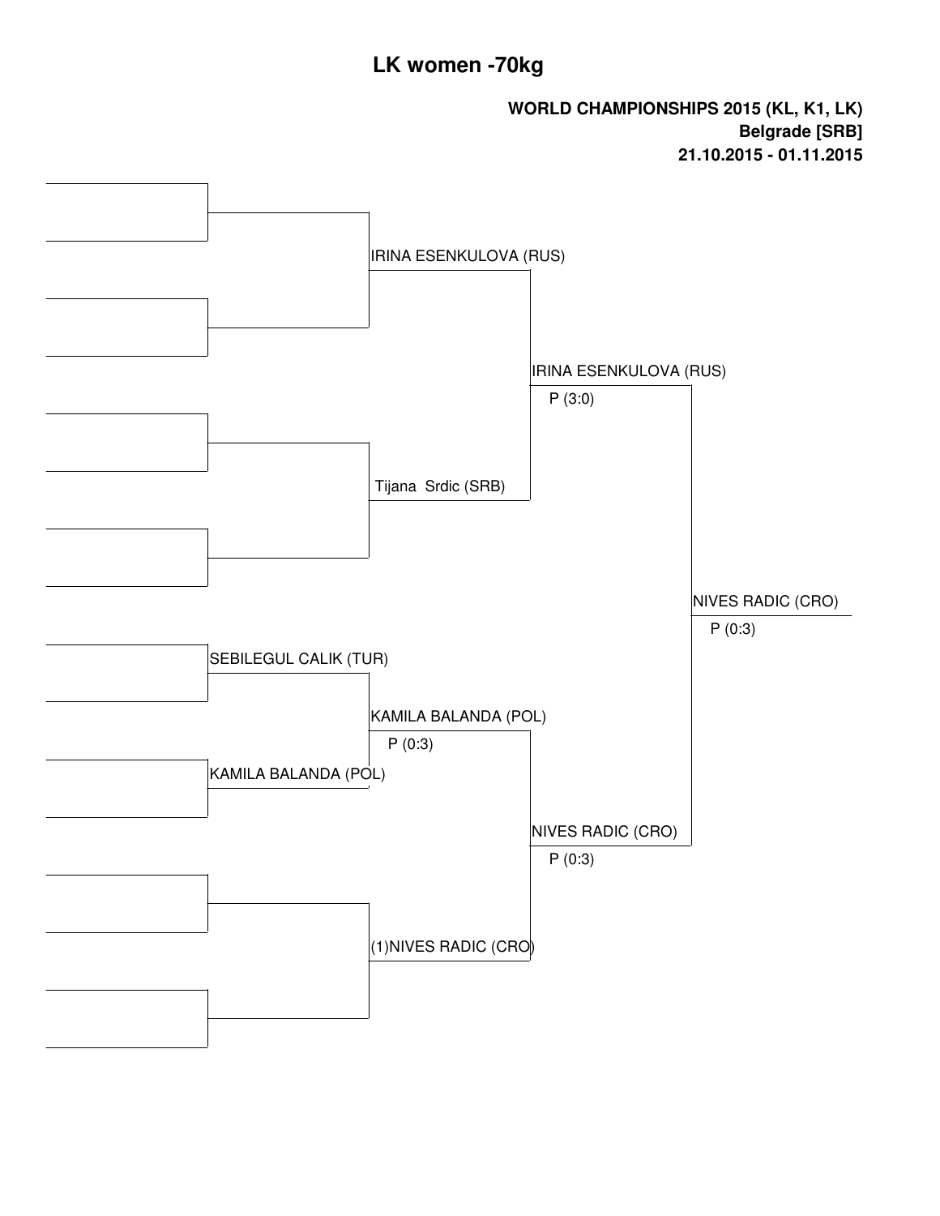# LK women -70kg

**WORLD CHAMPIONSHIPS 2015 (KL, K1, LK)**
**Belgrade [SRB]**
**21.10.2015 - 01.11.2015**

IRINA ESENKULOVA (RUS)

Tijana Srdic (SRB)

IRINA ESENKULOVA (RUS)
P (3:0)

SEBILEGUL CALIK (TUR)

KAMILA BALANDA (POL)

KAMILA BALANDA (POL)
P (0:3)

(1)NIVES RADIC (CRO)

NIVES RADIC (CRO)
P (0:3)

NIVES RADIC (CRO)
P (0:3)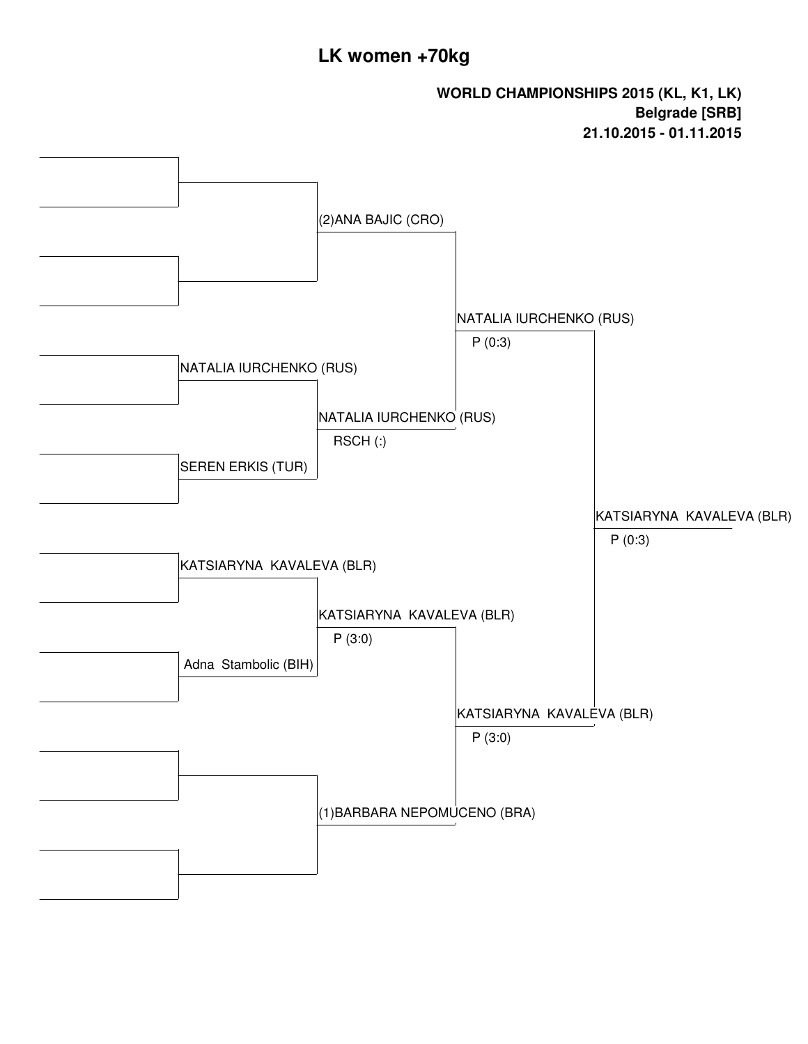# LK women +70kg

**WORLD CHAMPIONSHIPS 2015 (KL, K1, LK)**
**Belgrade [SRB]**
**21.10.2015 - 01.11.2015**

| Round 1 | Quarterfinals | Semifinals | Final | Winner |
|---|---|---|---|---|
| | (2)ANA BAJIC (CRO) | | | |
| NATALIA IURCHENKO (RUS) | NATALIA IURCHENKO (RUS) RSCH (:) | NATALIA IURCHENKO (RUS) P (0:3) | | |
| SEREN ERKIS (TUR) | | | | |
| | | | | KATSIARYNA KAVALEVA (BLR) P (0:3) |
| KATSIARYNA KAVALEVA (BLR) | KATSIARYNA KAVALEVA (BLR) P (3:0) | KATSIARYNA KAVALEVA (BLR) P (3:0) | | |
| Adna Stambolic (BIH) | | | | |
| | (1)BARBARA NEPOMUCENO (BRA) | | | |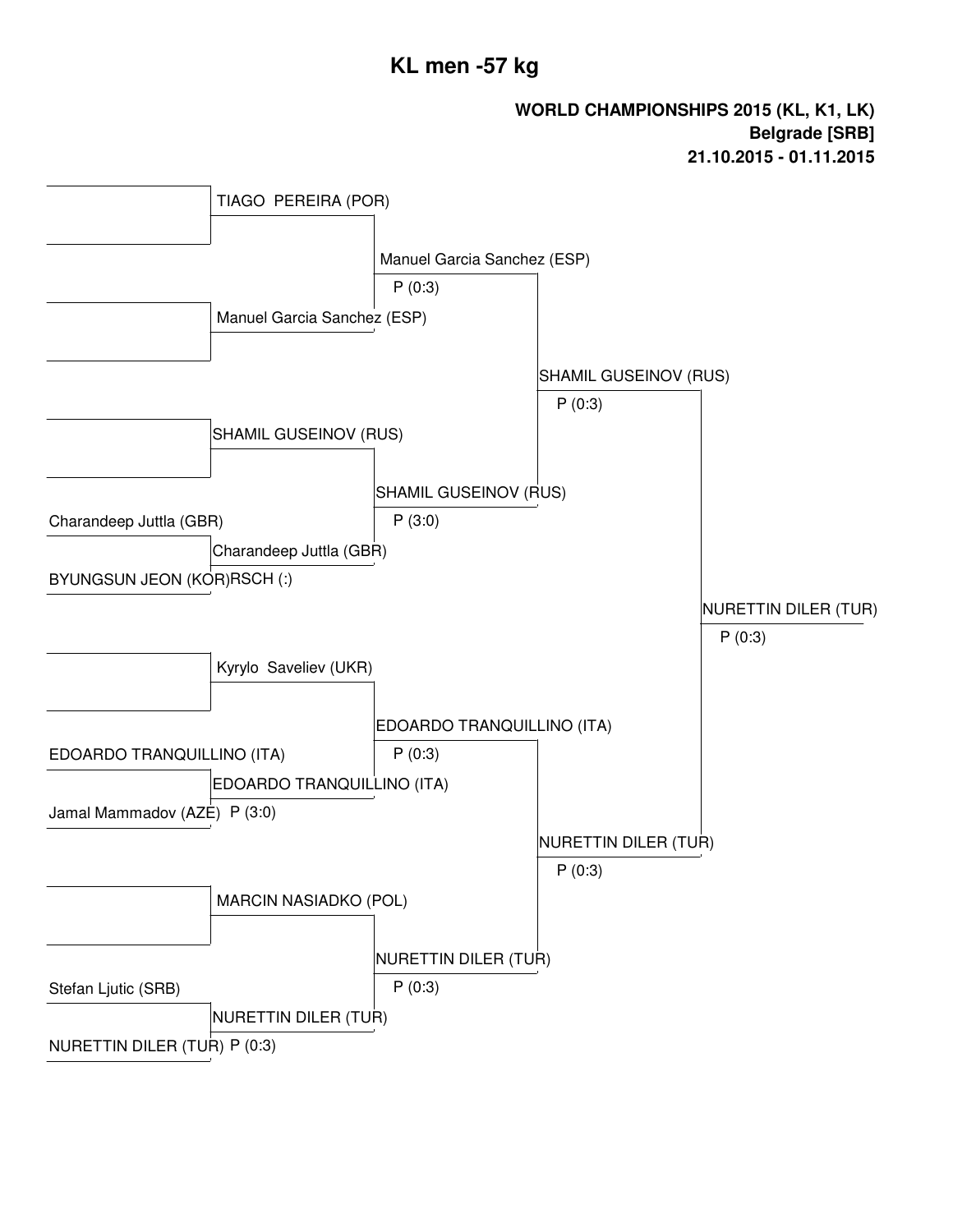# KL men -57 kg

**WORLD CHAMPIONSHIPS 2015 (KL, K1, LK)**
**Belgrade [SRB]**
**21.10.2015 - 01.11.2015**

| Round 1 | Round 2 | Quarterfinal | Semifinal | Final |
|---|---|---|---|---|
| | TIAGO PEREIRA (POR) | Manuel Garcia Sanchez (ESP) P (0:3) | SHAMIL GUSEINOV (RUS) P (0:3) | NURETTIN DILER (TUR) P (0:3) |
| | Manuel Garcia Sanchez (ESP) | | | |
| | SHAMIL GUSEINOV (RUS) | SHAMIL GUSEINOV (RUS) P (3:0) | | |
| Charandeep Juttla (GBR) / BYUNGSUN JEON (KOR) | Charandeep Juttla (GBR) RSCH (:) | | | |
| | Kyrylo Saveliev (UKR) | EDOARDO TRANQUILLINO (ITA) P (0:3) | NURETTIN DILER (TUR) P (0:3) | |
| EDOARDO TRANQUILLINO (ITA) / Jamal Mammadov (AZE) | EDOARDO TRANQUILLINO (ITA) P (3:0) | | | |
| | MARCIN NASIADKO (POL) | NURETTIN DILER (TUR) P (0:3) | | |
| Stefan Ljutic (SRB) / NURETTIN DILER (TUR) | NURETTIN DILER (TUR) P (0:3) | | | |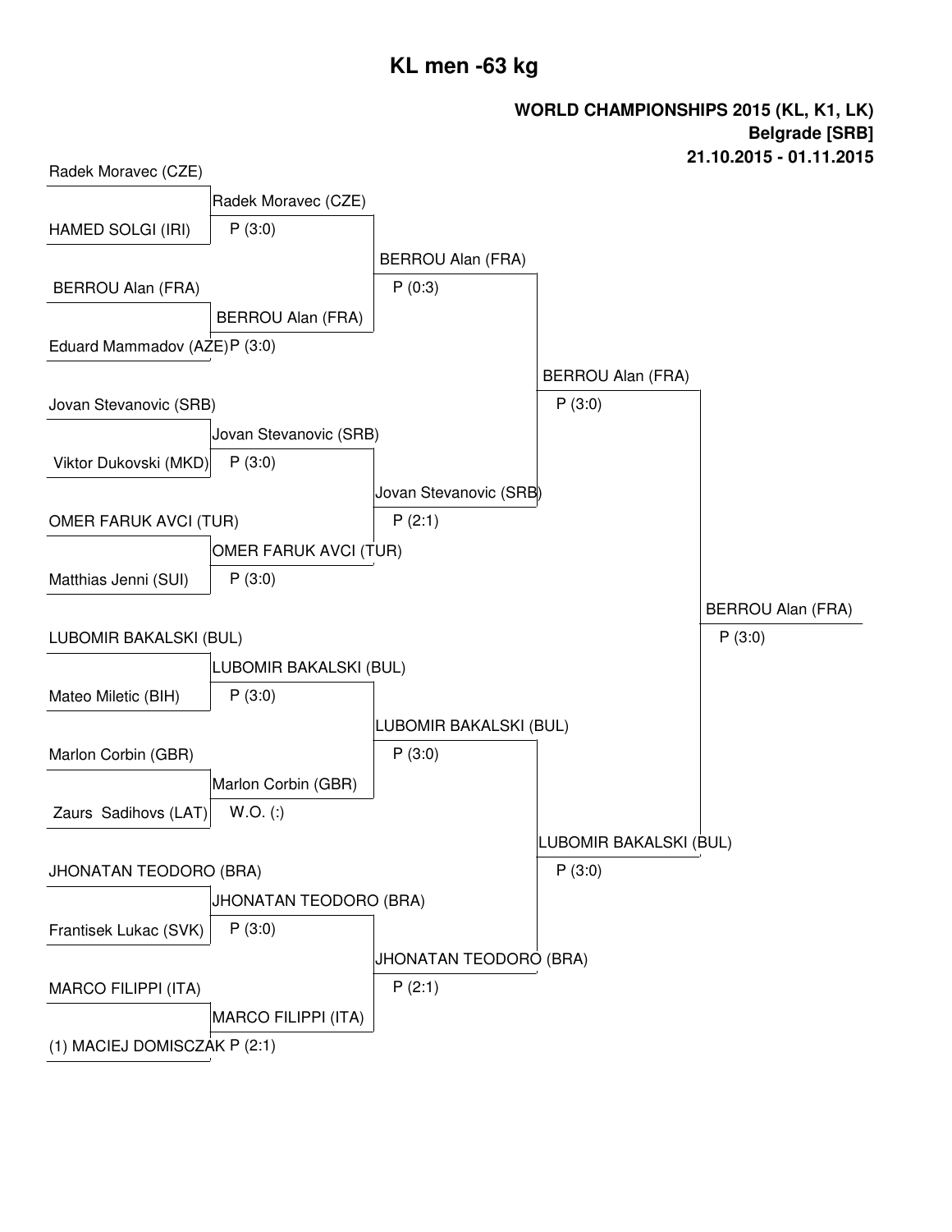# KL men -63 kg

**WORLD CHAMPIONSHIPS 2015 (KL, K1, LK)**
**Belgrade [SRB]**
**21.10.2015 - 01.11.2015**

| Round 1 | Round 2 | Quarterfinals | Semifinals | Final |
|---|---|---|---|---|
| Radek Moravec (CZE) | Radek Moravec (CZE) P (3:0) | BERROU Alan (FRA) P (0:3) | BERROU Alan (FRA) P (3:0) | BERROU Alan (FRA) P (3:0) |
| HAMED SOLGI (IRI) | | | | |
| BERROU Alan (FRA) | BERROU Alan (FRA) P (3:0) | | | |
| Eduard Mammadov (AZE) | | | | |
| Jovan Stevanovic (SRB) | Jovan Stevanovic (SRB) P (3:0) | Jovan Stevanovic (SRB) P (2:1) | | |
| Viktor Dukovski (MKD) | | | | |
| OMER FARUK AVCI (TUR) | OMER FARUK AVCI (TUR) P (3:0) | | | |
| Matthias Jenni (SUI) | | | | |
| LUBOMIR BAKALSKI (BUL) | LUBOMIR BAKALSKI (BUL) P (3:0) | LUBOMIR BAKALSKI (BUL) P (3:0) | LUBOMIR BAKALSKI (BUL) P (3:0) | |
| Mateo Miletic (BIH) | | | | |
| Marlon Corbin (GBR) | Marlon Corbin (GBR) W.O. (:) | | | |
| Zaurs Sadihovs (LAT) | | | | |
| JHONATAN TEODORO (BRA) | JHONATAN TEODORO (BRA) P (3:0) | JHONATAN TEODORO (BRA) P (2:1) | | |
| Frantisek Lukac (SVK) | | | | |
| MARCO FILIPPI (ITA) | MARCO FILIPPI (ITA) P (2:1) | | | |
| (1) MACIEJ DOMISCZAK | | | | |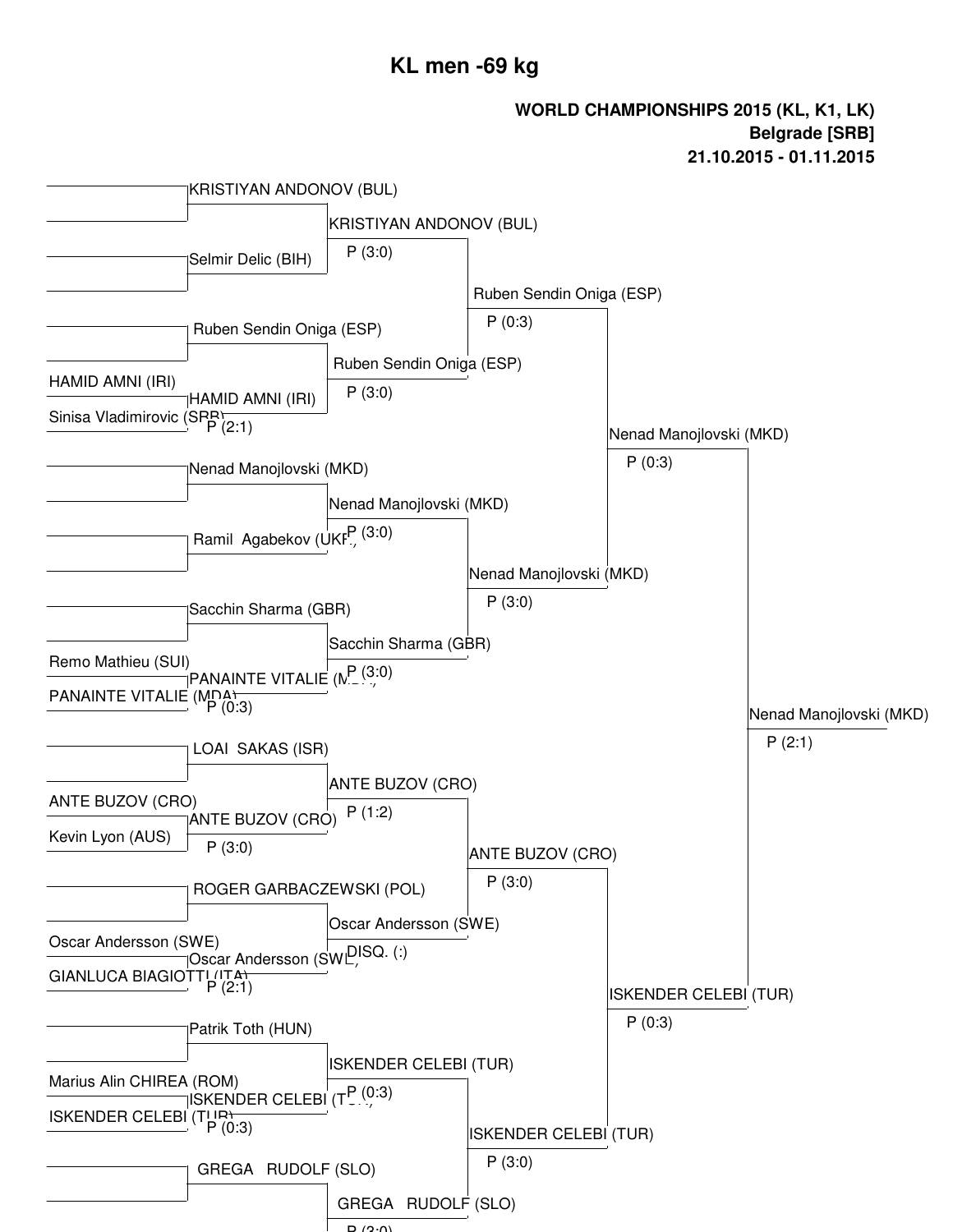# KL men -69 kg

**WORLD CHAMPIONSHIPS 2015 (KL, K1, LK)**
**Belgrade [SRB]**
**21.10.2015 - 01.11.2015**

## Round 1

| Fighter 1 | Fighter 2 | Winner | Result |
|---|---|---|---|
| HAMID AMNI (IRI) | Sinisa Vladimirovic (SRB) | HAMID AMNI (IRI) | P (2:1) |
| Remo Mathieu (SUI) | PANAINTE VITALIE (MDA) | PANAINTE VITALIE (MDA) | P (0:3) |
| ANTE BUZOV (CRO) | Kevin Lyon (AUS) | ANTE BUZOV (CRO) | P (3:0) |
| Oscar Andersson (SWE) | GIANLUCA BIAGIOTTI (ITA) | Oscar Andersson (SWE) | P (2:1) |
| Marius Alin CHIREA (ROM) | ISKENDER CELEBI (TUR) | ISKENDER CELEBI (TUR) | P (0:3) |

## Round 2

| Fighter 1 | Fighter 2 | Winner | Result |
|---|---|---|---|
| KRISTIYAN ANDONOV (BUL) | Selmir Delic (BIH) | KRISTIYAN ANDONOV (BUL) | P (3:0) |
| Ruben Sendin Oniga (ESP) | HAMID AMNI (IRI) | Ruben Sendin Oniga (ESP) | P (3:0) |
| Nenad Manojlovski (MKD) | Ramil Agabekov (UKR) | Nenad Manojlovski (MKD) | P (3:0) |
| Sacchin Sharma (GBR) | PANAINTE VITALIE (MDA) | Sacchin Sharma (GBR) | P (3:0) |
| LOAI SAKAS (ISR) | ANTE BUZOV (CRO) | ANTE BUZOV (CRO) | P (1:2) |
| ROGER GARBACZEWSKI (POL) | Oscar Andersson (SWE) | Oscar Andersson (SWE) | DISQ. (:) |
| Patrik Toth (HUN) | ISKENDER CELEBI (TUR) | ISKENDER CELEBI (TUR) | P (0:3) |
| GREGA RUDOLF (SLO) | | GREGA RUDOLF (SLO) | P (3:0) |

## Round 3

| Fighter 1 | Fighter 2 | Winner | Result |
|---|---|---|---|
| KRISTIYAN ANDONOV (BUL) | Ruben Sendin Oniga (ESP) | Ruben Sendin Oniga (ESP) | P (0:3) |
| Nenad Manojlovski (MKD) | Sacchin Sharma (GBR) | Nenad Manojlovski (MKD) | P (3:0) |
| ANTE BUZOV (CRO) | Oscar Andersson (SWE) | ANTE BUZOV (CRO) | P (3:0) |
| ISKENDER CELEBI (TUR) | GREGA RUDOLF (SLO) | ISKENDER CELEBI (TUR) | P (3:0) |

## Semi-finals

| Fighter 1 | Fighter 2 | Winner | Result |
|---|---|---|---|
| Ruben Sendin Oniga (ESP) | Nenad Manojlovski (MKD) | Nenad Manojlovski (MKD) | P (0:3) |
| ANTE BUZOV (CRO) | ISKENDER CELEBI (TUR) | ISKENDER CELEBI (TUR) | P (0:3) |

## Final

| Fighter 1 | Fighter 2 | Winner | Result |
|---|---|---|---|
| Nenad Manojlovski (MKD) | ISKENDER CELEBI (TUR) | Nenad Manojlovski (MKD) | P (2:1) |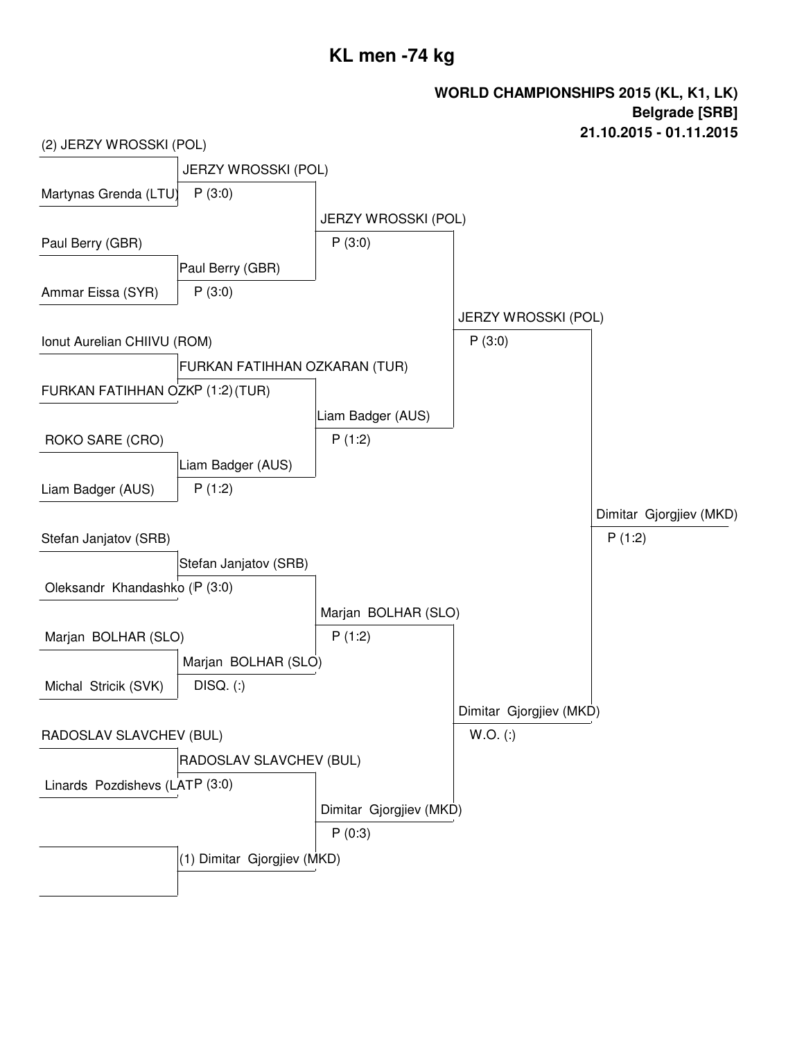# KL men -74 kg

**WORLD CHAMPIONSHIPS 2015 (KL, K1, LK)**
**Belgrade [SRB]**
**21.10.2015 - 01.11.2015**

| Round 1 | Round 2 | Round 3 | Semifinal | Final |
|---|---|---|---|---|
| (2) JERZY WROSSKI (POL) | JERZY WROSSKI (POL) P (3:0) | JERZY WROSSKI (POL) P (3:0) | JERZY WROSSKI (POL) P (3:0) | Dimitar Gjorgjiev (MKD) P (1:2) |
| Martynas Grenda (LTU) | | | | |
| Paul Berry (GBR) | Paul Berry (GBR) P (3:0) | | | |
| Ammar Eissa (SYR) | | | | |
| Ionut Aurelian CHIIVU (ROM) | FURKAN FATIHHAN OZKARAN (TUR) P (1:2) | Liam Badger (AUS) P (1:2) | | |
| FURKAN FATIHHAN OZKARAN (TUR) | | | | |
| ROKO SARE (CRO) | Liam Badger (AUS) P (1:2) | | | |
| Liam Badger (AUS) | | | | |
| Stefan Janjatov (SRB) | Stefan Janjatov (SRB) P (3:0) | Marjan BOLHAR (SLO) P (1:2) | Dimitar Gjorgjiev (MKD) W.O. (:) | |
| Oleksandr Khandashko ( | | | | |
| Marjan BOLHAR (SLO) | Marjan BOLHAR (SLO) DISQ. (:) | | | |
| Michal Stricik (SVK) | | | | |
| RADOSLAV SLAVCHEV (BUL) | RADOSLAV SLAVCHEV (BUL) P (3:0) | Dimitar Gjorgjiev (MKD) P (0:3) | | |
| Linards Pozdishevs (LAT | | | | |
| | (1) Dimitar Gjorgjiev (MKD) | | | |
| | | | | |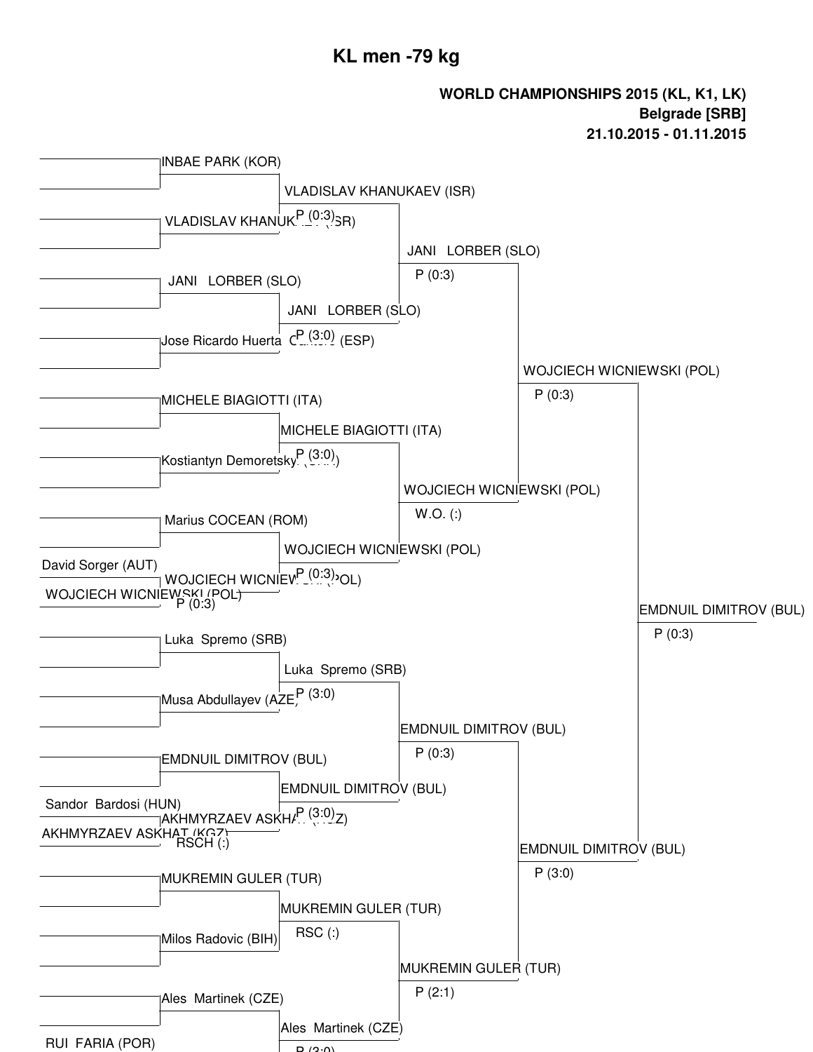# KL men -79 kg

**WORLD CHAMPIONSHIPS 2015 (KL, K1, LK)**
**Belgrade [SRB]**
**21.10.2015 - 01.11.2015**

## Preliminary round

- David Sorger (AUT) vs WOJCIECH WICNIEWSKI (POL) — Winner: WOJCIECH WICNIEWSKI (POL), P (0:3)
- Sandor Bardosi (HUN) vs AKHMYRZAEV ASKHAT (KGZ) — Winner: AKHMYRZAEV ASKHAT (KGZ), RSCH (:)

## Round 1

- INBAE PARK (KOR) vs VLADISLAV KHANUKAEV (ISR) — Winner: VLADISLAV KHANUKAEV (ISR), P (0:3)
- JANI LORBER (SLO) vs Jose Ricardo Huerta Cantero (ESP) — Winner: JANI LORBER (SLO), P (3:0)
- MICHELE BIAGIOTTI (ITA) vs Kostiantyn Demoretskyi (UKR) — Winner: MICHELE BIAGIOTTI (ITA), P (3:0)
- Marius COCEAN (ROM) vs WOJCIECH WICNIEWSKI (POL) — Winner: WOJCIECH WICNIEWSKI (POL), P (0:3)
- Luka Spremo (SRB) vs Musa Abdullayev (AZE) — Winner: Luka Spremo (SRB), P (3:0)
- EMDNUIL DIMITROV (BUL) vs AKHMYRZAEV ASKHAT (KGZ) — Winner: EMDNUIL DIMITROV (BUL), P (3:0)
- MUKREMIN GULER (TUR) vs Milos Radovic (BIH) — Winner: MUKREMIN GULER (TUR), RSC (:)
- Ales Martinek (CZE) vs RUI FARIA (POR) — Winner: Ales Martinek (CZE), P (3:0)

## Quarterfinals

- VLADISLAV KHANUKAEV (ISR) vs JANI LORBER (SLO) — Winner: JANI LORBER (SLO), P (0:3)
- MICHELE BIAGIOTTI (ITA) vs WOJCIECH WICNIEWSKI (POL) — Winner: WOJCIECH WICNIEWSKI (POL), W.O. (:)
- Luka Spremo (SRB) vs EMDNUIL DIMITROV (BUL) — Winner: EMDNUIL DIMITROV (BUL), P (0:3)
- MUKREMIN GULER (TUR) vs Ales Martinek (CZE) — Winner: MUKREMIN GULER (TUR), P (2:1)

## Semifinals

- JANI LORBER (SLO) vs WOJCIECH WICNIEWSKI (POL) — Winner: WOJCIECH WICNIEWSKI (POL), P (0:3)
- EMDNUIL DIMITROV (BUL) vs MUKREMIN GULER (TUR) — Winner: EMDNUIL DIMITROV (BUL), P (3:0)

## Final

- WOJCIECH WICNIEWSKI (POL) vs EMDNUIL DIMITROV (BUL) — Winner: EMDNUIL DIMITROV (BUL), P (0:3)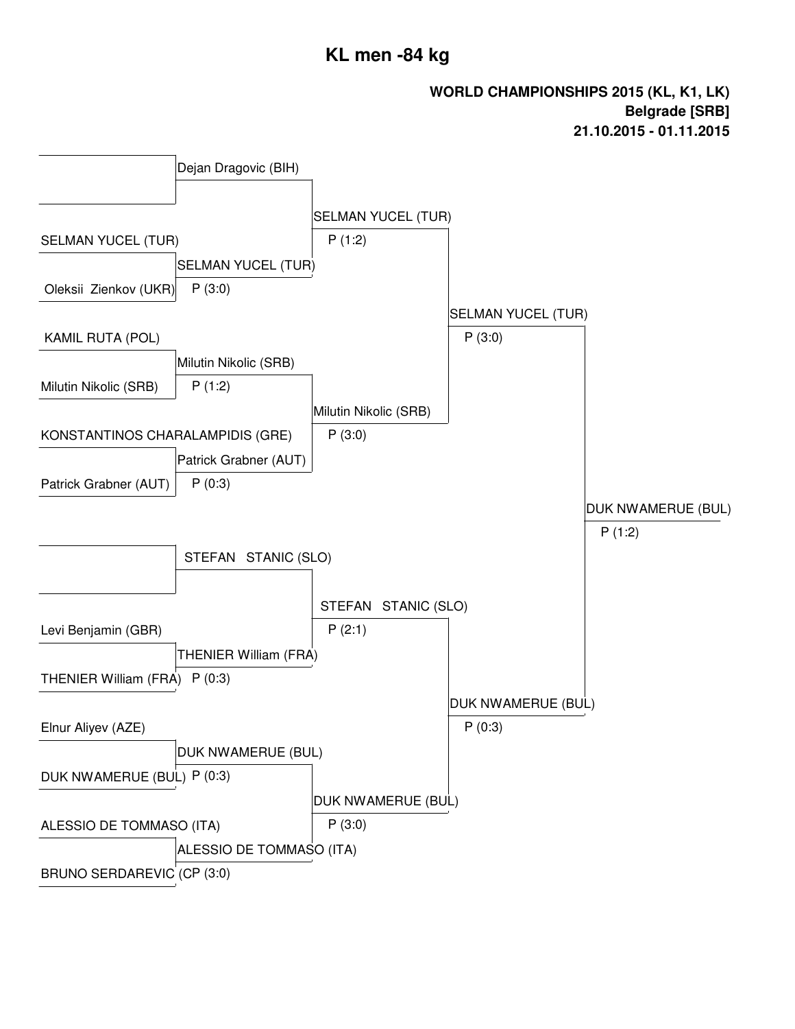# KL men -84 kg

**WORLD CHAMPIONSHIPS 2015 (KL, K1, LK)**
**Belgrade [SRB]**
**21.10.2015 - 01.11.2015**

| Round 1 | Round 2 | Quarterfinal | Semifinal | Final |
|---|---|---|---|---|
| (empty) | Dejan Dragovic (BIH) | SELMAN YUCEL (TUR) P (1:2) | SELMAN YUCEL (TUR) P (3:0) | DUK NWAMERUE (BUL) P (1:2) |
| SELMAN YUCEL (TUR) / Oleksii Zienkov (UKR) | SELMAN YUCEL (TUR) P (3:0) | | | |
| KAMIL RUTA (POL) / Milutin Nikolic (SRB) | Milutin Nikolic (SRB) P (1:2) | Milutin Nikolic (SRB) P (3:0) | | |
| KONSTANTINOS CHARALAMPIDIS (GRE) / Patrick Grabner (AUT) | Patrick Grabner (AUT) P (0:3) | | | |
| (empty) | STEFAN STANIC (SLO) | STEFAN STANIC (SLO) P (2:1) | DUK NWAMERUE (BUL) P (0:3) | |
| Levi Benjamin (GBR) / THENIER William (FRA) | THENIER William (FRA) P (0:3) | | | |
| Elnur Aliyev (AZE) / DUK NWAMERUE (BUL) | DUK NWAMERUE (BUL) P (0:3) | DUK NWAMERUE (BUL) P (3:0) | | |
| ALESSIO DE TOMMASO (ITA) / BRUNO SERDAREVIC (C | ALESSIO DE TOMMASO (ITA) P (3:0) | | | |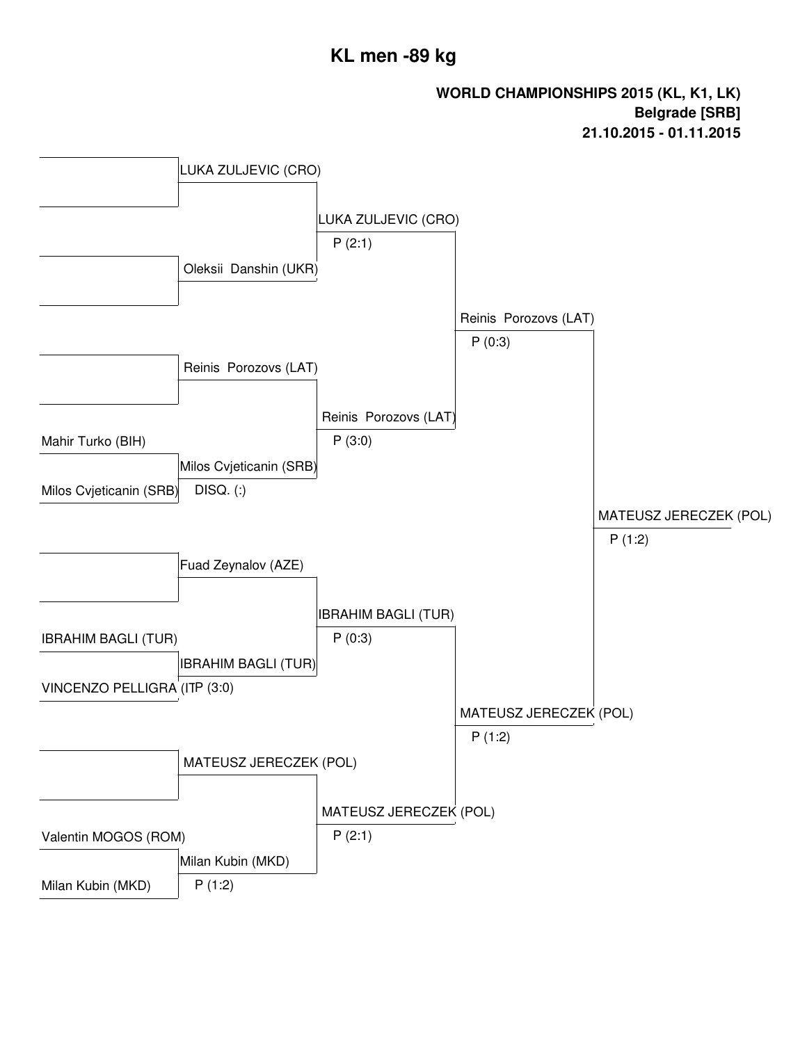# KL men -89 kg

**WORLD CHAMPIONSHIPS 2015 (KL, K1, LK)**
**Belgrade [SRB]**
**21.10.2015 - 01.11.2015**

| Round 1 | Round 2 | Quarterfinal | Semifinal | Final |
|---|---|---|---|---|
| | LUKA ZULJEVIC (CRO) | LUKA ZULJEVIC (CRO) P (2:1) | Reinis Porozovs (LAT) P (0:3) | MATEUSZ JERECZEK (POL) P (1:2) |
| | Oleksii Danshin (UKR) | | | |
| | Reinis Porozovs (LAT) | Reinis Porozovs (LAT) P (3:0) | | |
| Mahir Turko (BIH) | Milos Cvjeticanin (SRB) DISQ. (:) | | | |
| Milos Cvjeticanin (SRB) | | | | |
| | Fuad Zeynalov (AZE) | IBRAHIM BAGLI (TUR) P (0:3) | MATEUSZ JERECZEK (POL) P (1:2) | |
| IBRAHIM BAGLI (TUR) | IBRAHIM BAGLI (TUR) P (3:0) | | | |
| VINCENZO PELLIGRA (ITA) | | | | |
| | MATEUSZ JERECZEK (POL) | MATEUSZ JERECZEK (POL) P (2:1) | | |
| Valentin MOGOS (ROM) | Milan Kubin (MKD) P (1:2) | | | |
| Milan Kubin (MKD) | | | | |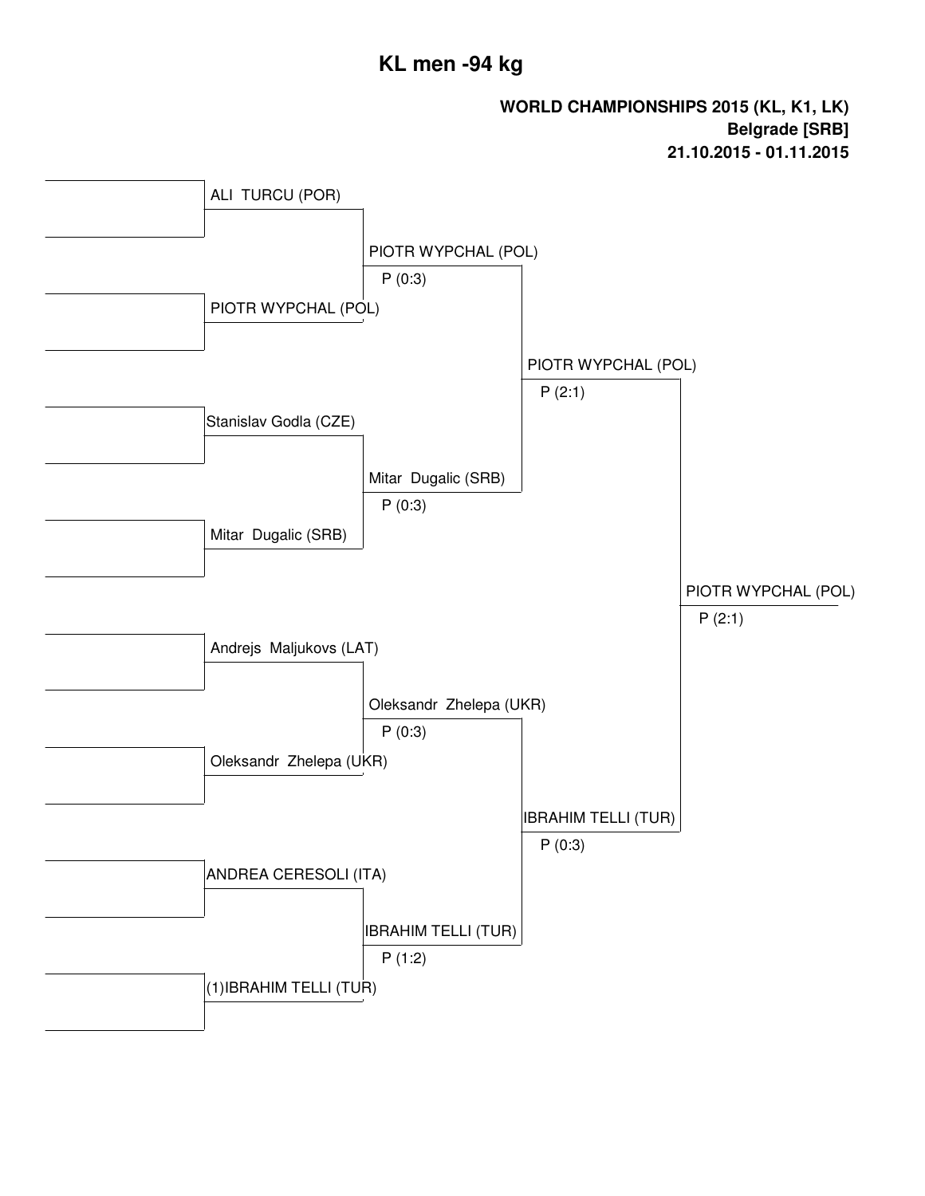# KL men -94 kg

**WORLD CHAMPIONSHIPS 2015 (KL, K1, LK)**
**Belgrade [SRB]**
**21.10.2015 - 01.11.2015**

| Round 1 | Quarterfinals | Semifinals | Final |
|---|---|---|---|
| ALI TURCU (POR) | | | |
| | PIOTR WYPCHAL (POL) P (0:3) | | |
| PIOTR WYPCHAL (POL) | | | |
| | | PIOTR WYPCHAL (POL) P (2:1) | |
| Stanislav Godla (CZE) | | | |
| | Mitar Dugalic (SRB) P (0:3) | | |
| Mitar Dugalic (SRB) | | | |
| | | | PIOTR WYPCHAL (POL) P (2:1) |
| Andrejs Maljukovs (LAT) | | | |
| | Oleksandr Zhelepa (UKR) P (0:3) | | |
| Oleksandr Zhelepa (UKR) | | | |
| | | IBRAHIM TELLI (TUR) P (0:3) | |
| ANDREA CERESOLI (ITA) | | | |
| | IBRAHIM TELLI (TUR) P (1:2) | | |
| (1)IBRAHIM TELLI (TUR) | | | |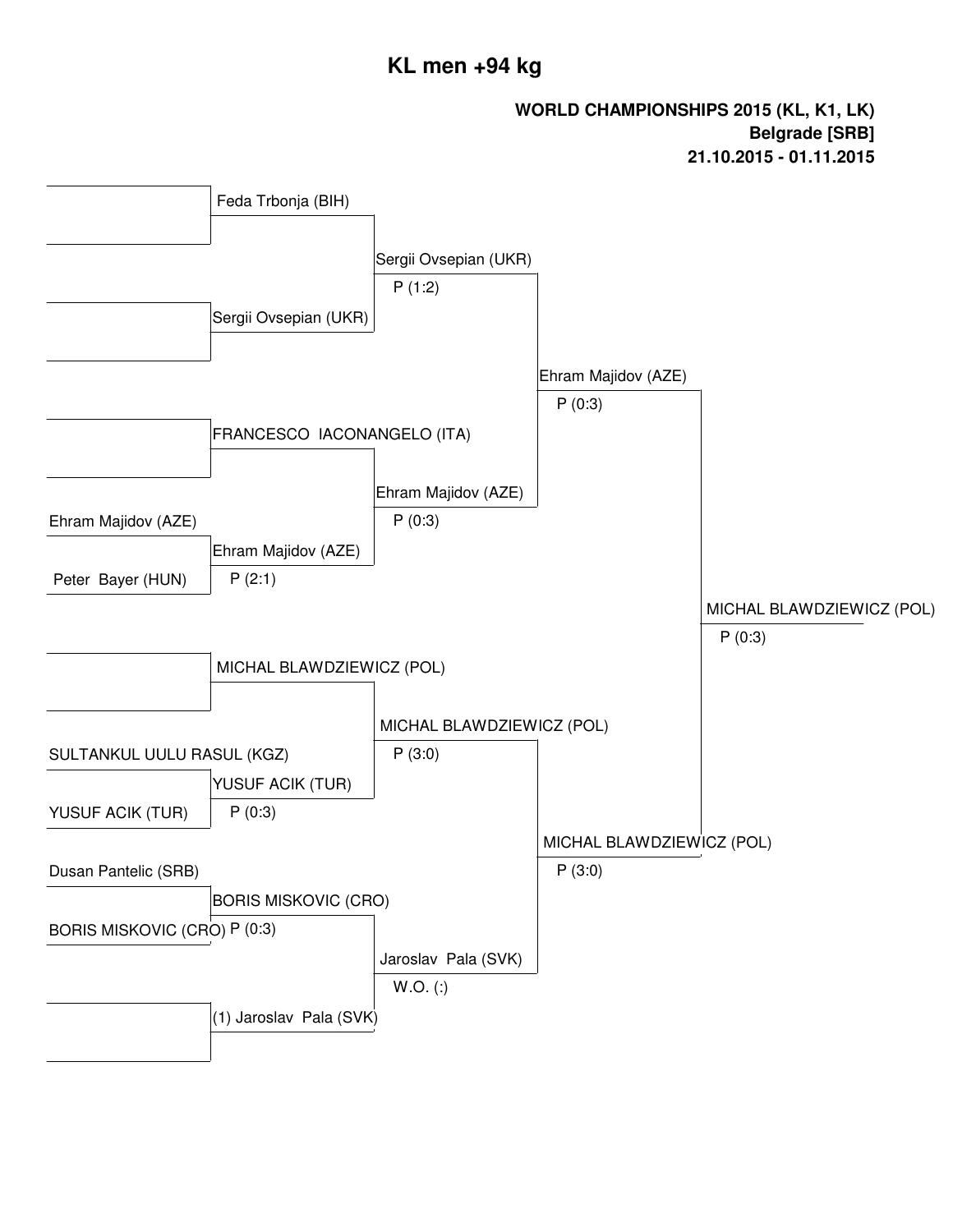# KL men +94 kg

**WORLD CHAMPIONSHIPS 2015 (KL, K1, LK)**
**Belgrade [SRB]**
**21.10.2015 - 01.11.2015**

| Round 1 | Round 2 | Quarterfinal | Semifinal | Final |
|---|---|---|---|---|
| | Feda Trbonja (BIH) | Sergii Ovsepian (UKR) P (1:2) | Ehram Majidov (AZE) P (0:3) | MICHAL BLAWDZIEWICZ (POL) P (0:3) |
| | Sergii Ovsepian (UKR) | | | |
| | FRANCESCO IACONANGELO (ITA) | Ehram Majidov (AZE) P (0:3) | | |
| Ehram Majidov (AZE) | Ehram Majidov (AZE) P (2:1) | | | |
| Peter Bayer (HUN) | | | | |
| | MICHAL BLAWDZIEWICZ (POL) | MICHAL BLAWDZIEWICZ (POL) P (3:0) | MICHAL BLAWDZIEWICZ (POL) P (3:0) | |
| SULTANKUL UULU RASUL (KGZ) | YUSUF ACIK (TUR) P (0:3) | | | |
| YUSUF ACIK (TUR) | | | | |
| Dusan Pantelic (SRB) | BORIS MISKOVIC (CRO) P (0:3) | Jaroslav Pala (SVK) W.O. (:) | | |
| BORIS MISKOVIC (CRO) | | | | |
| | (1) Jaroslav Pala (SVK) | | | |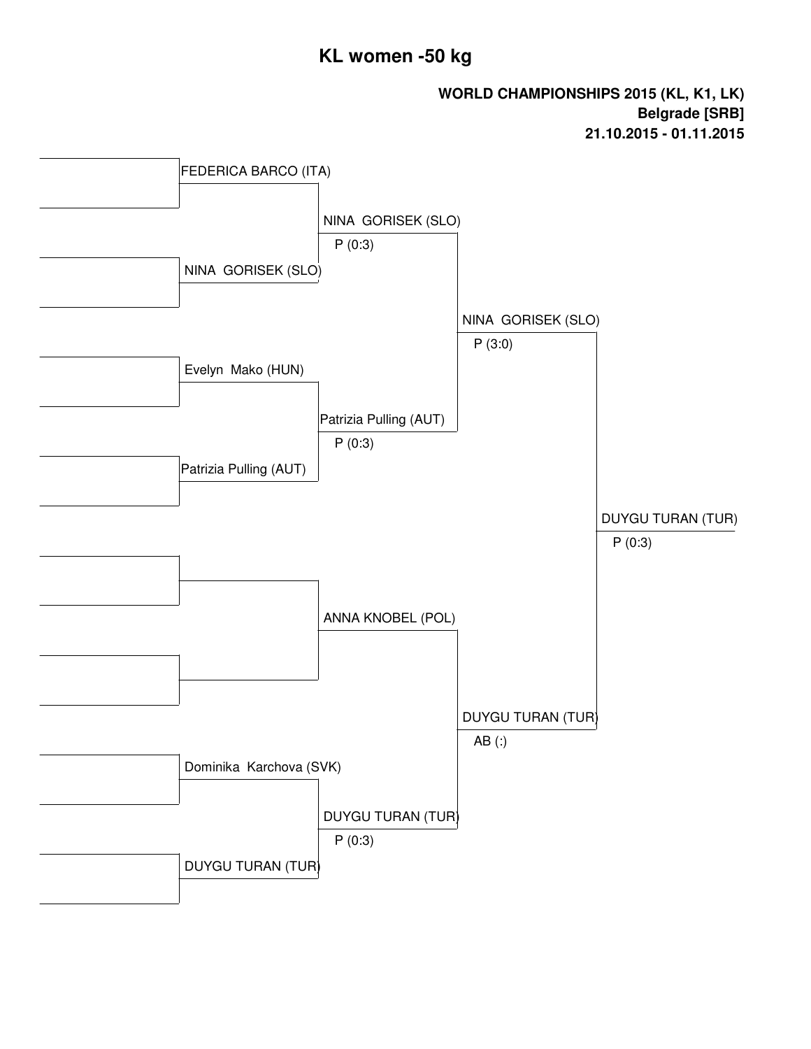# KL women -50 kg

**WORLD CHAMPIONSHIPS 2015 (KL, K1, LK)**
**Belgrade [SRB]**
**21.10.2015 - 01.11.2015**

| Round 1 | Quarterfinal | Semifinal | Final | Winner |
|---|---|---|---|---|
| | FEDERICA BARCO (ITA) | | | |
| | | NINA GORISEK (SLO) P (0:3) | | |
| | NINA GORISEK (SLO) | | | |
| | | | NINA GORISEK (SLO) P (3:0) | |
| | Evelyn Mako (HUN) | | | |
| | | Patrizia Pulling (AUT) P (0:3) | | |
| | Patrizia Pulling (AUT) | | | |
| | | | | DUYGU TURAN (TUR) P (0:3) |
| | | | | |
| | | ANNA KNOBEL (POL) | | |
| | | | | |
| | | | DUYGU TURAN (TUR) AB (:) | |
| | Dominika Karchova (SVK) | | | |
| | | DUYGU TURAN (TUR) P (0:3) | | |
| | DUYGU TURAN (TUR) | | | |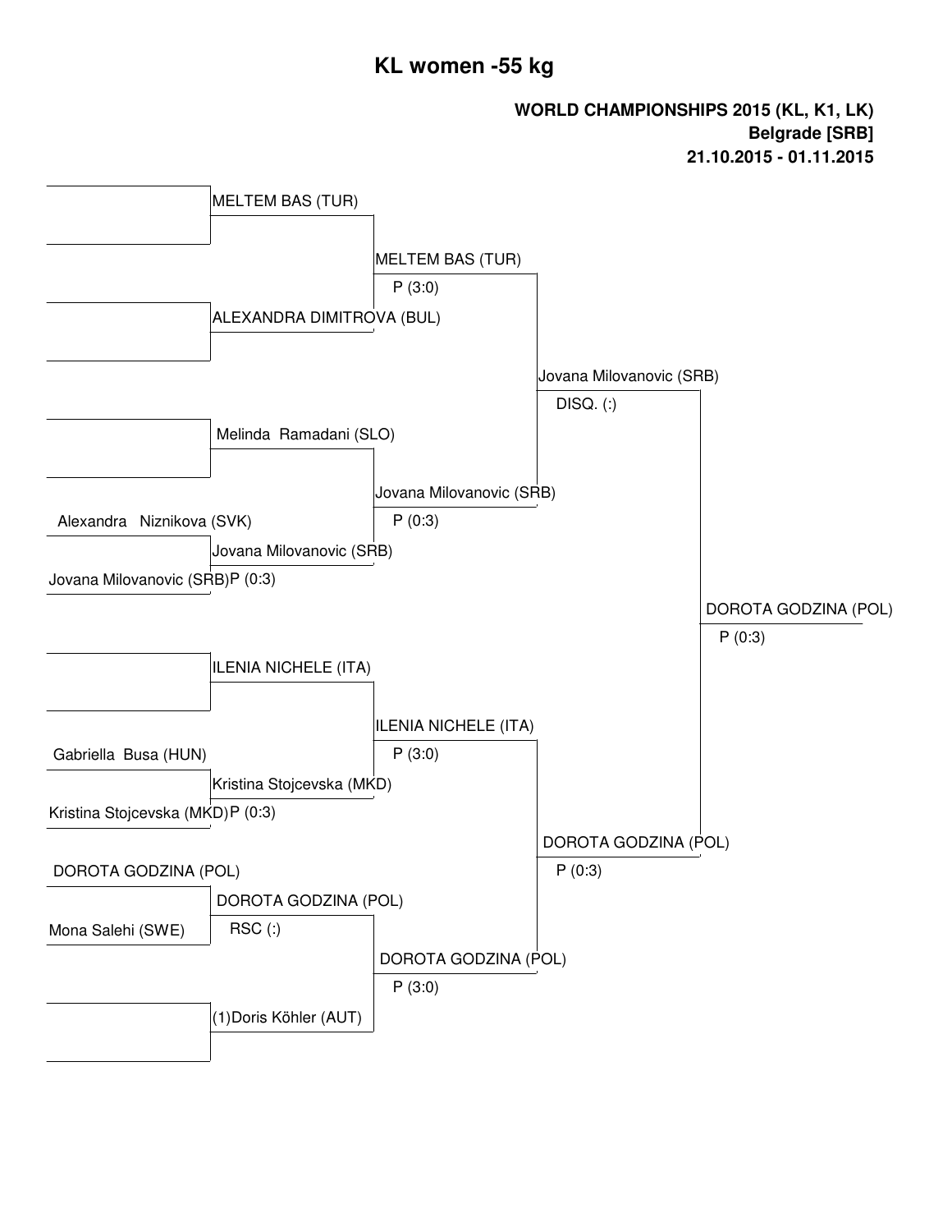# KL women -55 kg

**WORLD CHAMPIONSHIPS 2015 (KL, K1, LK)**
**Belgrade [SRB]**
**21.10.2015 - 01.11.2015**

| Round 1 | Round 2 | Quarterfinals | Semifinals | Final |
|---|---|---|---|---|
| | MELTEM BAS (TUR) | MELTEM BAS (TUR) P (3:0) | Jovana Milovanovic (SRB) DISQ. (:) | DOROTA GODZINA (POL) P (0:3) |
| | ALEXANDRA DIMITROVA (BUL) | | | |
| | Melinda Ramadani (SLO) | Jovana Milovanovic (SRB) P (0:3) | | |
| Alexandra Niznikova (SVK) | Jovana Milovanovic (SRB) P (0:3) | | | |
| Jovana Milovanovic (SRB) | | | | |
| | ILENIA NICHELE (ITA) | ILENIA NICHELE (ITA) P (3:0) | DOROTA GODZINA (POL) P (0:3) | |
| Gabriella Busa (HUN) | Kristina Stojcevska (MKD) P (0:3) | | | |
| Kristina Stojcevska (MKD) | | | | |
| DOROTA GODZINA (POL) | DOROTA GODZINA (POL) RSC (:) | DOROTA GODZINA (POL) P (3:0) | | |
| Mona Salehi (SWE) | | | | |
| | (1)Doris Köhler (AUT) | | | |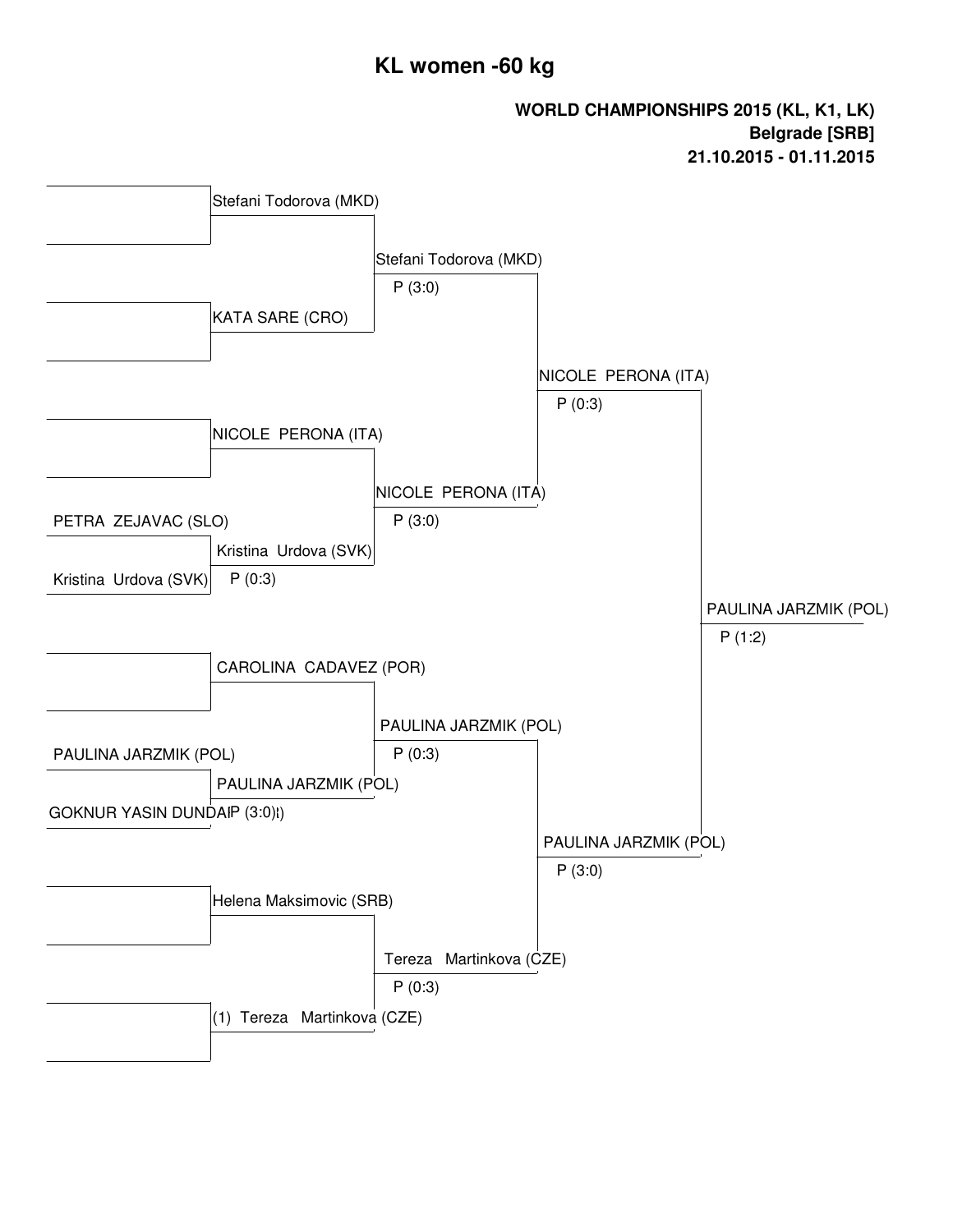# KL women -60 kg

**WORLD CHAMPIONSHIPS 2015 (KL, K1, LK)**
**Belgrade [SRB]**
**21.10.2015 - 01.11.2015**

| Round 1 | Round 2 | Quarterfinals | Semifinals | Final |
| --- | --- | --- | --- | --- |
| | Stefani Todorova (MKD) | | | |
| | KATA SARE (CRO) | Stefani Todorova (MKD) P (3:0) | | |
| | NICOLE PERONA (ITA) | | NICOLE PERONA (ITA) P (0:3) | |
| PETRA ZEJAVAC (SLO) vs Kristina Urdova (SVK) | Kristina Urdova (SVK) P (0:3) | NICOLE PERONA (ITA) P (3:0) | | |
| | CAROLINA CADAVEZ (POR) | | | PAULINA JARZMIK (POL) P (1:2) |
| PAULINA JARZMIK (POL) vs GOKNUR YASIN DUNDAR | PAULINA JARZMIK (POL) P (3:0) | PAULINA JARZMIK (POL) P (0:3) | | |
| | Helena Maksimovic (SRB) | | PAULINA JARZMIK (POL) P (3:0) | |
| | (1) Tereza Martinkova (CZE) | Tereza Martinkova (CZE) P (0:3) | | |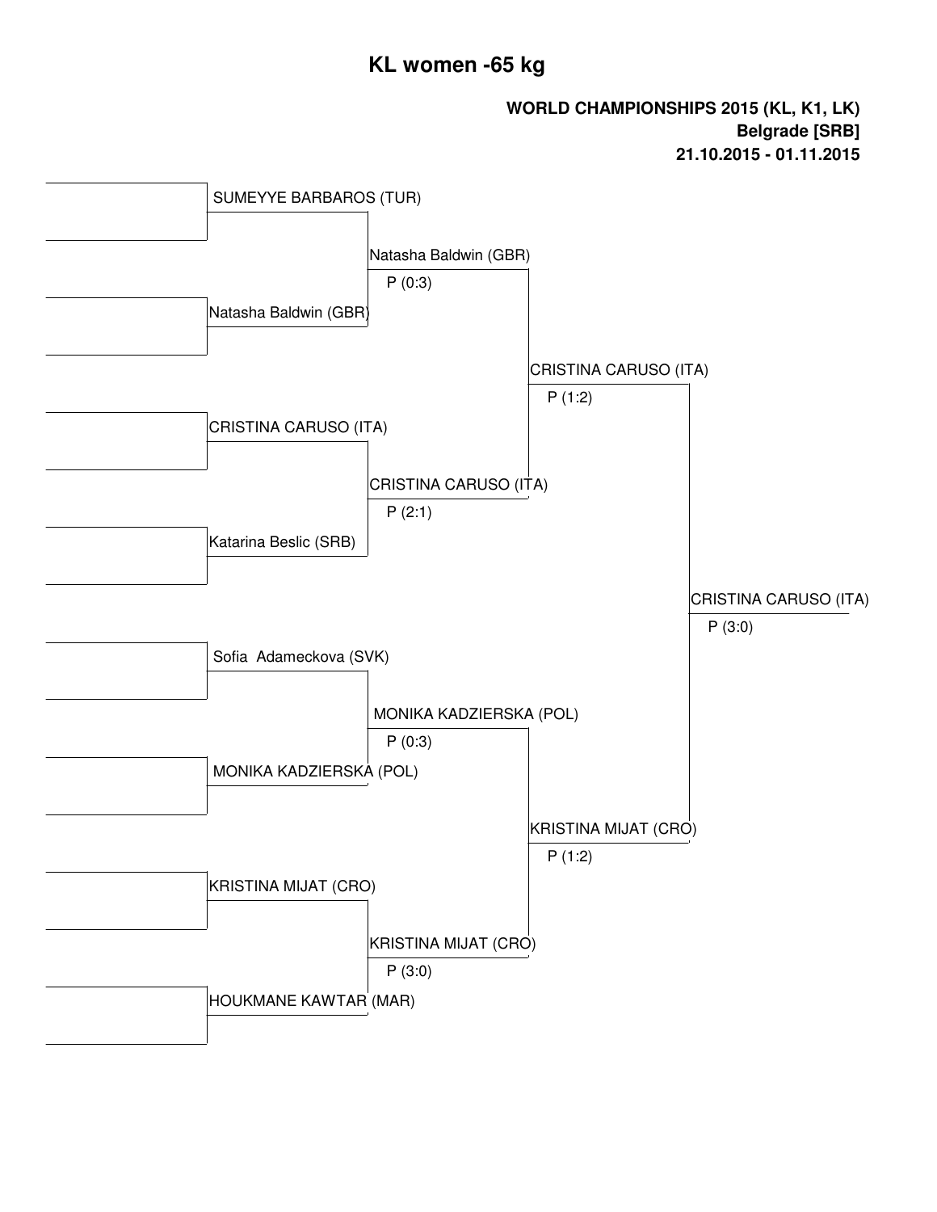# KL women -65 kg

**WORLD CHAMPIONSHIPS 2015 (KL, K1, LK)**
**Belgrade [SRB]**
**21.10.2015 - 01.11.2015**

| Round 1 | Quarterfinal | Semifinal | Final |
| --- | --- | --- | --- |
| SUMEYYE BARBAROS (TUR) | | | |
| | Natasha Baldwin (GBR) P (0:3) | | |
| Natasha Baldwin (GBR) | | | |
| | | CRISTINA CARUSO (ITA) P (1:2) | |
| CRISTINA CARUSO (ITA) | | | |
| | CRISTINA CARUSO (ITA) P (2:1) | | |
| Katarina Beslic (SRB) | | | |
| | | | CRISTINA CARUSO (ITA) P (3:0) |
| Sofia Adameckova (SVK) | | | |
| | MONIKA KADZIERSKA (POL) P (0:3) | | |
| MONIKA KADZIERSKA (POL) | | | |
| | | KRISTINA MIJAT (CRO) P (1:2) | |
| KRISTINA MIJAT (CRO) | | | |
| | KRISTINA MIJAT (CRO) P (3:0) | | |
| HOUKMANE KAWTAR (MAR) | | | |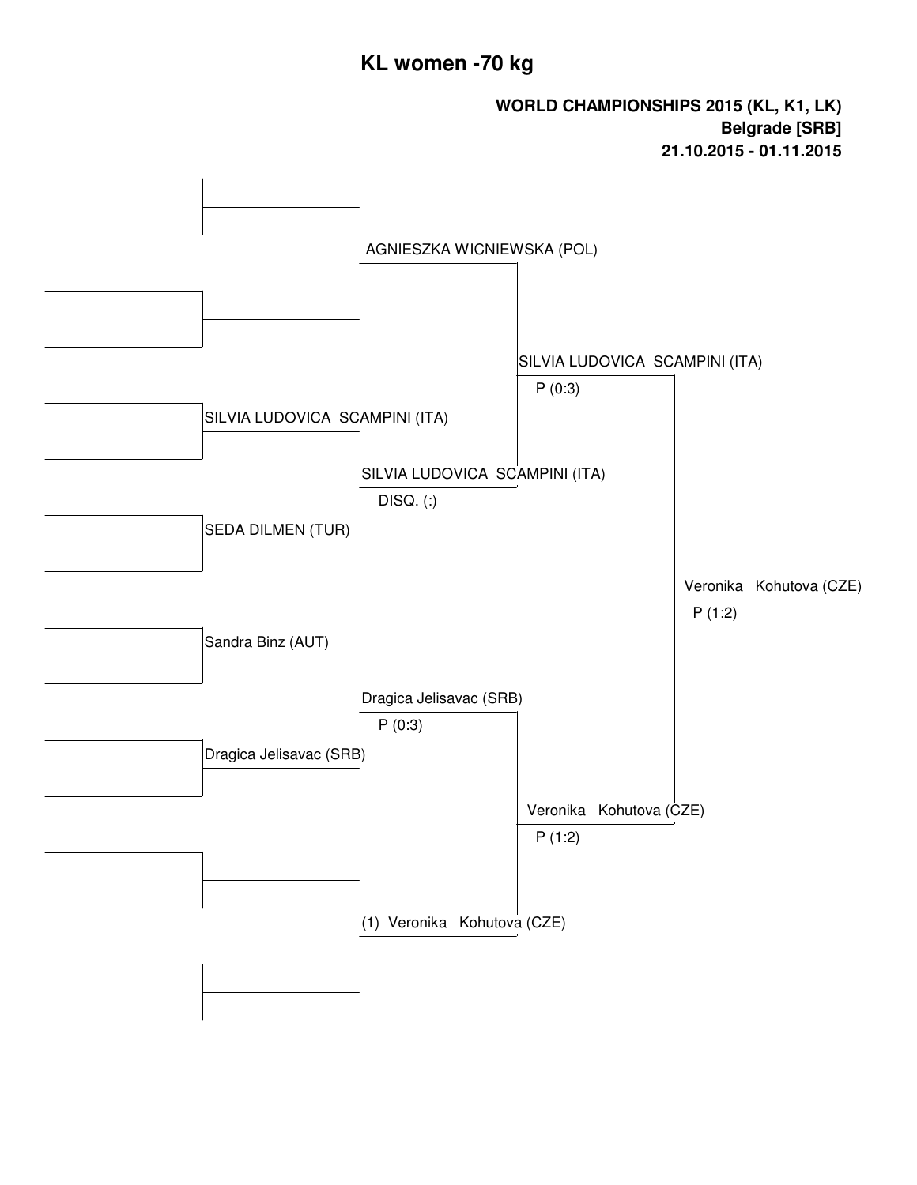# KL women -70 kg

**WORLD CHAMPIONSHIPS 2015 (KL, K1, LK)**
**Belgrade [SRB]**
**21.10.2015 - 01.11.2015**

| Round 1 | Quarterfinals | Semifinals | Final | Winner |
|---|---|---|---|---|
| | AGNIESZKA WICNIEWSKA (POL) | | | |
| | | SILVIA LUDOVICA SCAMPINI (ITA) P (0:3) | | |
| SILVIA LUDOVICA SCAMPINI (ITA) | | | | |
| | SILVIA LUDOVICA SCAMPINI (ITA) DISQ. (:) | | | |
| SEDA DILMEN (TUR) | | | | |
| | | | Veronika Kohutova (CZE) P (1:2) | |
| Sandra Binz (AUT) | | | | |
| | Dragica Jelisavac (SRB) P (0:3) | | | |
| Dragica Jelisavac (SRB) | | | | |
| | | Veronika Kohutova (CZE) P (1:2) | | |
| | (1) Veronika Kohutova (CZE) | | | |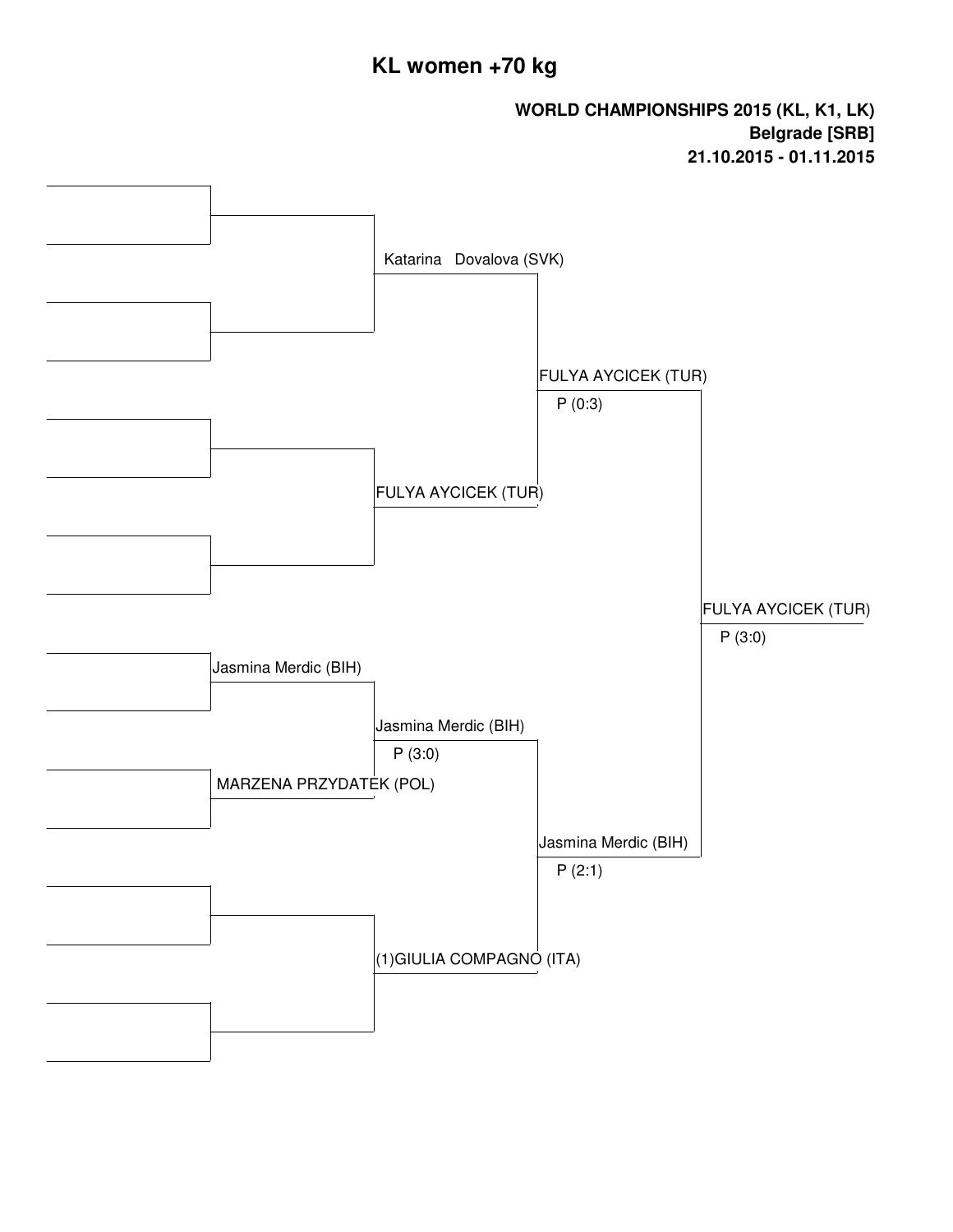# KL women +70 kg

**WORLD CHAMPIONSHIPS 2015 (KL, K1, LK)**
**Belgrade [SRB]**
**21.10.2015 - 01.11.2015**

Katarina Dovalova (SVK)

FULYA AYCICEK (TUR)

FULYA AYCICEK (TUR)
P (0:3)

Jasmina Merdic (BIH)

MARZENA PRZYDATEK (POL)

Jasmina Merdic (BIH)
P (3:0)

(1)GIULIA COMPAGNO (ITA)

Jasmina Merdic (BIH)
P (2:1)

FULYA AYCICEK (TUR)
P (3:0)